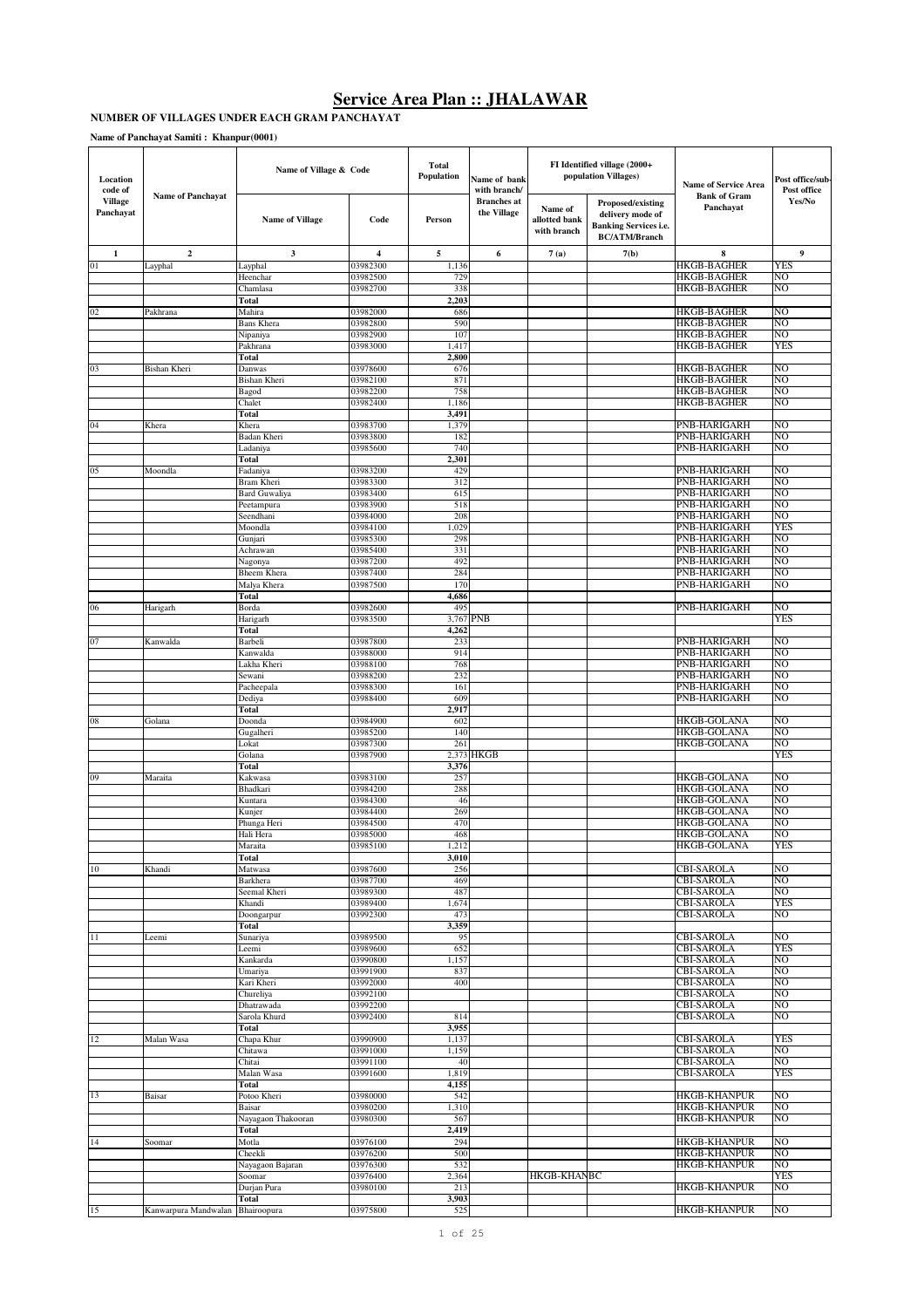# Service Area Plan :: JHALAWAR

**NUMBER OF VILLAGES UNDER EACH GRAM PANCHAYAT**

**Name of Panchayat Samiti : Khanpur(0001)**

| Location code of Village Panchayat | Name of Panchayat | Name of Village & Code | | Total Population | Name of bank with branch/ Branches at the Village | FI Identified village (2000+ population Villages) | | Name of Service Area Bank of Gram Panchayat | Post office/sub-Post office Yes/No |
|---|---|---|---|---|---|---|---|---|---|
| | | Name of Village | Code | Person | | Name of allotted bank with branch | Proposed/existing delivery mode of Banking Services i.e. BC/ATM/Branch | | |
| 1 | 2 | 3 | 4 | 5 | 6 | 7 (a) | 7(b) | 8 | 9 |
| 01 | Layphal | Layphal | 03982300 | 1,136 | | | | HKGB-BAGHER | YES |
| | | Heenchar | 03982500 | 729 | | | | HKGB-BAGHER | NO |
| | | Chamlasa | 03982700 | 338 | | | | HKGB-BAGHER | NO |
| | | **Total** | | **2,203** | | | | | |
| 02 | Pakhrana | Mahira | 03982000 | 686 | | | | HKGB-BAGHER | NO |
| | | Bans Khera | 03982800 | 590 | | | | HKGB-BAGHER | NO |
| | | Nipaniya | 03982900 | 107 | | | | HKGB-BAGHER | NO |
| | | Pakhrana | 03983000 | 1,417 | | | | HKGB-BAGHER | YES |
| | | **Total** | | **2,800** | | | | | |
| 03 | Bishan Kheri | Danwas | 03978600 | 676 | | | | HKGB-BAGHER | NO |
| | | Bishan Kheri | 03982100 | 871 | | | | HKGB-BAGHER | NO |
| | | Bagod | 03982200 | 758 | | | | HKGB-BAGHER | NO |
| | | Chalet | 03982400 | 1,186 | | | | HKGB-BAGHER | NO |
| | | **Total** | | **3,491** | | | | | |
| 04 | Khera | Khera | 03983700 | 1,379 | | | | PNB-HARIGARH | NO |
| | | Badan Kheri | 03983800 | 182 | | | | PNB-HARIGARH | NO |
| | | Ladaniya | 03985600 | 740 | | | | PNB-HARIGARH | NO |
| | | **Total** | | **2,301** | | | | | |
| 05 | Moondla | Fadaniya | 03983200 | 429 | | | | PNB-HARIGARH | NO |
| | | Bram Kheri | 03983300 | 312 | | | | PNB-HARIGARH | NO |
| | | Bard Guwaliya | 03983400 | 615 | | | | PNB-HARIGARH | NO |
| | | Peetampura | 03983900 | 518 | | | | PNB-HARIGARH | NO |
| | | Seendhani | 03984000 | 208 | | | | PNB-HARIGARH | NO |
| | | Moondla | 03984100 | 1,029 | | | | PNB-HARIGARH | YES |
| | | Gunjari | 03985300 | 298 | | | | PNB-HARIGARH | NO |
| | | Achrawan | 03985400 | 331 | | | | PNB-HARIGARH | NO |
| | | Nagonya | 03987200 | 492 | | | | PNB-HARIGARH | NO |
| | | Bheem Khera | 03987400 | 284 | | | | PNB-HARIGARH | NO |
| | | Malya Khera | 03987500 | 170 | | | | PNB-HARIGARH | NO |
| | | **Total** | | **4,686** | | | | | |
| 06 | Harigarh | Borda | 03982600 | 495 | | | | PNB-HARIGARH | NO |
| | | Harigarh | 03983500 | 3,767 | PNB | | | | YES |
| | | **Total** | | **4,262** | | | | | |
| 07 | Kanwalda | Barbeli | 03987800 | 233 | | | | PNB-HARIGARH | NO |
| | | Kanwalda | 03988000 | 914 | | | | PNB-HARIGARH | NO |
| | | Lakha Kheri | 03988100 | 768 | | | | PNB-HARIGARH | NO |
| | | Sewani | 03988200 | 232 | | | | PNB-HARIGARH | NO |
| | | Pacheepala | 03988300 | 161 | | | | PNB-HARIGARH | NO |
| | | Dediya | 03988400 | 609 | | | | PNB-HARIGARH | NO |
| | | **Total** | | **2,917** | | | | | |
| 08 | Golana | Doonda | 03984900 | 602 | | | | HKGB-GOLANA | NO |
| | | Gugalheri | 03985200 | 140 | | | | HKGB-GOLANA | NO |
| | | Lokat | 03987300 | 261 | | | | HKGB-GOLANA | NO |
| | | Golana | 03987900 | 2,373 | HKGB | | | | YES |
| | | **Total** | | **3,376** | | | | | |
| 09 | Maraita | Kakwasa | 03983100 | 257 | | | | HKGB-GOLANA | NO |
| | | Bhadkari | 03984200 | 288 | | | | HKGB-GOLANA | NO |
| | | Kuntara | 03984300 | 46 | | | | HKGB-GOLANA | NO |
| | | Kunjer | 03984400 | 269 | | | | HKGB-GOLANA | NO |
| | | Phunga Heri | 03984500 | 470 | | | | HKGB-GOLANA | NO |
| | | Hali Hera | 03985000 | 468 | | | | HKGB-GOLANA | NO |
| | | Maraita | 03985100 | 1,212 | | | | HKGB-GOLANA | YES |
| | | **Total** | | **3,010** | | | | | |
| 10 | Khandi | Matwasa | 03987600 | 256 | | | | CBI-SAROLA | NO |
| | | Barkhera | 03987700 | 469 | | | | CBI-SAROLA | NO |
| | | Seemal Kheri | 03989300 | 487 | | | | CBI-SAROLA | NO |
| | | Khandi | 03989400 | 1,674 | | | | CBI-SAROLA | YES |
| | | Doongarpur | 03992300 | 473 | | | | CBI-SAROLA | NO |
| | | **Total** | | **3,359** | | | | | |
| 11 | Leemi | Sunariya | 03989500 | 95 | | | | CBI-SAROLA | NO |
| | | Leemi | 03989600 | 652 | | | | CBI-SAROLA | YES |
| | | Kankarda | 03990800 | 1,157 | | | | CBI-SAROLA | NO |
| | | Umariya | 03991900 | 837 | | | | CBI-SAROLA | NO |
| | | Kari Kheri | 03992000 | 400 | | | | CBI-SAROLA | NO |
| | | Chureliya | 03992100 | | | | | CBI-SAROLA | NO |
| | | Dhatrawada | 03992200 | | | | | CBI-SAROLA | NO |
| | | Sarola Khurd | 03992400 | 814 | | | | CBI-SAROLA | NO |
| | | **Total** | | **3,955** | | | | | |
| 12 | Malan Wasa | Chapa Khur | 03990900 | 1,137 | | | | CBI-SAROLA | YES |
| | | Chitawa | 03991000 | 1,159 | | | | CBI-SAROLA | NO |
| | | Chitai | 03991100 | 40 | | | | CBI-SAROLA | NO |
| | | Malan Wasa | 03991600 | 1,819 | | | | CBI-SAROLA | YES |
| | | **Total** | | **4,155** | | | | | |
| 13 | Baisar | Potoo Kheri | 03980000 | 542 | | | | HKGB-KHANPUR | NO |
| | | Baisar | 03980200 | 1,310 | | | | HKGB-KHANPUR | NO |
| | | Nayagaon Thakooran | 03980300 | 567 | | | | HKGB-KHANPUR | NO |
| | | **Total** | | **2,419** | | | | | |
| 14 | Soomar | Motla | 03976100 | 294 | | | | HKGB-KHANPUR | NO |
| | | Cheekli | 03976200 | 500 | | | | HKGB-KHANPUR | NO |
| | | Nayagaon Bajaran | 03976300 | 532 | | | | HKGB-KHANPUR | NO |
| | | Soomar | 03976400 | 2,364 | | HKGB-KHAN | BC | | YES |
| | | Durjan Pura | 03980100 | 213 | | | | HKGB-KHANPUR | NO |
| | | **Total** | | **3,903** | | | | | |
| 15 | Kanwarpura Mandwalan | Bhairoopura | 03975800 | 525 | | | | HKGB-KHANPUR | NO |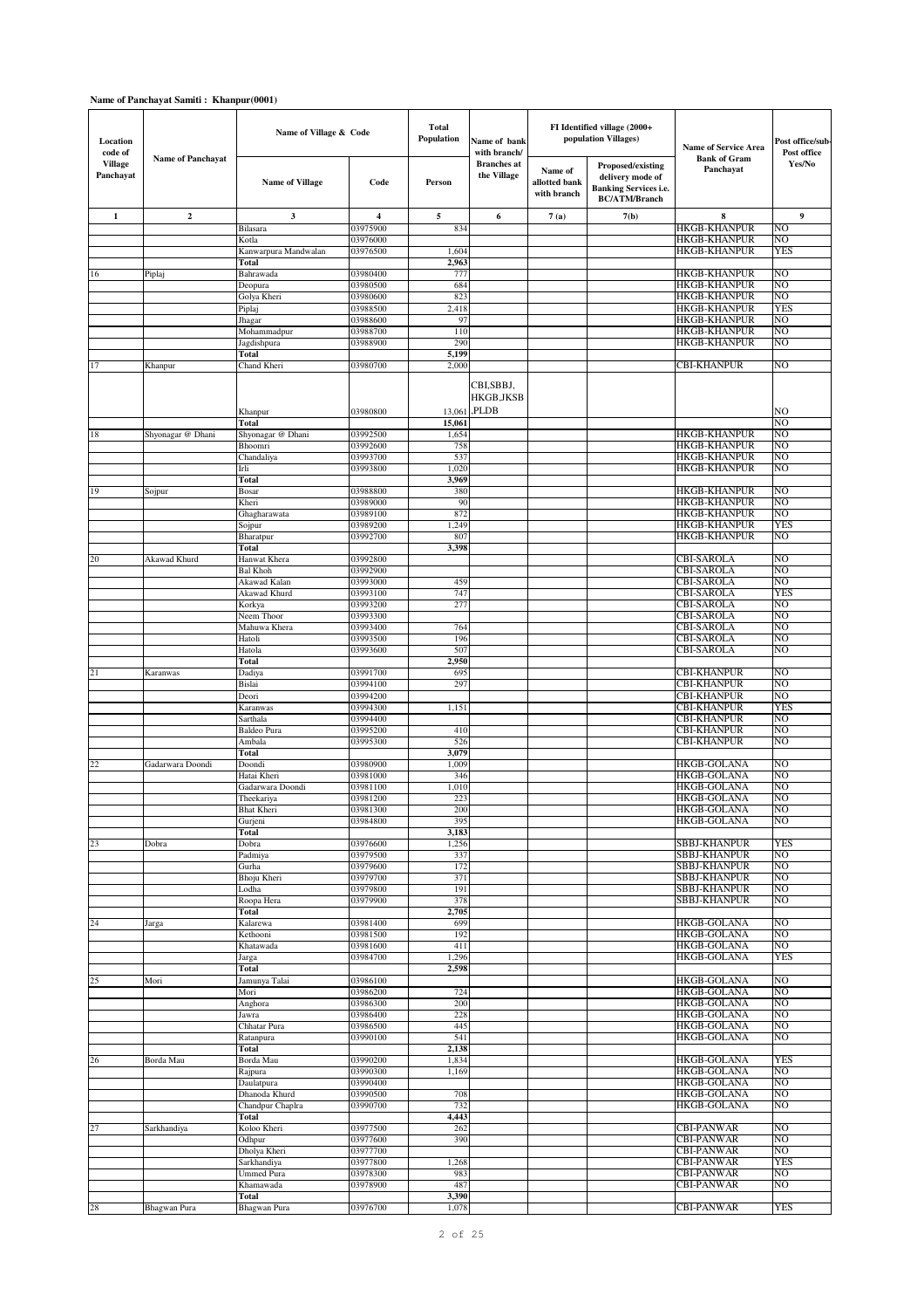**Name of Panchayat Samiti : Khanpur(0001)**

| Location code of Village Panchayat | Name of Panchayat | Name of Village & Code | | Total Population | Name of bank with branch/ Branches at the Village | FI Identified village (2000+ population Villages) | | Name of Service Area Bank of Gram Panchayat | Post office/sub-Post office Yes/No |
|---|---|---|---|---|---|---|---|---|---|
| | | Name of Village | Code | Person | | Name of allotted bank with branch | Proposed/existing delivery mode of Banking Services i.e. BC/ATM/Branch | | |
| 1 | 2 | 3 | 4 | 5 | 6 | 7 (a) | 7(b) | 8 | 9 |
| | | Bilasara | 03975900 | 834 | | | | HKGB-KHANPUR | NO |
| | | Kotla | 03976000 | | | | | HKGB-KHANPUR | NO |
| | | Kanwarpura Mandwalan | 03976500 | 1,604 | | | | HKGB-KHANPUR | YES |
| | | **Total** | | **2,963** | | | | | |
| 16 | Piplaj | Bahrawada | 03980400 | 777 | | | | HKGB-KHANPUR | NO |
| | | Deopura | 03980500 | 684 | | | | HKGB-KHANPUR | NO |
| | | Golya Kheri | 03980600 | 823 | | | | HKGB-KHANPUR | NO |
| | | Piplaj | 03988500 | 2,418 | | | | HKGB-KHANPUR | YES |
| | | Jhagar | 03988600 | 97 | | | | HKGB-KHANPUR | NO |
| | | Mohammadpur | 03988700 | 110 | | | | HKGB-KHANPUR | NO |
| | | Jagdishpura | 03988900 | 290 | | | | HKGB-KHANPUR | NO |
| | | **Total** | | **5,199** | | | | | |
| 17 | Khanpur | Chand Kheri | 03980700 | 2,000 | | | | CBI-KHANPUR | NO |
| | | Khanpur | 03980800 | 13,061 | CBI,SBBJ, HKGB,JKSB ,PLDB | | | | NO |
| | | **Total** | | **15,061** | | | | | NO |
| 18 | Shyonagar @ Dhani | Shyonagar @ Dhani | 03992500 | 1,654 | | | | HKGB-KHANPUR | NO |
| | | Bhoomri | 03992600 | 758 | | | | HKGB-KHANPUR | NO |
| | | Chandaliya | 03993700 | 537 | | | | HKGB-KHANPUR | NO |
| | | Irli | 03993800 | 1,020 | | | | HKGB-KHANPUR | NO |
| | | **Total** | | **3,969** | | | | | |
| 19 | Sojpur | Bosar | 03988800 | 380 | | | | HKGB-KHANPUR | NO |
| | | Kheri | 03989000 | 90 | | | | HKGB-KHANPUR | NO |
| | | Ghagharawata | 03989100 | 872 | | | | HKGB-KHANPUR | NO |
| | | Sojpur | 03989200 | 1,249 | | | | HKGB-KHANPUR | YES |
| | | Bharatpur | 03992700 | 807 | | | | HKGB-KHANPUR | NO |
| | | **Total** | | **3,398** | | | | | |
| 20 | Akawad Khurd | Hanwat Khera | 03992800 | | | | | CBI-SAROLA | NO |
| | | Bal Khoh | 03992900 | | | | | CBI-SAROLA | NO |
| | | Akawad Kalan | 03993000 | 459 | | | | CBI-SAROLA | NO |
| | | Akawad Khurd | 03993100 | 747 | | | | CBI-SAROLA | YES |
| | | Korkya | 03993200 | 277 | | | | CBI-SAROLA | NO |
| | | Neem Thoor | 03993300 | | | | | CBI-SAROLA | NO |
| | | Mahuwa Khera | 03993400 | 764 | | | | CBI-SAROLA | NO |
| | | Hatoli | 03993500 | 196 | | | | CBI-SAROLA | NO |
| | | Hatola | 03993600 | 507 | | | | CBI-SAROLA | NO |
| | | **Total** | | **2,950** | | | | | |
| 21 | Karanwas | Dadiya | 03991700 | 695 | | | | CBI-KHANPUR | NO |
| | | Bislai | 03994100 | 297 | | | | CBI-KHANPUR | NO |
| | | Deori | 03994200 | | | | | CBI-KHANPUR | NO |
| | | Karanwas | 03994300 | 1,151 | | | | CBI-KHANPUR | YES |
| | | Sarthala | 03994400 | | | | | CBI-KHANPUR | NO |
| | | Baldeo Pura | 03995200 | 410 | | | | CBI-KHANPUR | NO |
| | | Ambala | 03995300 | 526 | | | | CBI-KHANPUR | NO |
| | | **Total** | | **3,079** | | | | | |
| 22 | Gadarwara Doondi | Doondi | 03980900 | 1,009 | | | | HKGB-GOLANA | NO |
| | | Hatai Kheri | 03981000 | 346 | | | | HKGB-GOLANA | NO |
| | | Gadarwara Doondi | 03981100 | 1,010 | | | | HKGB-GOLANA | NO |
| | | Theekariya | 03981200 | 223 | | | | HKGB-GOLANA | NO |
| | | Bhat Kheri | 03981300 | 200 | | | | HKGB-GOLANA | NO |
| | | Gurjeni | 03984800 | 395 | | | | HKGB-GOLANA | NO |
| | | **Total** | | **3,183** | | | | | |
| 23 | Dobra | Dobra | 03976600 | 1,256 | | | | SBBJ-KHANPUR | YES |
| | | Padmiya | 03979500 | 337 | | | | SBBJ-KHANPUR | NO |
| | | Gurha | 03979600 | 172 | | | | SBBJ-KHANPUR | NO |
| | | Bhoju Kheri | 03979700 | 371 | | | | SBBJ-KHANPUR | NO |
| | | Lodha | 03979800 | 191 | | | | SBBJ-KHANPUR | NO |
| | | Roopa Hera | 03979900 | 378 | | | | SBBJ-KHANPUR | NO |
| | | **Total** | | **2,705** | | | | | |
| 24 | Jarga | Kalarewa | 03981400 | 699 | | | | HKGB-GOLANA | NO |
| | | Kethooni | 03981500 | 192 | | | | HKGB-GOLANA | NO |
| | | Khatawada | 03981600 | 411 | | | | HKGB-GOLANA | NO |
| | | Jarga | 03984700 | 1,296 | | | | HKGB-GOLANA | YES |
| | | **Total** | | **2,598** | | | | | |
| 25 | Mori | Jamunya Talai | 03986100 | | | | | HKGB-GOLANA | NO |
| | | Mori | 03986200 | 724 | | | | HKGB-GOLANA | NO |
| | | Anghora | 03986300 | 200 | | | | HKGB-GOLANA | NO |
| | | Jawra | 03986400 | 228 | | | | HKGB-GOLANA | NO |
| | | Chhatar Pura | 03986500 | 445 | | | | HKGB-GOLANA | NO |
| | | Ratanpura | 03990100 | 541 | | | | HKGB-GOLANA | NO |
| | | **Total** | | **2,138** | | | | | |
| 26 | Borda Mau | Borda Mau | 03990200 | 1,834 | | | | HKGB-GOLANA | YES |
| | | Rajpura | 03990300 | 1,169 | | | | HKGB-GOLANA | NO |
| | | Daulatpura | 03990400 | | | | | HKGB-GOLANA | NO |
| | | Dhanoda Khurd | 03990500 | 708 | | | | HKGB-GOLANA | NO |
| | | Chandpur Chaplra | 03990700 | 732 | | | | HKGB-GOLANA | NO |
| | | **Total** | | **4,443** | | | | | |
| 27 | Sarkhandiya | Koloo Kheri | 03977500 | 262 | | | | CBI-PANWAR | NO |
| | | Odhpur | 03977600 | 390 | | | | CBI-PANWAR | NO |
| | | Dholya Kheri | 03977700 | | | | | CBI-PANWAR | NO |
| | | Sarkhandiya | 03977800 | 1,268 | | | | CBI-PANWAR | YES |
| | | Ummed Pura | 03978300 | 983 | | | | CBI-PANWAR | NO |
| | | Khamawada | 03978900 | 487 | | | | CBI-PANWAR | NO |
| | | **Total** | | **3,390** | | | | | |
| 28 | Bhagwan Pura | Bhagwan Pura | 03976700 | 1,078 | | | | CBI-PANWAR | YES |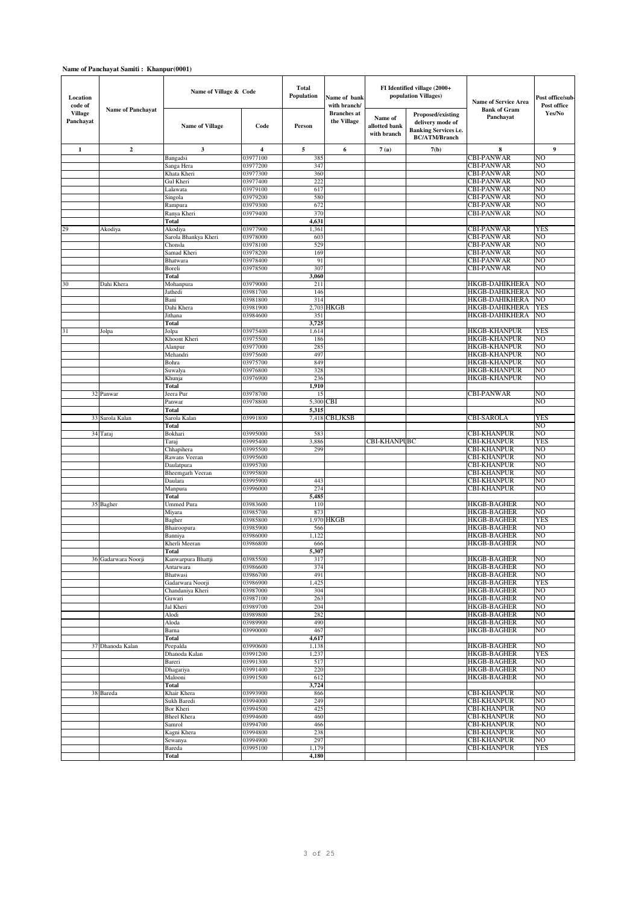**Name of Panchayat Samiti : Khanpur(0001)**

| Location code of Village Panchayat | Name of Panchayat | Name of Village & Code | | Total Population | Name of bank with branch/ Branches at the Village | FI Identified village (2000+ population Villages) | | Name of Service Area Bank of Gram Panchayat | Post office/sub-Post office Yes/No |
|---|---|---|---|---|---|---|---|---|---|
| | | Name of Village | Code | Person | | Name of allotted bank with branch | Proposed/existing delivery mode of Banking Services i.e. BC/ATM/Branch | | |
| 1 | 2 | 3 | 4 | 5 | 6 | 7 (a) | 7(b) | 8 | 9 |
| | | Bangadsi | 03977100 | 385 | | | | CBI-PANWAR | NO |
| | | Sanga Hera | 03977200 | 347 | | | | CBI-PANWAR | NO |
| | | Khata Kheri | 03977300 | 360 | | | | CBI-PANWAR | NO |
| | | Gul Kheri | 03977400 | 222 | | | | CBI-PANWAR | NO |
| | | Lalawata | 03979100 | 617 | | | | CBI-PANWAR | NO |
| | | Singola | 03979200 | 580 | | | | CBI-PANWAR | NO |
| | | Rampura | 03979300 | 672 | | | | CBI-PANWAR | NO |
| | | Ranya Kheri | 03979400 | 370 | | | | CBI-PANWAR | NO |
| | | Total | | 4,631 | | | | | |
| 29 | Akodiya | Akodiya | 03977900 | 1,361 | | | | CBI-PANWAR | YES |
| | | Sarola Bhankya Kheri | 03978000 | 603 | | | | CBI-PANWAR | NO |
| | | Chonsla | 03978100 | 529 | | | | CBI-PANWAR | NO |
| | | Samad Kheri | 03978200 | 169 | | | | CBI-PANWAR | NO |
| | | Bhatwara | 03978400 | 91 | | | | CBI-PANWAR | NO |
| | | Boreli | 03978500 | 307 | | | | CBI-PANWAR | NO |
| | | Total | | 3,060 | | | | | |
| 30 | Dahi Khera | Mohanpura | 03979000 | 211 | | | | HKGB-DAHIKHERA | NO |
| | | Jathedi | 03981700 | 146 | | | | HKGB-DAHIKHERA | NO |
| | | Bani | 03981800 | 314 | | | | HKGB-DAHIKHERA | NO |
| | | Dahi Khera | 03981900 | 2,703 | HKGB | | | HKGB-DAHIKHERA | YES |
| | | Jithana | 03984600 | 351 | | | | HKGB-DAHIKHERA | NO |
| | | Total | | 3,725 | | | | | |
| 31 | Jolpa | Jolpa | 03975400 | 1,614 | | | | HKGB-KHANPUR | YES |
| | | Khoont Kheri | 03975500 | 186 | | | | HKGB-KHANPUR | NO |
| | | Alanpur | 03977000 | 285 | | | | HKGB-KHANPUR | NO |
| | | Mehandri | 03975600 | 497 | | | | HKGB-KHANPUR | NO |
| | | Bohra | 03975700 | 849 | | | | HKGB-KHANPUR | NO |
| | | Suwalya | 03976800 | 328 | | | | HKGB-KHANPUR | NO |
| | | Khunja | 03976900 | 236 | | | | HKGB-KHANPUR | NO |
| | | Total | | 1,910 | | | | | |
| 32 | Panwar | Jeera Pur | 03978700 | 15 | | | | CBI-PANWAR | NO |
| | | Panwar | 03978800 | 5,300 | CBI | | | | NO |
| | | Total | | 5,315 | | | | | |
| 33 | Sarola Kalan | Sarola Kalan | 03991800 | 7,418 | CBI,JKSB | | | CBI-SAROLA | YES |
| | | Total | | | | | | | NO |
| 34 | Taraj | Bokhari | 03995000 | 583 | | | | CBI-KHANPUR | NO |
| | | Taraj | 03995400 | 3,886 | | CBI-KHANPUR | BC | CBI-KHANPUR | YES |
| | | Chhapihera | 03995500 | 299 | | | | CBI-KHANPUR | NO |
| | | Rawans Veeran | 03995600 | | | | | CBI-KHANPUR | NO |
| | | Daulatpura | 03995700 | | | | | CBI-KHANPUR | NO |
| | | Bheemgarh Veeran | 03995800 | | | | | CBI-KHANPUR | NO |
| | | Daulara | 03995900 | 443 | | | | CBI-KHANPUR | NO |
| | | Manpura | 03996000 | 274 | | | | CBI-KHANPUR | NO |
| | | Total | | 5,485 | | | | | |
| 35 | Bagher | Ummed Pura | 03983600 | 110 | | | | HKGB-BAGHER | NO |
| | | Miyara | 03985700 | 873 | | | | HKGB-BAGHER | NO |
| | | Bagher | 03985800 | 1,970 | HKGB | | | HKGB-BAGHER | YES |
| | | Bhairoopura | 03985900 | 566 | | | | HKGB-BAGHER | NO |
| | | Banniya | 03986000 | 1,122 | | | | HKGB-BAGHER | NO |
| | | Kherli Meeran | 03986800 | 666 | | | | HKGB-BAGHER | NO |
| | | Total | | 5,307 | | | | | |
| 36 | Gadarwara Noorji | Kanwarpura Bhattji | 03985500 | 317 | | | | HKGB-BAGHER | NO |
| | | Antarwara | 03986600 | 374 | | | | HKGB-BAGHER | NO |
| | | Bhatwasi | 03986700 | 491 | | | | HKGB-BAGHER | NO |
| | | Gadarwara Noorji | 03986900 | 1,425 | | | | HKGB-BAGHER | YES |
| | | Chandaniya Kheri | 03987000 | 304 | | | | HKGB-BAGHER | NO |
| | | Guwari | 03987100 | 263 | | | | HKGB-BAGHER | NO |
| | | Jal Kheri | 03989700 | 204 | | | | HKGB-BAGHER | NO |
| | | Alodi | 03989800 | 282 | | | | HKGB-BAGHER | NO |
| | | Aloda | 03989900 | 490 | | | | HKGB-BAGHER | NO |
| | | Barna | 03990000 | 467 | | | | HKGB-BAGHER | NO |
| | | Total | | 4,617 | | | | | |
| 37 | Dhanoda Kalan | Peepalda | 03990600 | 1,138 | | | | HKGB-BAGHER | NO |
| | | Dhanoda Kalan | 03991200 | 1,237 | | | | HKGB-BAGHER | YES |
| | | Bareri | 03991300 | 517 | | | | HKGB-BAGHER | NO |
| | | Dhagariya | 03991400 | 220 | | | | HKGB-BAGHER | NO |
| | | Malooni | 03991500 | 612 | | | | HKGB-BAGHER | NO |
| | | Total | | 3,724 | | | | | |
| 38 | Bareda | Khair Khera | 03993900 | 866 | | | | CBI-KHANPUR | NO |
| | | Sukh Baredi | 03994000 | 249 | | | | CBI-KHANPUR | NO |
| | | Bor Kheri | 03994500 | 425 | | | | CBI-KHANPUR | NO |
| | | Bheel Khera | 03994600 | 460 | | | | CBI-KHANPUR | NO |
| | | Samrol | 03994700 | 466 | | | | CBI-KHANPUR | NO |
| | | Kagni Khera | 03994800 | 238 | | | | CBI-KHANPUR | NO |
| | | Sewanya | 03994900 | 297 | | | | CBI-KHANPUR | NO |
| | | Bareda | 03995100 | 1,179 | | | | CBI-KHANPUR | YES |
| | | Total | | 4,180 | | | | | |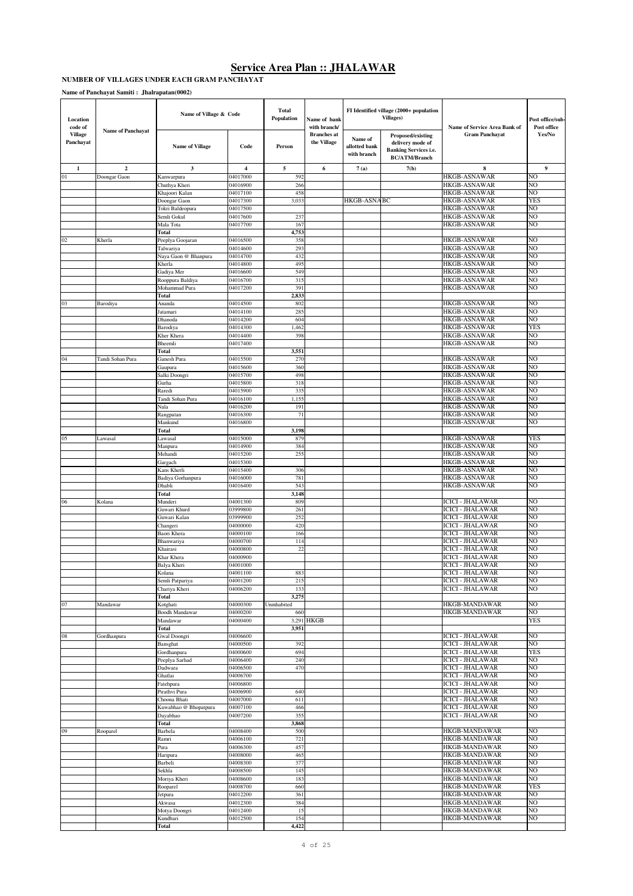# Service Area Plan :: JHALAWAR

**NUMBER OF VILLAGES UNDER EACH GRAM PANCHAYAT**

**Name of Panchayat Samiti : Jhalrapatan(0002)**

| Location code of Village Panchayat | Name of Panchayat | Name of Village & Code | | Total Population | Name of bank with branch/ Branches at the Village | FI Identified village (2000+ population Villages) | | Name of Service Area Bank of Gram Panchayat | Post office/sub-Post office Yes/No |
|---|---|---|---|---|---|---|---|---|---|
| | | Name of Village | Code | Person | | Name of allotted bank with branch | Proposed/existing delivery mode of Banking Services i.e. BC/ATM/Branch | | |
| 1 | 2 | 3 | 4 | 5 | 6 | 7 (a) | 7(b) | 8 | 9 |
| 01 | Doongar Gaon | Kanwarpura | 04017000 | 592 | | | | HKGB-ASNAWAR | NO |
| | | Chuthya Kheri | 04016900 | 266 | | | | HKGB-ASNAWAR | NO |
| | | Khajoori Kalan | 04017100 | 458 | | | | HKGB-ASNAWAR | NO |
| | | Doongar Gaon | 04017300 | 3,033 | | HKGB-ASNA | BC | HKGB-ASNAWAR | YES |
| | | Tokri Baldeopura | 04017500 | | | | | HKGB-ASNAWAR | NO |
| | | Semli Gokul | 04017600 | 237 | | | | HKGB-ASNAWAR | NO |
| | | Mala Tota | 04017700 | 167 | | | | HKGB-ASNAWAR | NO |
| | | **Total** | | **4,753** | | | | | |
| 02 | Kherla | Peeplya Goojaran | 04016500 | 358 | | | | HKGB-ASNAWAR | NO |
| | | Talwariya | 04014600 | 293 | | | | HKGB-ASNAWAR | NO |
| | | Naya Gaon @ Bhanpura | 04014700 | 432 | | | | HKGB-ASNAWAR | NO |
| | | Kherla | 04014800 | 495 | | | | HKGB-ASNAWAR | NO |
| | | Gadiya Mer | 04016600 | 549 | | | | HKGB-ASNAWAR | NO |
| | | Rooppura Baldiya | 04016700 | 315 | | | | HKGB-ASNAWAR | NO |
| | | Mohammad Pura | 04017200 | 391 | | | | HKGB-ASNAWAR | NO |
| | | **Total** | | **2,833** | | | | | |
| 03 | Barodiya | Ananda | 04014500 | 802 | | | | HKGB-ASNAWAR | NO |
| | | Jatamari | 04014100 | 285 | | | | HKGB-ASNAWAR | NO |
| | | Dhanoda | 04014200 | 604 | | | | HKGB-ASNAWAR | NO |
| | | Barodiya | 04014300 | 1,462 | | | | HKGB-ASNAWAR | YES |
| | | Kher Khera | 04014400 | 398 | | | | HKGB-ASNAWAR | NO |
| | | Bheemli | 04017400 | | | | | HKGB-ASNAWAR | NO |
| | | **Total** | | **3,551** | | | | | |
| 04 | Tandi Sohan Pura | Ganesh Pura | 04015500 | 270 | | | | HKGB-ASNAWAR | NO |
| | | Gaupura | 04015600 | 360 | | | | HKGB-ASNAWAR | NO |
| | | Salki Doongri | 04015700 | 498 | | | | HKGB-ASNAWAR | NO |
| | | Gurha | 04015800 | 318 | | | | HKGB-ASNAWAR | NO |
| | | Raredi | 04015900 | 335 | | | | HKGB-ASNAWAR | NO |
| | | Tandi Sohan Pura | 04016100 | 1,155 | | | | HKGB-ASNAWAR | NO |
| | | Nala | 04016200 | 191 | | | | HKGB-ASNAWAR | NO |
| | | Rangpatan | 04016300 | 71 | | | | HKGB-ASNAWAR | NO |
| | | Mankund | 04016800 | | | | | HKGB-ASNAWAR | NO |
| | | **Total** | | **3,198** | | | | | |
| 05 | Lawasal | Lawasal | 04015000 | 879 | | | | HKGB-ASNAWAR | YES |
| | | Manpura | 04014900 | 384 | | | | HKGB-ASNAWAR | NO |
| | | Mehandi | 04015200 | 255 | | | | HKGB-ASNAWAR | NO |
| | | Gargach | 04015300 | | | | | HKGB-ASNAWAR | NO |
| | | Kans Kherli | 04015400 | 306 | | | | HKGB-ASNAWAR | NO |
| | | Badiya Gorhanpura | 04016000 | 781 | | | | HKGB-ASNAWAR | NO |
| | | Dhabli | 04016400 | 543 | | | | HKGB-ASNAWAR | NO |
| | | **Total** | | **3,148** | | | | | |
| 06 | Kolana | Munderi | 04001300 | 809 | | | | ICICI - JHALAWAR | NO |
| | | Guwari Khurd | 03999800 | 261 | | | | ICICI - JHALAWAR | NO |
| | | Guwari Kalan | 03999900 | 252 | | | | ICICI - JHALAWAR | NO |
| | | Changeri | 04000000 | 420 | | | | ICICI - JHALAWAR | NO |
| | | Baori Khera | 04000100 | 166 | | | | ICICI - JHALAWAR | NO |
| | | Bhanwariya | 04000700 | 114 | | | | ICICI - JHALAWAR | NO |
| | | Khairasi | 04000800 | 22 | | | | ICICI - JHALAWAR | NO |
| | | Khar Khera | 04000900 | | | | | ICICI - JHALAWAR | NO |
| | | Balya Kheri | 04001000 | | | | | ICICI - JHALAWAR | NO |
| | | Kolana | 04001100 | 883 | | | | ICICI - JHALAWAR | NO |
| | | Semli Patpariya | 04001200 | 215 | | | | ICICI - JHALAWAR | NO |
| | | Chariya Kheri | 04006200 | 133 | | | | ICICI - JHALAWAR | NO |
| | | **Total** | | **3,275** | | | | | |
| 07 | Mandawar | Kotghati | 04000300 | Uninhabited | | | | HKGB-MANDAWAR | NO |
| | | Boodh Mandawar | 04000200 | 660 | | | | HKGB-MANDAWAR | NO |
| | | Mandawar | 04000400 | 3,291 | HKGB | | | | YES |
| | | **Total** | | **3,951** | | | | | |
| 08 | Gordhanpura | Gwal Doongri | 04006600 | | | | | ICICI - JHALAWAR | NO |
| | | Bansghat | 04000500 | 392 | | | | ICICI - JHALAWAR | NO |
| | | Gordhanpura | 04000600 | 694 | | | | ICICI - JHALAWAR | YES |
| | | Peeplya Sarhad | 04006400 | 240 | | | | ICICI - JHALAWAR | NO |
| | | Dadwara | 04006500 | 470 | | | | ICICI - JHALAWAR | NO |
| | | Ghatlai | 04006700 | | | | | ICICI - JHALAWAR | NO |
| | | Fatehpura | 04006800 | | | | | ICICI - JHALAWAR | NO |
| | | Pirathvi Pura | 04006900 | 640 | | | | ICICI - JHALAWAR | NO |
| | | Choona Bhati | 04007000 | 611 | | | | ICICI - JHALAWAR | NO |
| | | Kuwabhao @ Bhopatpura | 04007100 | 466 | | | | ICICI - JHALAWAR | NO |
| | | Dayabhao | 04007200 | 355 | | | | ICICI - JHALAWAR | NO |
| | | **Total** | | **3,868** | | | | | |
| 09 | Rooparel | Barbela | 04008400 | 500 | | | | HKGB-MANDAWAR | NO |
| | | Ramri | 04006100 | 721 | | | | HKGB-MANDAWAR | NO |
| | | Pura | 04006300 | 457 | | | | HKGB-MANDAWAR | NO |
| | | Haripura | 04008000 | 465 | | | | HKGB-MANDAWAR | NO |
| | | Barbeli | 04008300 | 377 | | | | HKGB-MANDAWAR | NO |
| | | Sekhla | 04008500 | 145 | | | | HKGB-MANDAWAR | NO |
| | | Moriya Kheri | 04008600 | 183 | | | | HKGB-MANDAWAR | NO |
| | | Rooparel | 04008700 | 660 | | | | HKGB-MANDAWAR | YES |
| | | Jetpura | 04012200 | 361 | | | | HKGB-MANDAWAR | NO |
| | | Akwasa | 04012300 | 384 | | | | HKGB-MANDAWAR | NO |
| | | Motya Doongri | 04012400 | 15 | | | | HKGB-MANDAWAR | NO |
| | | Kundbari | 04012500 | 154 | | | | HKGB-MANDAWAR | NO |
| | | **Total** | | **4,422** | | | | | |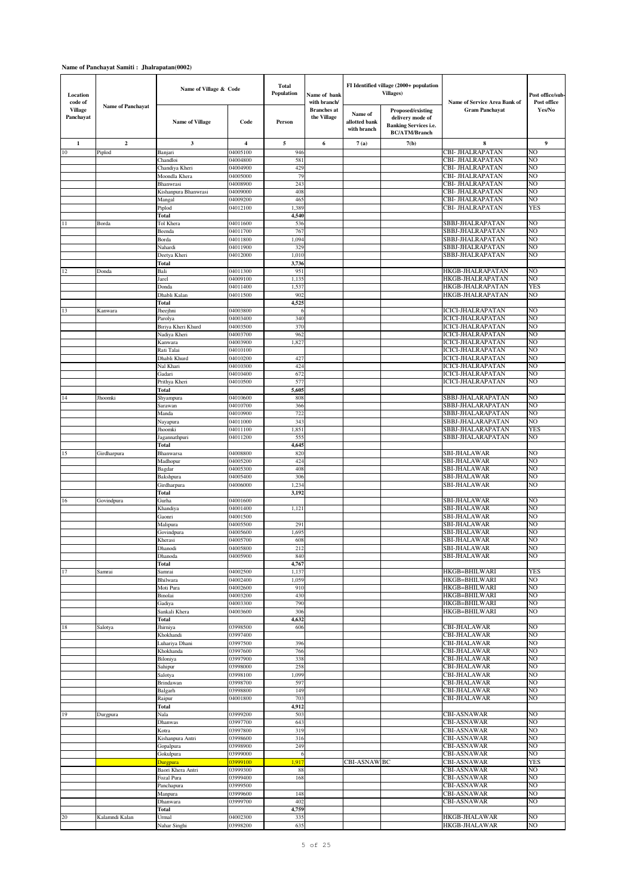**Name of Panchayat Samiti : Jhalrapatan(0002)**

| Location code of Village Panchayat | Name of Panchayat | Name of Village & Code | | Total Population | Name of bank with branch/ Branches at the Village | FI Identified village (2000+ population Villages) | | Name of Service Area Bank of Gram Panchayat | Post office/sub-Post office Yes/No |
|---|---|---|---|---|---|---|---|---|---|
| | | Name of Village | Code | Person | | Name of allotted bank with branch | Proposed/existing delivery mode of Banking Services i.e. BC/ATM/Branch | | |
| 1 | 2 | 3 | 4 | 5 | 6 | 7 (a) | 7(b) | 8 | 9 |
| 10 | Piplod | Banjari | 04005100 | 946 | | | | CBI- JHALRAPATAN | NO |
| | | Chandloi | 04004800 | 581 | | | | CBI- JHALRAPATAN | NO |
| | | Chandiya Kheri | 04004900 | 429 | | | | CBI- JHALRAPATAN | NO |
| | | Moondla Khera | 04005000 | 79 | | | | CBI- JHALRAPATAN | NO |
| | | Bhanwrasi | 04008900 | 243 | | | | CBI- JHALRAPATAN | NO |
| | | Kishanpura Bhanwrasi | 04009000 | 408 | | | | CBI- JHALRAPATAN | NO |
| | | Mangal | 04009200 | 465 | | | | CBI- JHALRAPATAN | NO |
| | | Piplod | 04012100 | 1,389 | | | | CBI- JHALRAPATAN | YES |
| | | **Total** | | **4,540** | | | | | |
| 11 | Borda | Tol Khera | 04011600 | 536 | | | | SBBJ-JHALRAPATAN | NO |
| | | Beenda | 04011700 | 767 | | | | SBBJ-JHALRAPATAN | NO |
| | | Borda | 04011800 | 1,094 | | | | SBBJ-JHALRAPATAN | NO |
| | | Nahardi | 04011900 | 329 | | | | SBBJ-JHALRAPATAN | NO |
| | | Deetya Kheri | 04012000 | 1,010 | | | | SBBJ-JHALRAPATAN | NO |
| | | **Total** | | **3,736** | | | | | |
| 12 | Donda | Bali | 04011300 | 951 | | | | HKGB-JHALRAPATAN | NO |
| | | Jarel | 04009100 | 1,135 | | | | HKGB-JHALRAPATAN | NO |
| | | Donda | 04011400 | 1,537 | | | | HKGB-JHALRAPATAN | YES |
| | | Dhabli Kalan | 04011500 | 902 | | | | HKGB-JHALRAPATAN | NO |
| | | **Total** | | **4,525** | | | | | |
| 13 | Kanwara | Jheejhni | 04003800 | 6 | | | | ICICI-JHALRAPATAN | NO |
| | | Parolya | 04003400 | 340 | | | | ICICI-JHALRAPATAN | NO |
| | | Biriya Kheri Khurd | 04003500 | 370 | | | | ICICI-JHALRAPATAN | NO |
| | | Nadiya Kheri | 04003700 | 962 | | | | ICICI-JHALRAPATAN | NO |
| | | Kanwara | 04003900 | 1,827 | | | | ICICI-JHALRAPATAN | NO |
| | | Rati Talai | 04010100 | | | | | ICICI-JHALRAPATAN | NO |
| | | Dhabli Khurd | 04010200 | 427 | | | | ICICI-JHALRAPATAN | NO |
| | | Nal Khari | 04010300 | 424 | | | | ICICI-JHALRAPATAN | NO |
| | | Gadari | 04010400 | 672 | | | | ICICI-JHALRAPATAN | NO |
| | | Prithya Kheri | 04010500 | 577 | | | | ICICI-JHALRAPATAN | NO |
| | | **Total** | | **5,605** | | | | | |
| 14 | Jhoomki | Shyampura | 04010600 | 808 | | | | SBBJ-JHALARAPATAN | NO |
| | | Sarawan | 04010700 | 366 | | | | SBBJ-JHALARAPATAN | NO |
| | | Manda | 04010900 | 722 | | | | SBBJ-JHALARAPATAN | NO |
| | | Nayapura | 04011000 | 343 | | | | SBBJ-JHALARAPATAN | NO |
| | | Jhoomki | 04011100 | 1,851 | | | | SBBJ-JHALARAPATAN | YES |
| | | Jagannathpuri | 04011200 | 555 | | | | SBBJ-JHALARAPATAN | NO |
| | | **Total** | | **4,645** | | | | | |
| 15 | Girdharpura | Bhanwarsa | 04008800 | 820 | | | | SBI-JHALAWAR | NO |
| | | Madhopur | 04005200 | 424 | | | | SBI-JHALAWAR | NO |
| | | Bagdar | 04005300 | 408 | | | | SBI-JHALAWAR | NO |
| | | Bakshpura | 04005400 | 306 | | | | SBI-JHALAWAR | NO |
| | | Girdharpura | 04006000 | 1,234 | | | | SBI-JHALAWAR | NO |
| | | **Total** | | **3,192** | | | | | |
| 16 | Govindpura | Gurha | 04001600 | | | | | SBI-JHALAWAR | NO |
| | | Khandiya | 04001400 | 1,121 | | | | SBI-JHALAWAR | NO |
| | | Gaonri | 04001500 | | | | | SBI-JHALAWAR | NO |
| | | Malipura | 04005500 | 291 | | | | SBI-JHALAWAR | NO |
| | | Govindpura | 04005600 | 1,695 | | | | SBI-JHALAWAR | NO |
| | | Kherasi | 04005700 | 608 | | | | SBI-JHALAWAR | NO |
| | | Dhanodi | 04005800 | 212 | | | | SBI-JHALAWAR | NO |
| | | Dhanoda | 04005900 | 840 | | | | SBI-JHALAWAR | NO |
| | | **Total** | | **4,767** | | | | | |
| 17 | Samrai | Samrai | 04002500 | 1,137 | | | | HKGB=BHILWARI | YES |
| | | Bhilwara | 04002400 | 1,059 | | | | HKGB=BHILWARI | NO |
| | | Moti Pura | 04002600 | 910 | | | | HKGB=BHILWARI | NO |
| | | Binolai | 04003200 | 430 | | | | HKGB=BHILWARI | NO |
| | | Gadiya | 04003300 | 790 | | | | HKGB=BHILWARI | NO |
| | | Sankali Khera | 04003600 | 306 | | | | HKGB=BHILWARI | NO |
| | | **Total** | | **4,632** | | | | | |
| 18 | Salotya | Jhirniya | 03998500 | 606 | | | | CBI-JHALAWAR | NO |
| | | Khokhandi | 03997400 | | | | | CBI-JHALAWAR | NO |
| | | Luhariya Dhani | 03997500 | 396 | | | | CBI-JHALAWAR | NO |
| | | Khokhanda | 03997600 | 766 | | | | CBI-JHALAWAR | NO |
| | | Biloniya | 03997900 | 338 | | | | CBI-JHALAWAR | NO |
| | | Sahipur | 03998000 | 258 | | | | CBI-JHALAWAR | NO |
| | | Salotya | 03998100 | 1,099 | | | | CBI-JHALAWAR | NO |
| | | Brindawan | 03998700 | 597 | | | | CBI-JHALAWAR | NO |
| | | Balgarh | 03998800 | 149 | | | | CBI-JHALAWAR | NO |
| | | Raipur | 04001800 | 703 | | | | CBI-JHALAWAR | NO |
| | | **Total** | | **4,912** | | | | | |
| 19 | Durgpura | Nala | 03999200 | 503 | | | | CBI-ASNAWAR | NO |
| | | Dhanwas | 03997700 | 643 | | | | CBI-ASNAWAR | NO |
| | | Kotra | 03997800 | 319 | | | | CBI-ASNAWAR | NO |
| | | Kishanpura Antri | 03998600 | 316 | | | | CBI-ASNAWAR | NO |
| | | Gopalpura | 03998900 | 249 | | | | CBI-ASNAWAR | NO |
| | | Gokulpura | 03999000 | 6 | | | | CBI-ASNAWAR | NO |
| | | Durgpura | 03999100 | 1,917 | | CBI-ASNAW | BC | CBI-ASNAWAR | YES |
| | | Baori Khera Antri | 03999300 | 88 | | | | CBI-ASNAWAR | NO |
| | | Fozal Pura | 03999400 | 168 | | | | CBI-ASNAWAR | NO |
| | | Panchapura | 03999500 | | | | | CBI-ASNAWAR | NO |
| | | Manpura | 03999600 | 148 | | | | CBI-ASNAWAR | NO |
| | | Dhanwara | 03999700 | 402 | | | | CBI-ASNAWAR | NO |
| | | **Total** | | **4,759** | | | | | |
| 20 | Kalamndi Kalan | Urmal | 04002300 | 335 | | | | HKGB-JHALAWAR | NO |
| | | Nahar Singhi | 03998200 | 635 | | | | HKGB-JHALAWAR | NO |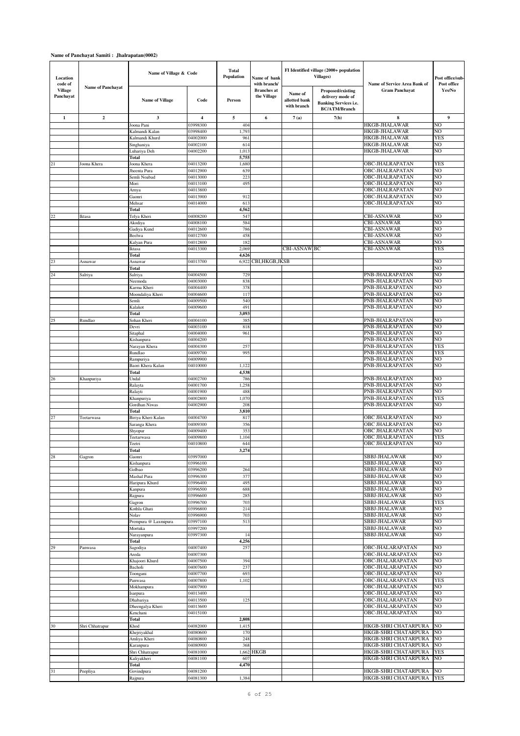**Name of Panchayat Samiti : Jhalrapatan(0002)**

| Location code of Village Panchayat | Name of Panchayat | Name of Village & Code | | Total Population | Name of bank with branch/ Branches at the Village | FI Identified village (2000+ population Villages) | | Name of Service Area Bank of Gram Panchayat | Post office/sub-Post office Yes/No |
|---|---|---|---|---|---|---|---|---|---|
| | | Name of Village | Code | Person | | Name of allotted bank with branch | Proposed/existing delivery mode of Banking Services i.e. BC/ATM/Branch | | |
| 1 | 2 | 3 | 4 | 5 | 6 | 7(a) | 7(b) | 8 | 9 |
| | | Joona Pani | 03998300 | 404 | | | | HKGB-JHALAWAR | NO |
| | | Kalmandi Kalan | 03998400 | 1,793 | | | | HKGB-JHALAWAR | NO |
| | | Kalmandi Khurd | 04002000 | 961 | | | | HKGB-JHALAWAR | YES |
| | | Singhaniya | 04002100 | 614 | | | | HKGB-JHALAWAR | NO |
| | | Luhariya Deh | 04002200 | 1,013 | | | | HKGB-JHALAWAR | NO |
| | | Total | | 5,755 | | | | | |
| 21 | Joona Khera | Joona Khera | 04013200 | 1,680 | | | | OBC-JHALRAPATAN | YES |
| | | Jheenta Pura | 04012900 | 639 | | | | OBC-JHALRAPATAN | NO |
| | | Semli Noabad | 04013000 | 223 | | | | OBC-JHALRAPATAN | NO |
| | | Mori | 04013100 | 495 | | | | OBC-JHALRAPATAN | NO |
| | | Arnya | 04013800 | | | | | OBC-JHALRAPATAN | NO |
| | | Gaonri | 04013900 | 912 | | | | OBC-JHALRAPATAN | NO |
| | | Mehsar | 04014000 | 613 | | | | OBC-JHALRAPATAN | NO |
| | | Total | | 4,562 | | | | | |
| 22 | Iktasa | Telya Kheri | 04008200 | 547 | | | | CBI-ASNAWAR | NO |
| | | Akodiya | 04008100 | 584 | | | | CBI-ASNAWAR | NO |
| | | Gadiya Kund | 04012600 | 786 | | | | CBI-ASNAWAR | NO |
| | | Beelwa | 04012700 | 458 | | | | CBI-ASNAWAR | NO |
| | | Kalyan Pura | 04012800 | 182 | | | | CBI-ASNAWAR | NO |
| | | Iktasa | 04013300 | 2,069 | | CBI-ASNAW | BC | CBI-ASNAWAR | YES |
| | | Total | | 4,626 | | | | | |
| 23 | Asnawar | Asnawar | 04013700 | 6,922 | CBI,HKGB,JKSB | | | | NO |
| | | Total | | | | | | | NO |
| 24 | Salriya | Salriya | 04004500 | 729 | | | | PNB-JHALRAPATAN | NO |
| | | Neemoda | 04003000 | 838 | | | | PNB-JHALRAPATAN | NO |
| | | Karma Kheri | 04004400 | 378 | | | | PNB-JHALRAPATAN | NO |
| | | Moondaliya Kheri | 04004600 | 117 | | | | PNB-JHALRAPATAN | NO |
| | | Semli | 04009500 | 540 | | | | PNB-JHALRAPATAN | NO |
| | | Kalakot | 04009600 | 491 | | | | PNB-JHALRAPATAN | NO |
| | | Total | | 3,093 | | | | | |
| 25 | Rundlao | Sohan Kheri | 04004100 | 385 | | | | PNB-JHALRAPATAN | NO |
| | | Devri | 04003100 | 818 | | | | PNB-JHALRAPATAN | NO |
| | | Sitaphal | 04004000 | 961 | | | | PNB-JHALRAPATAN | NO |
| | | Kishanpura | 04004200 | | | | | PNB-JHALRAPATAN | NO |
| | | Narayan Khera | 04004300 | 257 | | | | PNB-JHALRAPATAN | YES |
| | | Rundlao | 04009700 | 995 | | | | PNB-JHALRAPATAN | YES |
| | | Rampuriya | 04009900 | | | | | PNB-JHALRAPATAN | NO |
| | | Baori Khera Kalan | 04010000 | 1,122 | | | | PNB-JHALRAPATAN | NO |
| | | Total | | 4,538 | | | | | |
| 26 | Khanpuriya | Undal | 04002700 | 786 | | | | PNB-JHALRAPATAN | NO |
| | | Ralayta | 04001700 | 1,258 | | | | PNB-JHALRAPATAN | NO |
| | | Ralayti | 04001900 | 488 | | | | PNB-JHALRAPATAN | NO |
| | | Khanpuriya | 04002800 | 1,070 | | | | PNB-JHALRAPATAN | YES |
| | | Gordhan Niwas | 04002900 | 208 | | | | PNB-JHALRAPATAN | NO |
| | | Total | | 3,810 | | | | | |
| 27 | Teetarwasa | Biriya Kheri Kalan | 04004700 | 817 | | | | OBC JHALRAPATAN | NO |
| | | Saranga Khera | 04009300 | 356 | | | | OBC JHALRAPATAN | NO |
| | | Shyopur | 04009400 | 353 | | | | OBC JHALRAPATAN | NO |
| | | Teetarwasa | 04009800 | 1,104 | | | | OBC JHALRAPATAN | YES |
| | | Teetri | 04010800 | 644 | | | | OBC JHALRAPATAN | NO |
| | | Total | | 3,274 | | | | | |
| 28 | Gagron | Gaonri | 03997000 | | | | | SBBJ-JHALAWAR | NO |
| | | Kishanpura | 03996100 | | | | | SBBJ-JHALAWAR | NO |
| | | Golbao | 03996200 | 264 | | | | SBBJ-JHALAWAR | NO |
| | | Mashal Pura | 03996300 | 377 | | | | SBBJ-JHALAWAR | NO |
| | | Haripura Khurd | 03996400 | 495 | | | | SBBJ-JHALAWAR | NO |
| | | Kanpura | 03996500 | 688 | | | | SBBJ-JHALAWAR | NO |
| | | Rajpura | 03996600 | 285 | | | | SBBJ-JHALAWAR | NO |
| | | Gagron | 03996700 | 703 | | | | SBBJ-JHALAWAR | YES |
| | | Kothla Ghati | 03996800 | 214 | | | | SBBJ-JHALAWAR | NO |
| | | Nolav | 03996900 | 703 | | | | SBBJ-JHALAWAR | NO |
| | | Prempura @ Laxmipura | 03997100 | 513 | | | | SBBJ-JHALAWAR | NO |
| | | Mortuka | 03997200 | | | | | SBBJ-JHALAWAR | NO |
| | | Narayanpura | 03997300 | 14 | | | | SBBJ-JHALAWAR | NO |
| | | Total | | 4,256 | | | | | |
| 29 | Panwasa | Sagodiya | 04007400 | 257 | | | | OBC-JHALARAPATAN | NO |
| | | Areda | 04007300 | | | | | OBC-JHALARAPATAN | NO |
| | | Khajoori Khurd | 04007500 | 394 | | | | OBC-JHALARAPATAN | NO |
| | | Bacholi | 04007600 | 237 | | | | OBC-JHALARAPATAN | NO |
| | | Toongani | 04007700 | 693 | | | | OBC-JHALARAPATAN | NO |
| | | Panwasa | 04007800 | 1,102 | | | | OBC-JHALARAPATAN | YES |
| | | Mokhampura | 04007900 | | | | | OBC-JHALARAPATAN | NO |
| | | Isarpura | 04013400 | | | | | OBC-JHALARAPATAN | NO |
| | | Dhabariya | 04013500 | 125 | | | | OBC-JHALARAPATAN | NO |
| | | Dheengalya Kheri | 04013600 | | | | | OBC-JHALARAPATAN | NO |
| | | Kenchani | 04015100 | | | | | OBC-JHALARAPATAN | NO |
| | | Total | | 2,808 | | | | | |
| 30 | Shri Chhatrapur | Khod | 04082000 | 1,415 | | | | HKGB-SHRI CHATARPURA | NO |
| | | Khejriyakhal | 04080600 | 170 | | | | HKGB-SHRI CHATARPURA | NO |
| | | Amliya Kheri | 04080800 | 248 | | | | HKGB-SHRI CHATARPURA | NO |
| | | Karanpura | 04080900 | 368 | | | | HKGB-SHRI CHATARPURA | NO |
| | | Shri Chhatrapur | 04081000 | 1,662 | HKGB | | | HKGB-SHRI CHATARPURA | YES |
| | | Kaliyakheri | 04081100 | 607 | | | | HKGB-SHRI CHATARPURA | NO |
| | | Total | | 4,470 | | | | | |
| 31 | Peepliya | Govindpura | 04081200 | | | | | HKGB-SHRI CHATARPURA | NO |
| | | Rajpura | 04081300 | 1,384 | | | | HKGB-SHRI CHATARPURA | YES |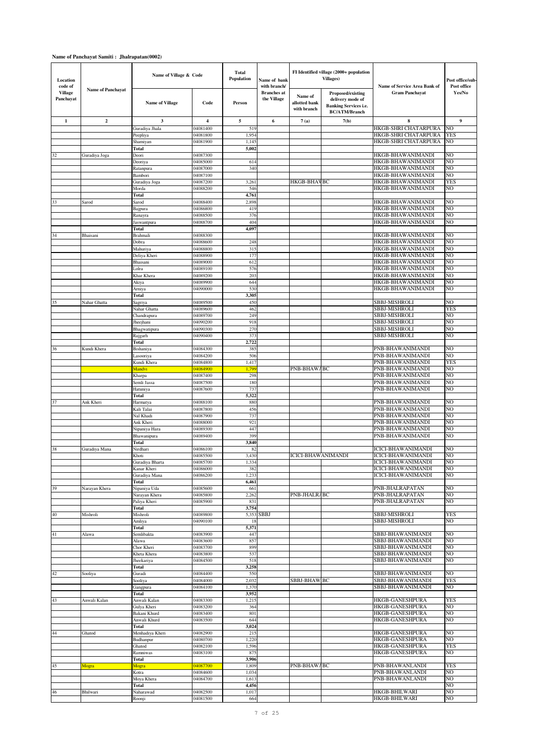**Name of Panchayat Samiti : Jhalrapatan(0002)**

| Location code of Village Panchayat | Name of Panchayat | Name of Village & Code | | Total Population | Name of bank with branch/ Branches at the Village | FI Identified village (2000+ population Villages) | | Name of Service Area Bank of Gram Panchayat | Post office/sub-Post office Yes/No |
|---|---|---|---|---|---|---|---|---|---|
| | | Name of Village | Code | Person | | Name of allotted bank with branch | Proposed/existing delivery mode of Banking Services i.e. BC/ATM/Branch | | |
| 1 | 2 | 3 | 4 | 5 | 6 | 7 (a) | 7(b) | 8 | 9 |
| | | Guradiya Jhala | 04081400 | 519 | | | | HKGB-SHRI CHATARPURA | NO |
| | | Peepliya | 04081800 | 1,954 | | | | HKGB-SHRI CHATARPURA | YES |
| | | Shamiyan | 04081900 | 1,145 | | | | HKGB-SHRI CHATARPURA | NO |
| | | Total | | 5,002 | | | | | |
| 32 | Guradiya Joga | Deori | 04087300 | | | | | HKGB-BHAWANIMANDI | NO |
| | | Deoriya | 04085000 | 614 | | | | HKGB-BHAWANIMANDI | NO |
| | | Ratanpura | 04087000 | 340 | | | | HKGB-BHAWANIMANDI | NO |
| | | Bambori | 04087100 | | | | | HKGB-BHAWANIMANDI | NO |
| | | Guradiya Joga | 04087200 | 3,261 | | HKGB-BHAW | BC | HKGB-BHAWANIMANDI | YES |
| | | Morda | 04088200 | 546 | | | | HKGB-BHAWANIMANDI | NO |
| | | Total | | 4,761 | | | | | |
| 33 | Sarod | Sarod | 04088400 | 2,898 | | | | HKGB-BHAWANIMANDI | NO |
| | | Bajpura | 04086800 | 419 | | | | HKGB-BHAWANIMANDI | NO |
| | | Ranayra | 04088500 | 376 | | | | HKGB-BHAWANIMANDI | NO |
| | | Jaswantpura | 04088700 | 404 | | | | HKGB-BHAWANIMANDI | NO |
| | | Total | | 4,097 | | | | | |
| 34 | Bhaisani | Brahmali | 04088300 | | | | | HKGB-BHAWANIMANDI | NO |
| | | Dobra | 04088600 | 248 | | | | HKGB-BHAWANIMANDI | NO |
| | | Mahuriya | 04088800 | 315 | | | | HKGB-BHAWANIMANDI | NO |
| | | Deliya Kheri | 04088900 | 177 | | | | HKGB-BHAWANIMANDI | NO |
| | | Bhaisani | 04089000 | 612 | | | | HKGB-BHAWANIMANDI | NO |
| | | Lolra | 04089100 | 576 | | | | HKGB-BHAWANIMANDI | NO |
| | | Khar Khera | 04089200 | 203 | | | | HKGB-BHAWANIMANDI | NO |
| | | Akiya | 04089900 | 644 | | | | HKGB-BHAWANIMANDI | NO |
| | | Amiya | 04090000 | 530 | | | | HKGB-BHAWANIMANDI | NO |
| | | Total | | 3,305 | | | | | |
| 35 | Nahar Ghatta | Sagriya | 04089500 | 450 | | | | SBBJ-MISHROLI | NO |
| | | Nahar Ghatta | 04089600 | 462 | | | | SBBJ-MISHROLI | YES |
| | | Chandrapura | 04089700 | 249 | | | | SBBJ-MISHROLI | NO |
| | | Jheejhani | 04090200 | 918 | | | | SBBJ-MISHROLI | NO |
| | | Bhagwatipura | 04090300 | 270 | | | | SBBJ-MISHROLI | NO |
| | | Rajgarh | 04090400 | 373 | | | | SBBJ-MISHROLI | NO |
| | | Total | | 2,722 | | | | | |
| 36 | Kundi Khera | Bishaniya | 04084300 | 385 | | | | PNB-BHAWANIMANDI | NO |
| | | Lasooriya | 04084200 | 506 | | | | PNB-BHAWANIMANDI | NO |
| | | Kundi Khera | 04084800 | 1,417 | | | | PNB-BHAWANIMANDI | YES |
| | | Mandvi | 04084900 | 1,799 | | PNB-BHAWA | BC | PNB-BHAWANIMANDI | NO |
| | | Kharpa | 04087400 | 298 | | | | PNB-BHAWANIMANDI | NO |
| | | Semli Jassa | 04087500 | 180 | | | | PNB-BHAWANIMANDI | NO |
| | | Hatuniya | 04087600 | 737 | | | | PNB-BHAWANIMANDI | NO |
| | | Total | | 5,322 | | | | | |
| 37 | Ank Kheri | Harmatya | 04088100 | 880 | | | | PNB-BHAWANIMANDI | NO |
| | | Kali Talai | 04087800 | 456 | | | | PNB-BHAWANIMANDI | NO |
| | | Nal Khadi | 04087900 | 737 | | | | PNB-BHAWANIMANDI | NO |
| | | Ank Kheri | 04088000 | 921 | | | | PNB-BHAWANIMANDI | NO |
| | | Nipaniya Hara | 04089300 | 447 | | | | PNB-BHAWANIMANDI | NO |
| | | Bhawanipura | 04089400 | 399 | | | | PNB-BHAWANIMANDI | NO |
| | | Total | | 3,840 | | | | | |
| 38 | Guradiya Mana | Nirdhari | 04086100 | 82 | | | | ICICI-BHAWANIMANDI | NO |
| | | Khoti | 04085500 | 3,430 | | ICICI-BHAWANIMANDI | | ICICI-BHAWANIMANDI | NO |
| | | Guradiya Bharta | 04085700 | 1,334 | | | | ICICI-BHAWANIMANDI | NO |
| | | Kanar Kheri | 04086000 | 382 | | | | ICICI-BHAWANIMANDI | NO |
| | | Guradiya Mana | 04086200 | 1,233 | | | | ICICI-BHAWANIMANDI | NO |
| | | Total | | 6,461 | | | | | |
| 39 | Narayan Khera | Nipaniya Uda | 04085600 | 661 | | | | PNB-JHALRAPATAN | NO |
| | | Narayan Khera | 04085800 | 2,262 | | PNB-JHALRA | BC | PNB-JHALRAPATAN | NO |
| | | Paliya Kheri | 04085900 | 831 | | | | PNB-JHALRAPATAN | NO |
| | | Total | | 3,754 | | | | | |
| 40 | Mishroli | Mishroli | 04089800 | 5,353 | SBBJ | | | SBBJ-MISHROLI | YES |
| | | Amliya | 04090100 | 18 | | | | SBBJ-MISHROLI | NO |
| | | Total | | 5,371 | | | | | |
| 41 | Alawa | Semlibakta | 04083900 | 447 | | | | SBBJ-BHAWANIMANDI | NO |
| | | Alawa | 04083600 | 857 | | | | SBBJ-BHAWANIMANDI | NO |
| | | Chor Kheri | 04083700 | 899 | | | | SBBJ-BHAWANIMANDI | NO |
| | | Kheta Khera | 04083800 | 537 | | | | SBBJ-BHAWANIMANDI | NO |
| | | Jheekariya | 04084500 | 518 | | | | SBBJ-BHAWANIMANDI | NO |
| | | Total | | 3,258 | | | | | |
| 42 | Sooliya | Guradi | 04084400 | 550 | | | | SBBJ-BHAWANIMANDI | NO |
| | | Sooliya | 04084000 | 2,032 | | SBBJ-BHAW | BC | SBBJ-BHAWANIMANDI | YES |
| | | Gangpura | 04084100 | 1,370 | | | | SBBJ-BHAWANIMANDI | NO |
| | | Total | | 3,952 | | | | | |
| 43 | Anwali Kalan | Anwali Kalan | 04083300 | 1,215 | | | | HKGB-GANESHPURA | YES |
| | | Gulya Kheri | 04083200 | 364 | | | | HKGB-GANESHPURA | NO |
| | | Bakani Khurd | 04083400 | 801 | | | | HKGB-GANESHPURA | NO |
| | | Anwali Khurd | 04083500 | 644 | | | | HKGB-GANESHPURA | NO |
| | | Total | | 3,024 | | | | | |
| 44 | Ghatod | Menhadiya Kheri | 04082900 | 215 | | | | HKGB-GANESHPURA | NO |
| | | Budhanpur | 04080700 | 1,220 | | | | HKGB-GANESHPURA | NO |
| | | Ghatod | 04082100 | 1,596 | | | | HKGB-GANESHPURA | YES |
| | | Ramniwas | 04083100 | 875 | | | | HKGB-GANESHPURA | NO |
| | | Total | | 3,906 | | | | | |
| 45 | Mogra | Mogra | 04087700 | 1,809 | | PNB-BHAWA | BC | PNB-BHAWANI,ANDI | YES |
| | | Kotra | 04084600 | 1,034 | | | | PNB-BHAWANI,ANDI | NO |
| | | Moya Khera | 04084700 | 1,613 | | | | PNB-BHAWANI,ANDI | NO |
| | | Total | | 4,456 | | | | | NO |
| 46 | Bhilwari | Naharawad | 04082500 | 1,017 | | | | HKGB-BHILWARI | NO |
| | | Roonji | 04081500 | 664 | | | | HKGB-BHILWARI | NO |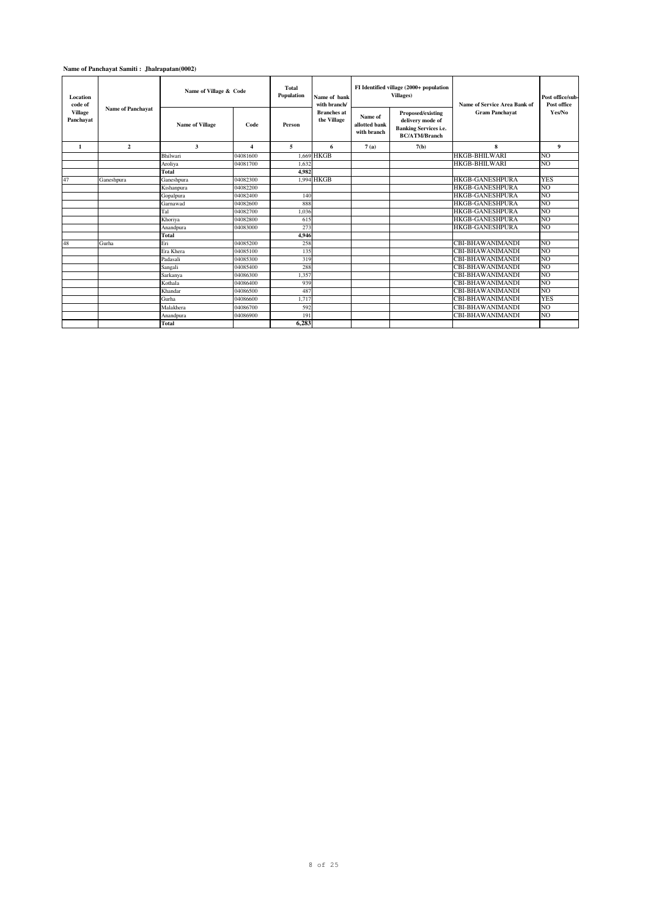**Name of Panchayat Samiti : Jhalrapatan(0002)**

| Location code of Village Panchayat | Name of Panchayat | Name of Village & Code | | Total Population | Name of bank with branch/ Branches at the Village | FI Identified village (2000+ population Villages) | | Name of Service Area Bank of Gram Panchayat | Post office/sub-Post office Yes/No |
|---|---|---|---|---|---|---|---|---|---|
| | | Name of Village | Code | Person | | Name of allotted bank with branch | Proposed/existing delivery mode of Banking Services i.e. BC/ATM/Branch | | |
| 1 | 2 | 3 | 4 | 5 | 6 | 7 (a) | 7(b) | 8 | 9 |
| | | Bhilwari | 04081600 | 1,669 | HKGB | | | HKGB-BHILWARI | NO |
| | | Aroliya | 04081700 | 1,632 | | | | HKGB-BHILWARI | NO |
| | | **Total** | | **4,982** | | | | | |
| 47 | Ganeshpura | Ganeshpura | 04082300 | 1,994 | HKGB | | | HKGB-GANESHPURA | YES |
| | | Kishanpura | 04082200 | | | | | HKGB-GANESHPURA | NO |
| | | Gopalpura | 04082400 | 140 | | | | HKGB-GANESHPURA | NO |
| | | Garnawad | 04082600 | 888 | | | | HKGB-GANESHPURA | NO |
| | | Tal | 04082700 | 1,036 | | | | HKGB-GANESHPURA | NO |
| | | Khoriya | 04082800 | 615 | | | | HKGB-GANESHPURA | NO |
| | | Anandpura | 04083000 | 273 | | | | HKGB-GANESHPURA | NO |
| | | **Total** | | **4,946** | | | | | |
| 48 | Gurha | Eri | 04085200 | 258 | | | | CBI-BHAWANIMANDI | NO |
| | | Era Khera | 04085100 | 135 | | | | CBI-BHAWANIMANDI | NO |
| | | Padasali | 04085300 | 319 | | | | CBI-BHAWANIMANDI | NO |
| | | Sangali | 04085400 | 288 | | | | CBI-BHAWANIMANDI | NO |
| | | Sarkanya | 04086300 | 1,357 | | | | CBI-BHAWANIMANDI | NO |
| | | Kothala | 04086400 | 939 | | | | CBI-BHAWANIMANDI | NO |
| | | Khandar | 04086500 | 487 | | | | CBI-BHAWANIMANDI | NO |
| | | Gurha | 04086600 | 1,717 | | | | CBI-BHAWANIMANDI | YES |
| | | Malakhera | 04086700 | 592 | | | | CBI-BHAWANIMANDI | NO |
| | | Anandpura | 04086900 | 191 | | | | CBI-BHAWANIMANDI | NO |
| | | **Total** | | **6,283** | | | | | |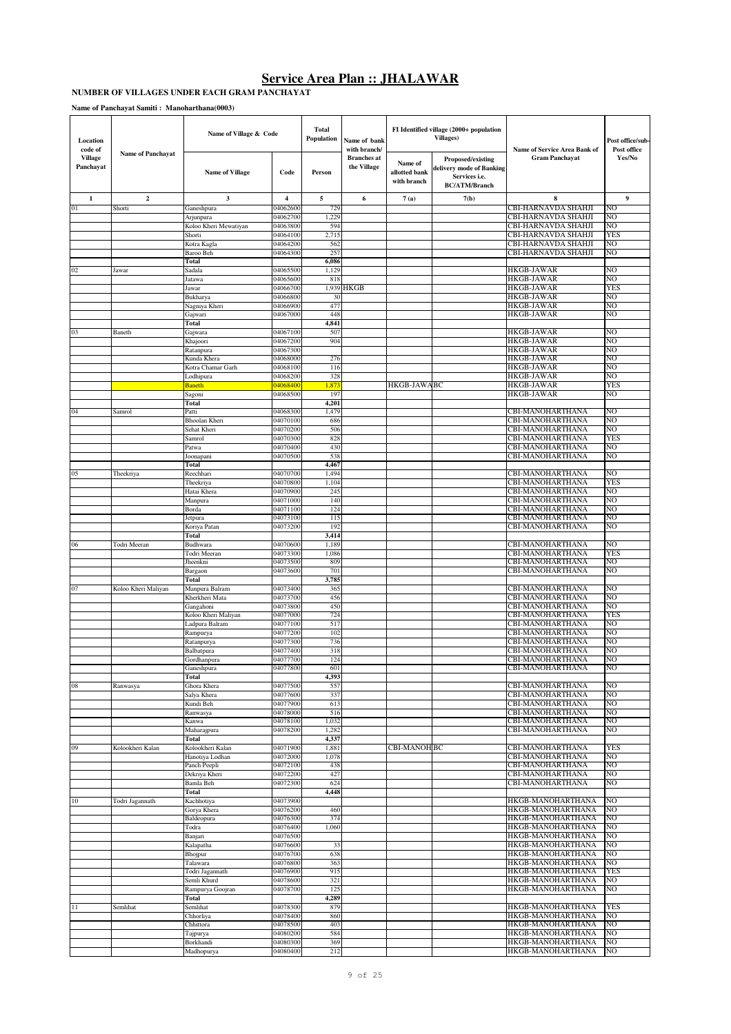# Service Area Plan :: JHALAWAR

**NUMBER OF VILLAGES UNDER EACH GRAM PANCHAYAT**

**Name of Panchayat Samiti : Manoharthana(0003)**

| Location code of Village Panchayat | Name of Panchayat | Name of Village & Code | | Total Population | Name of bank with branch/ Branches at the Village | FI Identified village (2000+ population Villages) | | Name of Service Area Bank of Gram Panchayat | Post office/sub-Post office Yes/No |
|---|---|---|---|---|---|---|---|---|---|
| | | Name of Village | Code | Person | | Name of bank allotted bank with branch | Proposed/existing delivery mode of Banking Services i.e. BC/ATM/Branch | | |
| 1 | 2 | 3 | 4 | 5 | 6 | 7 (a) | 7(b) | 8 | 9 |
| 01 | Shorti | Ganeshpura | 04062600 | 729 | | | | CBI-HARNAVDA SHAHJI | NO |
| | | Arjunpura | 04062700 | 1,229 | | | | CBI-HARNAVDA SHAHJI | NO |
| | | Koloo Kheri Mewatiyan | 04063800 | 594 | | | | CBI-HARNAVDA SHAHJI | NO |
| | | Shorti | 04064100 | 2,715 | | | | CBI-HARNAVDA SHAHJI | YES |
| | | Kotra Kagla | 04064200 | 562 | | | | CBI-HARNAVDA SHAHJI | NO |
| | | Baroo Beh | 04064300 | 257 | | | | CBI-HARNAVDA SHAHJI | NO |
| | | **Total** | | **6,086** | | | | | |
| 02 | Jawar | Sadala | 04065500 | 1,129 | | | | HKGB-JAWAR | NO |
| | | Jatawa | 04065600 | 818 | | | | HKGB-JAWAR | NO |
| | | Jawar | 04066700 | 1,939 | HKGB | | | HKGB-JAWAR | YES |
| | | Bukharya | 04066800 | 30 | | | | HKGB-JAWAR | NO |
| | | Nagniya Kheri | 04066900 | 477 | | | | HKGB-JAWAR | NO |
| | | Gajwari | 04067000 | 448 | | | | HKGB-JAWAR | NO |
| | | **Total** | | **4,841** | | | | | |
| 03 | Baneth | Gajwara | 04067100 | 507 | | | | HKGB-JAWAR | NO |
| | | Khajoori | 04067200 | 904 | | | | HKGB-JAWAR | NO |
| | | Ratanpura | 04067300 | | | | | HKGB-JAWAR | NO |
| | | Kunda Khera | 04068000 | 276 | | | | HKGB-JAWAR | NO |
| | | Kotra Chamar Garh | 04068100 | 116 | | | | HKGB-JAWAR | NO |
| | | Lodhupura | 04068200 | 328 | | | | HKGB-JAWAR | NO |
| | | Baneth | 04068400 | 1,873 | | HKGB-JAWA | BC | HKGB-JAWAR | YES |
| | | Sagoni | 04068500 | 197 | | | | HKGB-JAWAR | NO |
| | | **Total** | | **4,201** | | | | | |
| 04 | Samrol | Patti | 04068300 | 1,479 | | | | CBI-MANOHARTHANA | NO |
| | | Bhoolan Kheri | 04070100 | 686 | | | | CBI-MANOHARTHANA | NO |
| | | Sehat Kheri | 04070200 | 506 | | | | CBI-MANOHARTHANA | NO |
| | | Samrol | 04070300 | 828 | | | | CBI-MANOHARTHANA | YES |
| | | Patwa | 04070400 | 430 | | | | CBI-MANOHARTHANA | NO |
| | | Joonapani | 04070500 | 538 | | | | CBI-MANOHARTHANA | NO |
| | | **Total** | | **4,467** | | | | | |
| 05 | Theekriya | Reechhari | 04070700 | 1,494 | | | | CBI-MANOHARTHANA | NO |
| | | Theekriya | 04070800 | 1,104 | | | | CBI-MANOHARTHANA | YES |
| | | Hatai Khera | 04070900 | 245 | | | | CBI-MANOHARTHANA | NO |
| | | Manpura | 04071000 | 140 | | | | CBI-MANOHARTHANA | NO |
| | | Borda | 04071100 | 124 | | | | CBI-MANOHARTHANA | NO |
| | | Jetpura | 04073100 | 115 | | | | CBI-MANOHARTHANA | NO |
| | | Koriya Patan | 04073200 | 192 | | | | CBI-MANOHARTHANA | NO |
| | | **Total** | | **3,414** | | | | | |
| 06 | Todri Meeran | Budhwara | 04070600 | 1,189 | | | | CBI-MANOHARTHANA | NO |
| | | Todri Meeran | 04073300 | 1,086 | | | | CBI-MANOHARTHANA | YES |
| | | Jheenkni | 04073500 | 809 | | | | CBI-MANOHARTHANA | NO |
| | | Bargaon | 04073600 | 701 | | | | CBI-MANOHARTHANA | NO |
| | | **Total** | | **3,785** | | | | | |
| 07 | Koloo Kheri Maliyan | Manpura Balram | 04073400 | 365 | | | | CBI-MANOHARTHANA | NO |
| | | Kherkheri Mata | 04073700 | 456 | | | | CBI-MANOHARTHANA | NO |
| | | Gangahoni | 04073800 | 450 | | | | CBI-MANOHARTHANA | NO |
| | | Koloo Kheri Maliyan | 04077000 | 724 | | | | CBI-MANOHARTHANA | YES |
| | | Ladpura Balram | 04077100 | 517 | | | | CBI-MANOHARTHANA | NO |
| | | Rampurya | 04077200 | 102 | | | | CBI-MANOHARTHANA | NO |
| | | Ratanpurya | 04077300 | 736 | | | | CBI-MANOHARTHANA | NO |
| | | Balbatpura | 04077400 | 318 | | | | CBI-MANOHARTHANA | NO |
| | | Gordhanpura | 04077700 | 124 | | | | CBI-MANOHARTHANA | NO |
| | | Ganeshpura | 04077800 | 601 | | | | CBI-MANOHARTHANA | NO |
| | | **Total** | | **4,393** | | | | | |
| 08 | Ranwasya | Ghora Khera | 04077500 | 557 | | | | CBI-MANOHARTHANA | NO |
| | | Salya Khera | 04077600 | 337 | | | | CBI-MANOHARTHANA | NO |
| | | Kundi Beh | 04077900 | 613 | | | | CBI-MANOHARTHANA | NO |
| | | Ranwasya | 04078000 | 516 | | | | CBI-MANOHARTHANA | NO |
| | | Kanwa | 04078100 | 1,032 | | | | CBI-MANOHARTHANA | NO |
| | | Maharajpura | 04078200 | 1,282 | | | | CBI-MANOHARTHANA | NO |
| | | **Total** | | **4,337** | | | | | |
| 09 | Kolookheri Kalan | Kolookheri Kalan | 04071900 | 1,881 | | CBI-MANOH | BC | CBI-MANOHARTHANA | YES |
| | | Hanotiya Lodhan | 04072000 | 1,078 | | | | CBI-MANOHARTHANA | NO |
| | | Panch Peepli | 04072100 | 438 | | | | CBI-MANOHARTHANA | NO |
| | | Dekriya Kheri | 04072200 | 427 | | | | CBI-MANOHARTHANA | NO |
| | | Bamla Beh | 04072300 | 624 | | | | CBI-MANOHARTHANA | NO |
| | | **Total** | | **4,448** | | | | | |
| 10 | Todri Jagannath | Kachhotiya | 04073900 | | | | | HKGB-MANOHARTHANA | NO |
| | | Gorya Khera | 04076200 | 460 | | | | HKGB-MANOHARTHANA | NO |
| | | Baldeopura | 04076300 | 374 | | | | HKGB-MANOHARTHANA | NO |
| | | Todra | 04076400 | 1,060 | | | | HKGB-MANOHARTHANA | NO |
| | | Banjari | 04076500 | | | | | HKGB-MANOHARTHANA | NO |
| | | Kalapatha | 04076600 | 33 | | | | HKGB-MANOHARTHANA | NO |
| | | Bhojpur | 04076700 | 638 | | | | HKGB-MANOHARTHANA | NO |
| | | Talawara | 04076800 | 363 | | | | HKGB-MANOHARTHANA | NO |
| | | Todri Jagannath | 04076900 | 915 | | | | HKGB-MANOHARTHANA | YES |
| | | Semli Khurd | 04078600 | 321 | | | | HKGB-MANOHARTHANA | NO |
| | | Rampurya Goojran | 04078700 | 125 | | | | HKGB-MANOHARTHANA | NO |
| | | **Total** | | **4,289** | | | | | |
| 11 | Semlihat | Semlihat | 04078300 | 879 | | | | HKGB-MANOHARTHANA | YES |
| | | Chhorliya | 04078400 | 860 | | | | HKGB-MANOHARTHANA | NO |
| | | Chhattora | 04078500 | 403 | | | | HKGB-MANOHARTHANA | NO |
| | | Tajpurya | 04080200 | 584 | | | | HKGB-MANOHARTHANA | NO |
| | | Borkhandi | 04080300 | 369 | | | | HKGB-MANOHARTHANA | NO |
| | | Madhopurya | 04080400 | 212 | | | | HKGB-MANOHARTHANA | NO |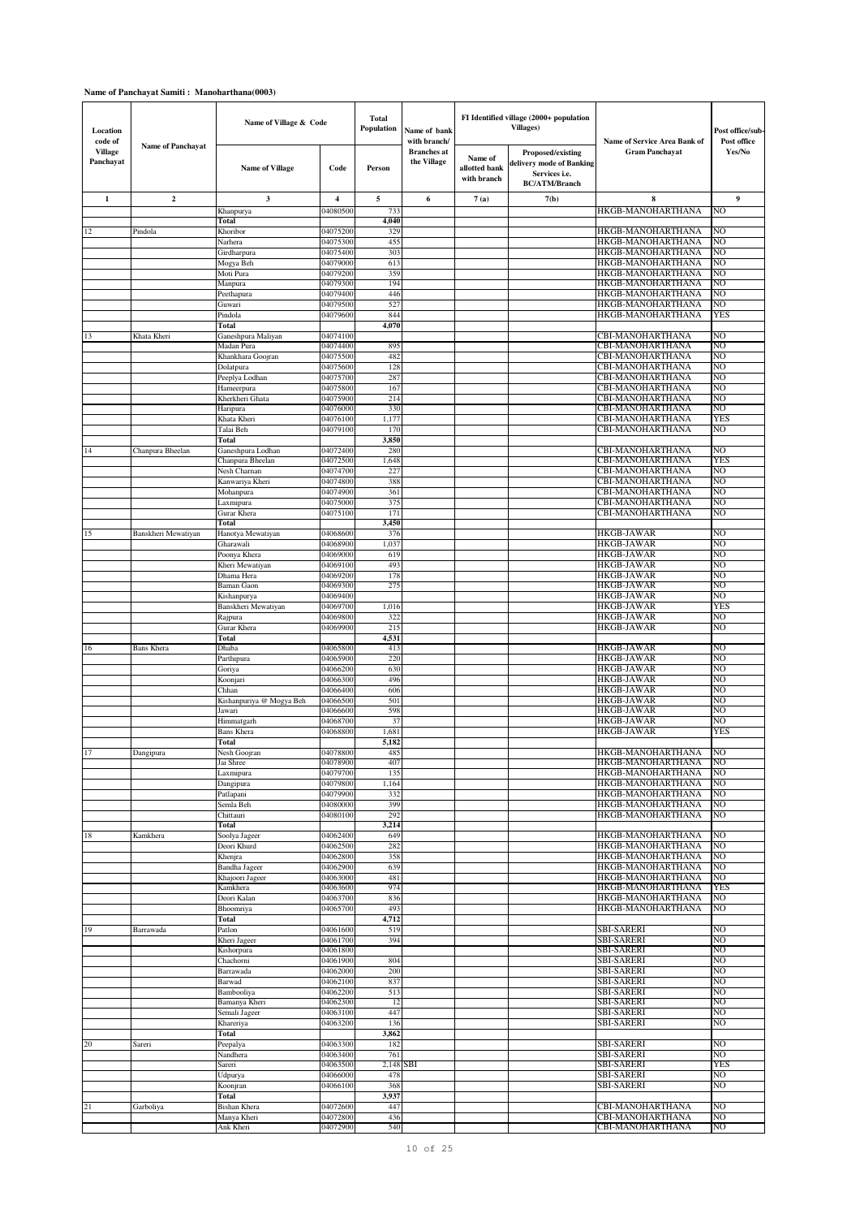**Name of Panchayat Samiti : Manoharthana(0003)**

| Location code of Village Panchayat | Name of Panchayat | Name of Village & Code | | Total Population | Name of bank with branch/ Branches at the Village | FI Identified village (2000+ population Villages) | | Name of Service Area Bank of Gram Panchayat | Post office/sub-Post office Yes/No |
|---|---|---|---|---|---|---|---|---|---|
| | | Name of Village | Code | Person | | Name of allotted bank with branch | Proposed/existing delivery mode of Banking Services i.e. BC/ATM/Branch | | |
| 1 | 2 | 3 | 4 | 5 | 6 | 7 (a) | 7(b) | 8 | 9 |
| | | Khanpurya | 04080500 | 733 | | | | HKGB-MANOHARTHANA | NO |
| | | Total | | 4,040 | | | | | |
| 12 | Pindola | Khoribor | 04075200 | 329 | | | | HKGB-MANOHARTHANA | NO |
| | | Narhera | 04075300 | 455 | | | | HKGB-MANOHARTHANA | NO |
| | | Girdharpura | 04075400 | 303 | | | | HKGB-MANOHARTHANA | NO |
| | | Mogya Beh | 04079000 | 613 | | | | HKGB-MANOHARTHANA | NO |
| | | Moti Pura | 04079200 | 359 | | | | HKGB-MANOHARTHANA | NO |
| | | Manpura | 04079300 | 194 | | | | HKGB-MANOHARTHANA | NO |
| | | Peethapura | 04079400 | 446 | | | | HKGB-MANOHARTHANA | NO |
| | | Guwari | 04079500 | 527 | | | | HKGB-MANOHARTHANA | NO |
| | | Pindola | 04079600 | 844 | | | | HKGB-MANOHARTHANA | YES |
| | | Total | | 4,070 | | | | | |
| 13 | Khata Kheri | Ganeshpura Maliyan | 04074100 | | | | | CBI-MANOHARTHANA | NO |
| | | Madan Pura | 04074400 | 895 | | | | CBI-MANOHARTHANA | NO |
| | | Khankhara Goojran | 04075500 | 482 | | | | CBI-MANOHARTHANA | NO |
| | | Dolatpura | 04075600 | 128 | | | | CBI-MANOHARTHANA | NO |
| | | Peeplya Lodhan | 04075700 | 287 | | | | CBI-MANOHARTHANA | NO |
| | | Hameerpura | 04075800 | 167 | | | | CBI-MANOHARTHANA | NO |
| | | Kherkheri Ghata | 04075900 | 214 | | | | CBI-MANOHARTHANA | NO |
| | | Haripura | 04076000 | 330 | | | | CBI-MANOHARTHANA | NO |
| | | Khata Kheri | 04076100 | 1,177 | | | | CBI-MANOHARTHANA | YES |
| | | Talai Beh | 04079100 | 170 | | | | CBI-MANOHARTHANA | NO |
| | | Total | | 3,850 | | | | | |
| 14 | Chanpura Bheelan | Ganeshpura Lodhan | 04072400 | 280 | | | | CBI-MANOHARTHANA | NO |
| | | Chanpura Bheelan | 04072500 | 1,648 | | | | CBI-MANOHARTHANA | YES |
| | | Nesh Charnan | 04074700 | 227 | | | | CBI-MANOHARTHANA | NO |
| | | Kanwariya Kheri | 04074800 | 388 | | | | CBI-MANOHARTHANA | NO |
| | | Mohanpura | 04074900 | 361 | | | | CBI-MANOHARTHANA | NO |
| | | Laxmipura | 04075000 | 375 | | | | CBI-MANOHARTHANA | NO |
| | | Gurar Khera | 04075100 | 171 | | | | CBI-MANOHARTHANA | NO |
| | | Total | | 3,450 | | | | | |
| 15 | Banskheri Mewatiyan | Hanotya Mewatiyan | 04068600 | 376 | | | | HKGB-JAWAR | NO |
| | | Gharawali | 04068900 | 1,037 | | | | HKGB-JAWAR | NO |
| | | Poonya Khera | 04069000 | 619 | | | | HKGB-JAWAR | NO |
| | | Kheri Mewatiyan | 04069100 | 493 | | | | HKGB-JAWAR | NO |
| | | Dhama Hera | 04069200 | 178 | | | | HKGB-JAWAR | NO |
| | | Baman Gaon | 04069300 | 275 | | | | HKGB-JAWAR | NO |
| | | Kishanpurya | 04069400 | | | | | HKGB-JAWAR | NO |
| | | Banskheri Mewatiyan | 04069700 | 1,016 | | | | HKGB-JAWAR | YES |
| | | Rajpura | 04069800 | 322 | | | | HKGB-JAWAR | NO |
| | | Gurar Khera | 04069900 | 215 | | | | HKGB-JAWAR | NO |
| | | Total | | 4,531 | | | | | |
| 16 | Bans Khera | Dhaba | 04065800 | 413 | | | | HKGB-JAWAR | NO |
| | | Parthipura | 04065900 | 220 | | | | HKGB-JAWAR | NO |
| | | Goriya | 04066200 | 630 | | | | HKGB-JAWAR | NO |
| | | Koonjari | 04066300 | 496 | | | | HKGB-JAWAR | NO |
| | | Chhan | 04066400 | 606 | | | | HKGB-JAWAR | NO |
| | | Kishanpuriya @ Mogya Beh | 04066500 | 501 | | | | HKGB-JAWAR | NO |
| | | Jawari | 04066600 | 598 | | | | HKGB-JAWAR | NO |
| | | Himmatgarh | 04068700 | 37 | | | | HKGB-JAWAR | NO |
| | | Bans Khera | 04068800 | 1,681 | | | | HKGB-JAWAR | YES |
| | | Total | | 5,182 | | | | | |
| 17 | Dangipura | Nesh Goojran | 04078800 | 485 | | | | HKGB-MANOHARTHANA | NO |
| | | Jai Shree | 04078900 | 407 | | | | HKGB-MANOHARTHANA | NO |
| | | Laxmipura | 04079700 | 135 | | | | HKGB-MANOHARTHANA | NO |
| | | Dangipura | 04079800 | 1,164 | | | | HKGB-MANOHARTHANA | NO |
| | | Patlapani | 04079900 | 332 | | | | HKGB-MANOHARTHANA | NO |
| | | Semla Beh | 04080000 | 399 | | | | HKGB-MANOHARTHANA | NO |
| | | Chittauri | 04080100 | 292 | | | | HKGB-MANOHARTHANA | NO |
| | | Total | | 3,214 | | | | | |
| 18 | Kamkhera | Soolya Jageer | 04062400 | 649 | | | | HKGB-MANOHARTHANA | NO |
| | | Deori Khurd | 04062500 | 282 | | | | HKGB-MANOHARTHANA | NO |
| | | Khenjra | 04062800 | 358 | | | | HKGB-MANOHARTHANA | NO |
| | | Bandha Jageer | 04062900 | 639 | | | | HKGB-MANOHARTHANA | NO |
| | | Khajoori Jageer | 04063000 | 481 | | | | HKGB-MANOHARTHANA | NO |
| | | Kamkhera | 04063600 | 974 | | | | HKGB-MANOHARTHANA | YES |
| | | Deori Kalan | 04063700 | 836 | | | | HKGB-MANOHARTHANA | NO |
| | | Bhoomriya | 04065700 | 493 | | | | HKGB-MANOHARTHANA | NO |
| | | Total | | 4,712 | | | | | |
| 19 | Barrawada | Patlon | 04061600 | 519 | | | | SBI-SARERI | NO |
| | | Kheri Jageer | 04061700 | 394 | | | | SBI-SARERI | NO |
| | | Kishorpura | 04061800 | | | | | SBI-SARERI | NO |
| | | Chachorni | 04061900 | 804 | | | | SBI-SARERI | NO |
| | | Barrawada | 04062000 | 200 | | | | SBI-SARERI | NO |
| | | Barwad | 04062100 | 837 | | | | SBI-SARERI | NO |
| | | Bambooliya | 04062200 | 513 | | | | SBI-SARERI | NO |
| | | Bamanya Kheri | 04062300 | 12 | | | | SBI-SARERI | NO |
| | | Semali Jageer | 04063100 | 447 | | | | SBI-SARERI | NO |
| | | Khareriya | 04063200 | 136 | | | | SBI-SARERI | NO |
| | | Total | | 3,862 | | | | | |
| 20 | Sareri | Peepalya | 04063300 | 182 | | | | SBI-SARERI | NO |
| | | Nandhera | 04063400 | 761 | | | | SBI-SARERI | NO |
| | | Sareri | 04063500 | 2,148 | SBI | | | SBI-SARERI | YES |
| | | Udpurya | 04066000 | 478 | | | | SBI-SARERI | NO |
| | | Koonjran | 04066100 | 368 | | | | SBI-SARERI | NO |
| | | Total | | 3,937 | | | | | |
| 21 | Garboliya | Bishan Khera | 04072600 | 447 | | | | CBI-MANOHARTHANA | NO |
| | | Manya Kheri | 04072800 | 436 | | | | CBI-MANOHARTHANA | NO |
| | | Ank Kheri | 04072900 | 540 | | | | CBI-MANOHARTHANA | NO |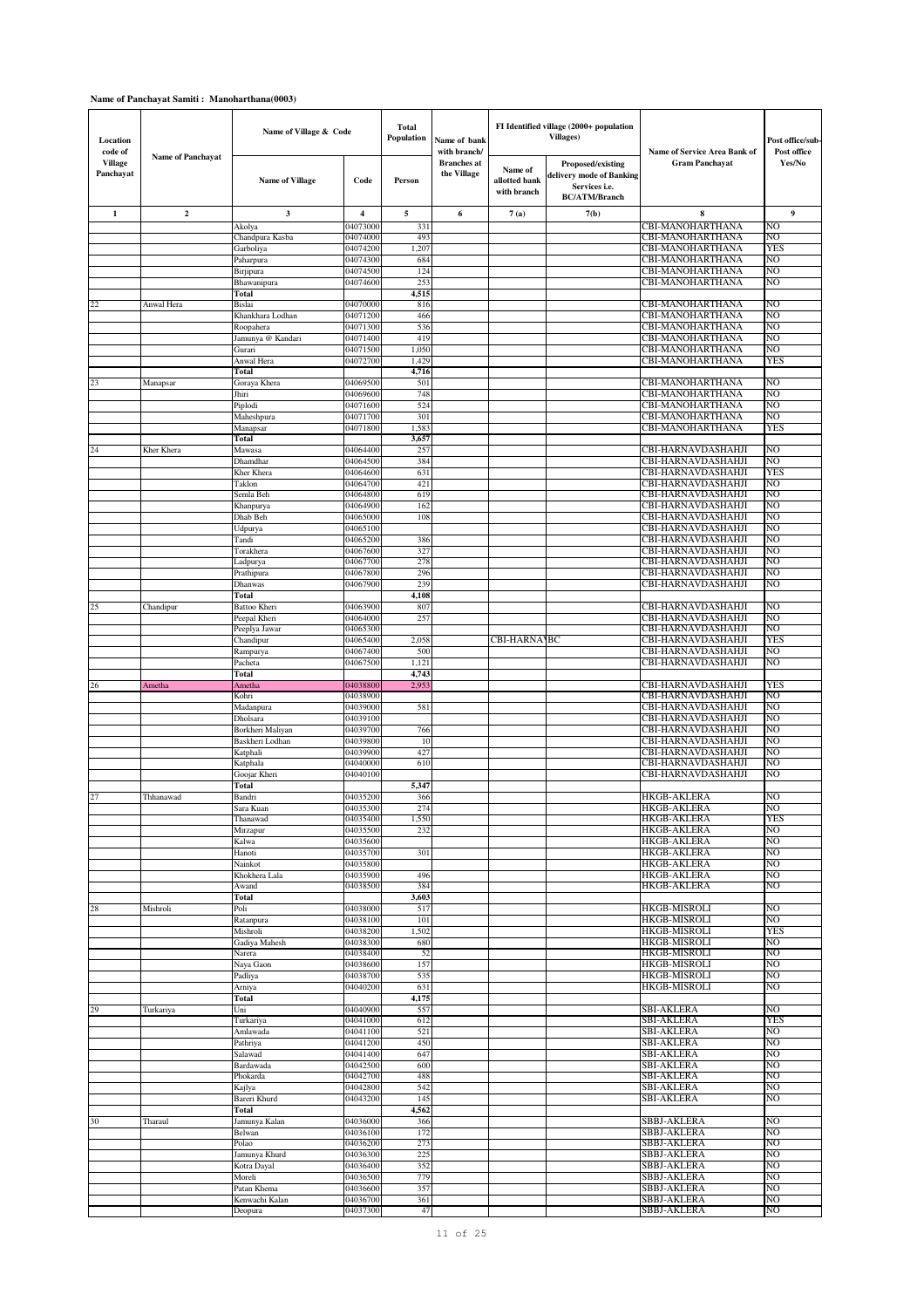**Name of Panchayat Samiti : Manoharthana(0003)**

| Location code of Village Panchayat | Name of Panchayat | Name of Village & Code | | Total Population | Name of bank with branch/ Branches at the Village | FI Identified village (2000+ population Villages) | | Name of Service Area Bank of Gram Panchayat | Post office/sub-Post office Yes/No |
|---|---|---|---|---|---|---|---|---|---|
| | | Name of Village | Code | Person | | Name of allotted bank with branch | Proposed/existing delivery mode of Banking Services i.e. BC/ATM/Branch | | |
| 1 | 2 | 3 | 4 | 5 | 6 | 7 (a) | 7(b) | 8 | 9 |
| | | Akolya | 04073000 | 331 | | | | CBI-MANOHARTHANA | NO |
| | | Chandpura Kasba | 04074000 | 493 | | | | CBI-MANOHARTHANA | NO |
| | | Garboliya | 04074200 | 1,207 | | | | CBI-MANOHARTHANA | YES |
| | | Paharpura | 04074300 | 684 | | | | CBI-MANOHARTHANA | NO |
| | | Birjipura | 04074500 | 124 | | | | CBI-MANOHARTHANA | NO |
| | | Bhawanipura | 04074600 | 253 | | | | CBI-MANOHARTHANA | NO |
| | | Total | | 4,515 | | | | | |
| 22 | Anwal Hera | Bislai | 04070000 | 816 | | | | CBI-MANOHARTHANA | NO |
| | | Khankhara Lodhan | 04071200 | 466 | | | | CBI-MANOHARTHANA | NO |
| | | Roopahera | 04071300 | 536 | | | | CBI-MANOHARTHANA | NO |
| | | Jamunya @ Kandari | 04071400 | 419 | | | | CBI-MANOHARTHANA | NO |
| | | Gurari | 04071500 | 1,050 | | | | CBI-MANOHARTHANA | NO |
| | | Anwal Hera | 04072700 | 1,429 | | | | CBI-MANOHARTHANA | YES |
| | | Total | | 4,716 | | | | | |
| 23 | Manapsar | Goraya Khera | 04069500 | 501 | | | | CBI-MANOHARTHANA | NO |
| | | Jhiri | 04069600 | 748 | | | | CBI-MANOHARTHANA | NO |
| | | Piplodi | 04071600 | 524 | | | | CBI-MANOHARTHANA | NO |
| | | Maheshpura | 04071700 | 301 | | | | CBI-MANOHARTHANA | NO |
| | | Manapsar | 04071800 | 1,583 | | | | CBI-MANOHARTHANA | YES |
| | | Total | | 3,657 | | | | | |
| 24 | Kher Khera | Mawasa | 04064400 | 257 | | | | CBI-HARNAVDASHAHJI | NO |
| | | Dhamdhar | 04064500 | 384 | | | | CBI-HARNAVDASHAHJI | NO |
| | | Kher Khera | 04064600 | 631 | | | | CBI-HARNAVDASHAHJI | YES |
| | | Taklon | 04064700 | 421 | | | | CBI-HARNAVDASHAHJI | NO |
| | | Semla Beh | 04064800 | 619 | | | | CBI-HARNAVDASHAHJI | NO |
| | | Khanpurya | 04064900 | 162 | | | | CBI-HARNAVDASHAHJI | NO |
| | | Dhab Beh | 04065000 | 108 | | | | CBI-HARNAVDASHAHJI | NO |
| | | Udpurya | 04065100 | | | | | CBI-HARNAVDASHAHJI | NO |
| | | Tandi | 04065200 | 386 | | | | CBI-HARNAVDASHAHJI | NO |
| | | Torakhera | 04067600 | 327 | | | | CBI-HARNAVDASHAHJI | NO |
| | | Ladpurya | 04067700 | 278 | | | | CBI-HARNAVDASHAHJI | NO |
| | | Prathipura | 04067800 | 296 | | | | CBI-HARNAVDASHAHJI | NO |
| | | Dhanwas | 04067900 | 239 | | | | CBI-HARNAVDASHAHJI | NO |
| | | Total | | 4,108 | | | | | |
| 25 | Chandipur | Battoo Kheri | 04063900 | 807 | | | | CBI-HARNAVDASHAHJI | NO |
| | | Peepal Kheri | 04064000 | 257 | | | | CBI-HARNAVDASHAHJI | NO |
| | | Peeplya Jawar | 04065300 | | | | | CBI-HARNAVDASHAHJI | NO |
| | | Chandipur | 04065400 | 2,058 | | CBI-HARNAV | BC | CBI-HARNAVDASHAHJI | YES |
| | | Rampurya | 04067400 | 500 | | | | CBI-HARNAVDASHAHJI | NO |
| | | Pacheta | 04067500 | 1,121 | | | | CBI-HARNAVDASHAHJI | NO |
| | | Total | | 4,743 | | | | | |
| 26 | Ametha | Ametha | 04038800 | 2,953 | | | | CBI-HARNAVDASHAHJI | YES |
| | | Kohri | 04038900 | | | | | CBI-HARNAVDASHAHJI | NO |
| | | Madanpura | 04039000 | 581 | | | | CBI-HARNAVDASHAHJI | NO |
| | | Dholsara | 04039100 | | | | | CBI-HARNAVDASHAHJI | NO |
| | | Borkheri Maliyan | 04039700 | 766 | | | | CBI-HARNAVDASHAHJI | NO |
| | | Baskheri Lodhan | 04039800 | 10 | | | | CBI-HARNAVDASHAHJI | NO |
| | | Katphali | 04039900 | 427 | | | | CBI-HARNAVDASHAHJI | NO |
| | | Katphala | 04040000 | 610 | | | | CBI-HARNAVDASHAHJI | NO |
| | | Goojar Kheri | 04040100 | | | | | CBI-HARNAVDASHAHJI | NO |
| | | Total | | 5,347 | | | | | |
| 27 | Thhanawad | Bandri | 04035200 | 366 | | | | HKGB-AKLERA | NO |
| | | Sara Kuan | 04035300 | 274 | | | | HKGB-AKLERA | NO |
| | | Thanawad | 04035400 | 1,550 | | | | HKGB-AKLERA | YES |
| | | Mirzapur | 04035500 | 232 | | | | HKGB-AKLERA | NO |
| | | Kalwa | 04035600 | | | | | HKGB-AKLERA | NO |
| | | Hanoti | 04035700 | 301 | | | | HKGB-AKLERA | NO |
| | | Nainkot | 04035800 | | | | | HKGB-AKLERA | NO |
| | | Khokhera Lala | 04035900 | 496 | | | | HKGB-AKLERA | NO |
| | | Awand | 04038500 | 384 | | | | HKGB-AKLERA | NO |
| | | Total | | 3,603 | | | | | |
| 28 | Mishroli | Poli | 04038000 | 517 | | | | HKGB-MISROLI | NO |
| | | Ratanpura | 04038100 | 101 | | | | HKGB-MISROLI | NO |
| | | Mishroli | 04038200 | 1,502 | | | | HKGB-MISROLI | YES |
| | | Gadiya Mahesh | 04038300 | 680 | | | | HKGB-MISROLI | NO |
| | | Narera | 04038400 | 52 | | | | HKGB-MISROLI | NO |
| | | Naya Gaon | 04038600 | 157 | | | | HKGB-MISROLI | NO |
| | | Padliya | 04038700 | 535 | | | | HKGB-MISROLI | NO |
| | | Arniya | 04040200 | 631 | | | | HKGB-MISROLI | NO |
| | | Total | | 4,175 | | | | | |
| 29 | Turkariya | Uni | 04040900 | 557 | | | | SBI-AKLERA | NO |
| | | Turkariya | 04041000 | 612 | | | | SBI-AKLERA | YES |
| | | Amlawada | 04041100 | 521 | | | | SBI-AKLERA | NO |
| | | Pathriya | 04041200 | 450 | | | | SBI-AKLERA | NO |
| | | Salawad | 04041400 | 647 | | | | SBI-AKLERA | NO |
| | | Bardawada | 04042500 | 600 | | | | SBI-AKLERA | NO |
| | | Phokarda | 04042700 | 488 | | | | SBI-AKLERA | NO |
| | | Kajlya | 04042800 | 542 | | | | SBI-AKLERA | NO |
| | | Bareri Khurd | 04043200 | 145 | | | | SBI-AKLERA | NO |
| | | Total | | 4,562 | | | | | |
| 30 | Tharaul | Jamunya Kalan | 04036000 | 366 | | | | SBBJ-AKLERA | NO |
| | | Belwan | 04036100 | 172 | | | | SBBJ-AKLERA | NO |
| | | Polao | 04036200 | 273 | | | | SBBJ-AKLERA | NO |
| | | Jamunya Khurd | 04036300 | 225 | | | | SBBJ-AKLERA | NO |
| | | Kotra Dayal | 04036400 | 352 | | | | SBBJ-AKLERA | NO |
| | | Moreli | 04036500 | 779 | | | | SBBJ-AKLERA | NO |
| | | Patan Khema | 04036600 | 357 | | | | SBBJ-AKLERA | NO |
| | | Kenwachi Kalan | 04036700 | 361 | | | | SBBJ-AKLERA | NO |
| | | Deopura | 04037300 | 47 | | | | SBBJ-AKLERA | NO |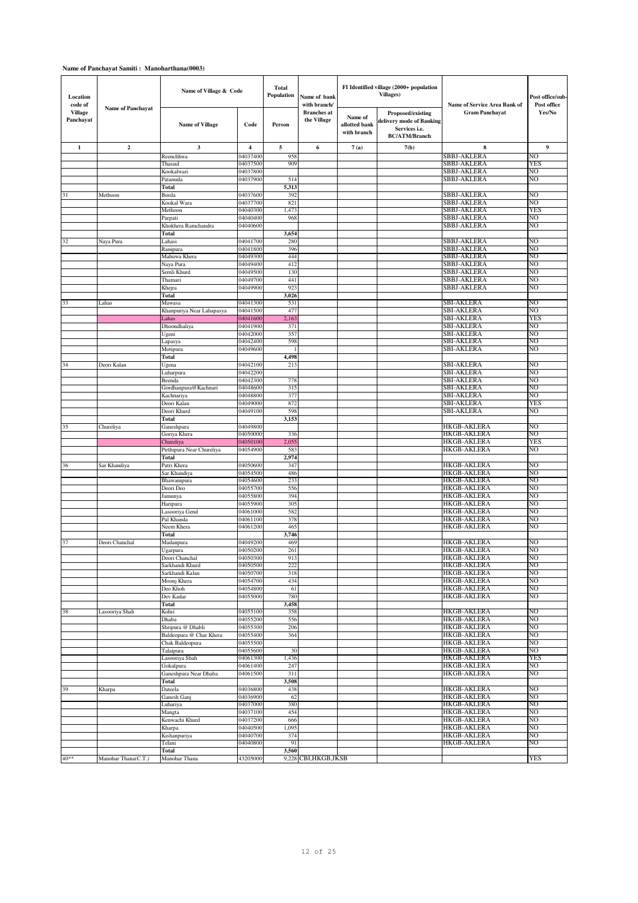**Name of Panchayat Samiti : Manoharthana(0003)**

| Location code of Village Panchayat | Name of Panchayat | Name of Village & Code | | Total Population | Name of bank with branch/ Branches at the Village | FI Identified village (2000+ population Villages) | | Name of Service Area Bank of Gram Panchayat | Post office/sub-Post office Yes/No |
|---|---|---|---|---|---|---|---|---|---|
| | | Name of Village | Code | Person | | Name of allotted bank with branch | Proposed/existing delivery mode of Banking Services i.e. BC/ATM/Branch | | |
| 1 | 2 | 3 | 4 | 5 | 6 | 7 (a) | 7(b) | 8 | 9 |
| | | Reenchhwa | 04037400 | 958 | | | | SBBJ-AKLERA | NO |
| | | Tharaul | 04037500 | 909 | | | | SBBJ-AKLERA | YES |
| | | Kookalwari | 04037800 | | | | | SBBJ-AKLERA | NO |
| | | Patanuda | 04037900 | 514 | | | | SBBJ-AKLERA | NO |
| | | **Total** | | **5,313** | | | | | |
| 31 | Methoon | Borda | 04037600 | 392 | | | | SBBJ-AKLERA | NO |
| | | Kookal Wara | 04037700 | 821 | | | | SBBJ-AKLERA | NO |
| | | Methoon | 04040300 | 1,473 | | | | SBBJ-AKLERA | YES |
| | | Parpati | 04040400 | 968 | | | | SBBJ-AKLERA | NO |
| | | Khokhera Ramchandra | 04040600 | | | | | SBBJ-AKLERA | NO |
| | | **Total** | | **3,654** | | | | | |
| 32 | Naya Pura | Lahasi | 04041700 | 280 | | | | SBBJ-AKLERA | NO |
| | | Ranipura | 04041800 | 396 | | | | SBBJ-AKLERA | NO |
| | | Mahuwa Khera | 04049300 | 444 | | | | SBBJ-AKLERA | NO |
| | | Naya Pura | 04049400 | 412 | | | | SBBJ-AKLERA | NO |
| | | Semli Khurd | 04049500 | 130 | | | | SBBJ-AKLERA | NO |
| | | Thamari | 04049700 | 441 | | | | SBBJ-AKLERA | NO |
| | | Khejra | 04049900 | 923 | | | | SBBJ-AKLERA | NO |
| | | **Total** | | **3,026** | | | | | |
| 33 | Lahas | Mawasa | 04041300 | 531 | | | | SBI-AKLERA | NO |
| | | Khanpuriya Near Lahapasya | 04041500 | 477 | | | | SBI-AKLERA | NO |
| | | Lahas | 04041600 | 2,163 | | | | SBI-AKLERA | YES |
| | | Dhoondhaliya | 04041900 | 371 | | | | SBI-AKLERA | NO |
| | | Ugeni | 04042000 | 357 | | | | SBI-AKLERA | NO |
| | | Lapasya | 04042400 | 598 | | | | SBI-AKLERA | NO |
| | | Motipura | 04049600 | 1 | | | | SBI-AKLERA | NO |
| | | **Total** | | **4,498** | | | | | |
| 34 | Deori Kalan | Ugena | 04042100 | 213 | | | | SBI-AKLERA | NO |
| | | Luharpura | 04042200 | | | | | SBI-AKLERA | NO |
| | | Beenda | 04042300 | 778 | | | | SBI-AKLERA | NO |
| | | Gordhanpura@Kachnari | 04048600 | 315 | | | | SBI-AKLERA | NO |
| | | Kachnariya | 04048800 | 377 | | | | SBI-AKLERA | NO |
| | | Deori Kalan | 04049000 | 872 | | | | SBI-AKLERA | YES |
| | | Deori Khurd | 04049100 | 598 | | | | SBI-AKLERA | NO |
| | | **Total** | | **3,153** | | | | | |
| 35 | Chureliya | Ganeshpura | 04049800 | | | | | HKGB-AKLERA | NO |
| | | Goriya Khera | 04050000 | 336 | | | | HKGB-AKLERA | NO |
| | | Chureliya | 04050100 | 2,055 | | | | HKGB-AKLERA | YES |
| | | Pirthipura Near Chureliya | 04054900 | 583 | | | | HKGB-AKLERA | NO |
| | | **Total** | | **2,974** | | | | | |
| 36 | Sar Khandiya | Patri Khera | 04050600 | 347 | | | | HKGB-AKLERA | NO |
| | | Sar Khandiya | 04054500 | 486 | | | | HKGB-AKLERA | NO |
| | | Bhawanipura | 04054600 | 233 | | | | HKGB-AKLERA | NO |
| | | Deori Deo | 04055700 | 556 | | | | HKGB-AKLERA | NO |
| | | Jamunya | 04055800 | 394 | | | | HKGB-AKLERA | NO |
| | | Haripura | 04055900 | 305 | | | | HKGB-AKLERA | NO |
| | | Lasooriya Gend | 04061000 | 582 | | | | HKGB-AKLERA | NO |
| | | Pal Khanda | 04061100 | 378 | | | | HKGB-AKLERA | NO |
| | | Neem Khera | 04061200 | 465 | | | | HKGB-AKLERA | NO |
| | | **Total** | | **3,746** | | | | | |
| 37 | Deori Chanchal | Madanpura | 04049200 | 469 | | | | HKGB-AKLERA | NO |
| | | Ugarpura | 04050200 | 261 | | | | HKGB-AKLERA | NO |
| | | Deori Chanchal | 04050300 | 913 | | | | HKGB-AKLERA | NO |
| | | Sarkhandi Khurd | 04050500 | 222 | | | | HKGB-AKLERA | NO |
| | | Sarkhandi Kalan | 04050700 | 318 | | | | HKGB-AKLERA | NO |
| | | Moonj Khera | 04054700 | 434 | | | | HKGB-AKLERA | NO |
| | | Deo Khoh | 04054800 | 61 | | | | HKGB-AKLERA | NO |
| | | Dev Kadar | 04055000 | 780 | | | | HKGB-AKLERA | NO |
| | | **Total** | | **3,458** | | | | | |
| 38 | Lasooriya Shah | Kohri | 04055100 | 358 | | | | HKGB-AKLERA | NO |
| | | Dhaba | 04055200 | 556 | | | | HKGB-AKLERA | NO |
| | | Shripura @ Dhabli | 04055300 | 206 | | | | HKGB-AKLERA | NO |
| | | Baldeopura @ Char Khera | 04055400 | 364 | | | | HKGB-AKLERA | NO |
| | | Chak Baldeopura | 04055500 | | | | | HKGB-AKLERA | NO |
| | | Talaipura | 04055600 | 30 | | | | HKGB-AKLERA | NO |
| | | Lasooriya Shah | 04061300 | 1,436 | | | | HKGB-AKLERA | YES |
| | | Gokulpura | 04061400 | 247 | | | | HKGB-AKLERA | NO |
| | | Ganeshpura Near Dhaba | 04061500 | 311 | | | | HKGB-AKLERA | NO |
| | | **Total** | | **3,508** | | | | | |
| 39 | Kharpa | Dateela | 04036800 | 438 | | | | HKGB-AKLERA | NO |
| | | Ganesh Ganj | 04036900 | 62 | | | | HKGB-AKLERA | NO |
| | | Luhariya | 04037000 | 380 | | | | HKGB-AKLERA | NO |
| | | Mangta | 04037100 | 454 | | | | HKGB-AKLERA | NO |
| | | Kenwachi Khurd | 04037200 | 666 | | | | HKGB-AKLERA | NO |
| | | Kharpa | 04040500 | 1,095 | | | | HKGB-AKLERA | NO |
| | | Kishanpuriya | 04040700 | 374 | | | | HKGB-AKLERA | NO |
| | | Telani | 04040800 | 91 | | | | HKGB-AKLERA | NO |
| | | **Total** | | **3,560** | | | | | |
| 40** | Manohar Thana(C.T.) | Manohar Thana | 43205000 | 9,228 | CBI,HKGB,JKSB | | | | YES |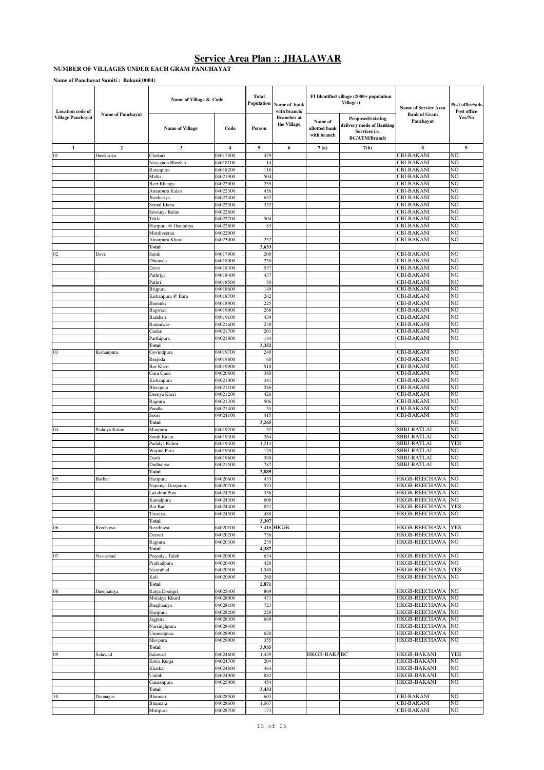# Service Area Plan :: JHALAWAR

**NUMBER OF VILLAGES UNDER EACH GRAM PANCHAYAT**

**Name of Panchayat Samiti : Bakani(0004)**

| Location code of Village Panchayat | Name of Panchayat | Name of Village & Code | | Total Population | Name of bank with branch/ Branches at the Village | FI Identified village (2000+ population Villages) | | Name of Service Area Bank of Gram Panchayat | Post office/sub-Post office Yes/No |
|---|---|---|---|---|---|---|---|---|---|
| | | Name of Village | Code | Person | | Name of allotted bank with branch | Proposed/existing delivery mode of Banking Services i.e. BC/ATM/Branch | | |
| 1 | 2 | 3 | 4 | 5 | 6 | 7 (a) | 7(b) | 8 | 9 |
| 01 | Jheekariya | Chokari | 04017800 | 479 | | | | CBI-BAKANI | NO |
| | | Nayagaon Bheelan | 04018100 | 14 | | | | CBI-BAKANI | NO |
| | | Ratanpura | 04018200 | 118 | | | | CBI-BAKANI | NO |
| | | Melki | 04021900 | 504 | | | | CBI-BAKANI | NO |
| | | Beer Khanga | 04022000 | 239 | | | | CBI-BAKANI | NO |
| | | Amarpura Kalan | 04022300 | 456 | | | | CBI-BAKANI | NO |
| | | Jheekariya | 04022400 | 652 | | | | CBI-BAKANI | NO |
| | | Semal Khera | 04022500 | 352 | | | | CBI-BAKANI | NO |
| | | Sewanya Kalan | 04022600 | | | | | CBI-BAKANI | NO |
| | | Tekla | 04022700 | 504 | | | | CBI-BAKANI | NO |
| | | Haripura @ Jhantaliya | 04022800 | 83 | | | | CBI-BAKANI | NO |
| | | Mordiveeran | 04022900 | | | | | CBI-BAKANI | NO |
| | | Amarpura Khurd | 04023000 | 232 | | | | CBI-BAKANI | NO |
| | | **Total** | | **3,633** | | | | | |
| 02 | Devri | Semli | 04017900 | 200 | | | | CBI-BAKANI | NO |
| | | Dhanoda | 04018000 | 230 | | | | CBI-BAKANI | NO |
| | | Devri | 04018300 | 537 | | | | CBI-BAKANI | NO |
| | | Pathriya | 04018400 | 437 | | | | CBI-BAKANI | NO |
| | | Pathri | 04018500 | 50 | | | | CBI-BAKANI | NO |
| | | Brijpura | 04018600 | 149 | | | | CBI-BAKANI | NO |
| | | Kishanpura @ Bara | 04018700 | 242 | | | | CBI-BAKANI | NO |
| | | Jhoomki | 04018900 | 225 | | | | CBI-BAKANI | NO |
| | | Bagwara | 04019000 | 268 | | | | CBI-BAKANI | NO |
| | | Barkheri | 04019100 | 439 | | | | CBI-BAKANI | NO |
| | | Ramniwas | 04021600 | 230 | | | | CBI-BAKANI | NO |
| | | Gadari | 04021700 | 201 | | | | CBI-BAKANI | NO |
| | | Parthipura | 04021800 | 144 | | | | CBI-BAKANI | NO |
| | | **Total** | | **3,352** | | | | | |
| 03 | Kishanpura | Govindpura | 04019700 | 240 | | | | CBI-BAKANI | NO |
| | | Reejoda | 04019800 | 60 | | | | CBI-BAKANI | NO |
| | | Bor Kheri | 04019900 | 518 | | | | CBI-BAKANI | NO |
| | | Gara Gaon | 04020800 | 380 | | | | CBI-BAKANI | NO |
| | | Kishanpura | 04021000 | 381 | | | | CBI-BAKANI | NO |
| | | Bhavpura | 04021100 | 286 | | | | CBI-BAKANI | NO |
| | | Deenya Kheri | 04021200 | 426 | | | | CBI-BAKANI | NO |
| | | Rajpura | 04021300 | 506 | | | | CBI-BAKANI | NO |
| | | Pandki | 04021400 | 53 | | | | CBI-BAKANI | NO |
| | | Soori | 04024100 | 415 | | | | CBI-BAKANI | NO |
| | | **Total** | | **3,265** | | | | | NO |
| 04 | Padalya Kulmi | Manpura | 04019200 | 52 | | | | SBBJ-RATLAI | NO |
| | | Semli Kalan | 04019300 | 264 | | | | SBBJ-RATLAI | NO |
| | | Padalya Kulmi | 04019400 | 1,213 | | | | SBBJ-RATLAI | YES |
| | | Wajind Pura | 04019500 | 179 | | | | SBBJ-RATLAI | NO |
| | | Deoli | 04019600 | 390 | | | | SBBJ-RATLAI | NO |
| | | Dudhaliya | 04021500 | 787 | | | | SBBJ-RATLAI | NO |
| | | **Total** | | **2,885** | | | | | |
| 05 | Barbar | Haripura | 04020600 | 433 | | | | HKGB-REECHAWA | NO |
| | | Napanya Goojaran | 04020700 | 573 | | | | HKGB-REECHAWA | NO |
| | | Lakshmi Pura | 04024200 | 336 | | | | HKGB-REECHAWA | NO |
| | | Kamalpura | 04024300 | 606 | | | | HKGB-REECHAWA | NO |
| | | Bar Bar | 04024400 | 871 | | | | HKGB-REECHAWA | YES |
| | | Titoriya | 04024500 | 488 | | | | HKGB-REECHAWA | NO |
| | | **Total** | | **3,307** | | | | | |
| 06 | Reechhwa | Reechhwa | 04020100 | 3,416 | HKGB | | | HKGB-REECHAWA | YES |
| | | Deewri | 04020200 | 736 | | | | HKGB-REECHAWA | NO |
| | | Rajpura | 04020300 | 235 | | | | HKGB-REECHAWA | NO |
| | | **Total** | | **4,387** | | | | | |
| 07 | Nasirabad | Peepalya Talab | 04020000 | 634 | | | | HKGB-REECHAWA | NO |
| | | Prahladpura | 04020400 | 428 | | | | HKGB-REECHAWA | NO |
| | | Nasirabad | 04020500 | 1,549 | | | | HKGB-REECHAWA | YES |
| | | Koli | 04020900 | 260 | | | | HKGB-REECHAWA | NO |
| | | **Total** | | **2,871** | | | | | |
| 08 | Jheejhaniya | Ratya Doongri | 04025400 | 869 | | | | HKGB-REECHAWA | NO |
| | | Molakya Khurd | 04028000 | 471 | | | | HKGB-REECHAWA | NO |
| | | Jheejhaniya | 04028100 | 723 | | | | HKGB-REECHAWA | NO |
| | | Haripura | 04028200 | 228 | | | | HKGB-REECHAWA | NO |
| | | Jagpura | 04028300 | 669 | | | | HKGB-REECHAWA | NO |
| | | Narsinghpura | 04028400 | | | | | HKGB-REECHAWA | NO |
| | | Ummedpura | 04028900 | 620 | | | | HKGB-REECHAWA | NO |
| | | Shivpura | 04029000 | 355 | | | | HKGB-REECHAWA | NO |
| | | **Total** | | **3,935** | | | | | |
| 09 | Salawad | Salawad | 04024600 | 1,429 | | HKGB-BAKANI | BC | HKGB-BAKANI | YES |
| | | Kotra Kunja | 04024700 | 204 | | | | HKGB-BAKANI | NO |
| | | Khatkar | 04024800 | 464 | | | | HKGB-BAKANI | NO |
| | | Uakhli | 04024900 | 882 | | | | HKGB-BAKANI | NO |
| | | Ganeshpura | 04025000 | 454 | | | | HKGB-BAKANI | NO |
| | | **Total** | | **3,433** | | | | | |
| 10 | Deonagar | Bhumari | 04028500 | 603 | | | | CBI-BAKANI | NO |
| | | Bhumara | 04028600 | 1,067 | | | | CBI-BAKANI | NO |
| | | Motipura | 04028700 | 173 | | | | CBI-BAKANI | NO |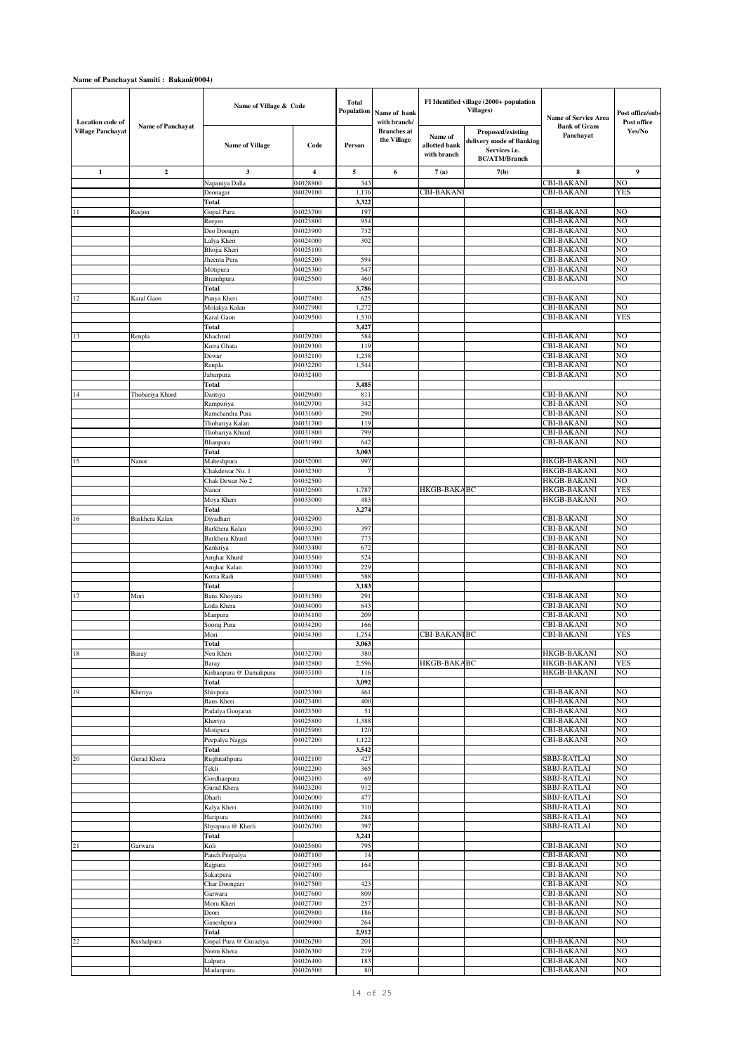**Name of Panchayat Samiti : Bakani(0004)**

| Location code of Village Panchayat | Name of Panchayat | Name of Village & Code | | Total Population | Name of bank with branch/ Branches at the Village | FI Identified village (2000+ population Villages) | | Name of Service Area Bank of Gram Panchayat | Post office/sub-Post office Yes/No |
|---|---|---|---|---|---|---|---|---|---|
| | | Name of Village | Code | Person | | Name of allotted bank with branch | Proposed/existing delivery mode of Banking Services i.e. BC/ATM/Branch | | |
| 1 | 2 | 3 | 4 | 5 | 6 | 7 (a) | 7(b) | 8 | 9 |
| | | Napaniya Dalla | 04028800 | 343 | | | | CBI-BAKANI | NO |
| | | Deonagar | 04029100 | 1,136 | | CBI-BAKANI | | CBI-BAKANI | YES |
| | | Total | | 3,322 | | | | | |
| 11 | Reejon | Gopal Pura | 04023700 | 197 | | | | CBI-BAKANI | NO |
| | | Reejon | 04023800 | 954 | | | | CBI-BAKANI | NO |
| | | Deo Doongri | 04023900 | 732 | | | | CBI-BAKANI | NO |
| | | Lalya Kheri | 04024000 | 302 | | | | CBI-BAKANI | NO |
| | | Bhojia Kheri | 04025100 | | | | | CBI-BAKANI | NO |
| | | Jheenta Pura | 04025200 | 594 | | | | CBI-BAKANI | NO |
| | | Motipura | 04025300 | 547 | | | | CBI-BAKANI | NO |
| | | Bramhpura | 04025500 | 460 | | | | CBI-BAKANI | NO |
| | | Total | | 3,786 | | | | | |
| 12 | Karal Gaon | Punya Kheri | 04027800 | 625 | | | | CBI-BAKANI | NO |
| | | Molakya Kalan | 04027900 | 1,272 | | | | CBI-BAKANI | NO |
| | | Karal Gaon | 04029500 | 1,530 | | | | CBI-BAKANI | YES |
| | | Total | | 3,427 | | | | | |
| 13 | Renpla | Khachrod | 04029200 | 584 | | | | CBI-BAKANI | NO |
| | | Kotra Ghata | 04029300 | 119 | | | | CBI-BAKANI | NO |
| | | Dewar | 04032100 | 1,238 | | | | CBI-BAKANI | NO |
| | | Renpla | 04032200 | 1,544 | | | | CBI-BAKANI | NO |
| | | Jabarpura | 04032400 | | | | | CBI-BAKANI | NO |
| | | Total | | 3,485 | | | | | |
| 14 | Thobariya Khurd | Dantiya | 04029600 | 811 | | | | CBI-BAKANI | NO |
| | | Rampuriya | 04029700 | 342 | | | | CBI-BAKANI | NO |
| | | Ramchandra Pura | 04031600 | 290 | | | | CBI-BAKANI | NO |
| | | Thobariya Kalan | 04031700 | 119 | | | | CBI-BAKANI | NO |
| | | Thobariya Khurd | 04031800 | 799 | | | | CBI-BAKANI | NO |
| | | Bhanpura | 04031900 | 642 | | | | CBI-BAKANI | NO |
| | | Total | | 3,003 | | | | | |
| 15 | Nanor | Maheshpura | 04032000 | 997 | | | | HKGB-BAKANI | NO |
| | | Chakdewar No. 1 | 04032300 | 7 | | | | HKGB-BAKANI | NO |
| | | Chak Dewar No 2 | 04032500 | | | | | HKGB-BAKANI | NO |
| | | Nanor | 04032600 | 1,787 | | HKGB-BAKA | BC | HKGB-BAKANI | YES |
| | | Moya Kheri | 04033000 | 483 | | | | HKGB-BAKANI | NO |
| | | Total | | 3,274 | | | | | |
| 16 | Barkhera Kalan | Diyadhari | 04032900 | | | | | CBI-BAKANI | NO |
| | | Barkhera Kalan | 04033200 | 397 | | | | CBI-BAKANI | NO |
| | | Barkhera Khurd | 04033300 | 773 | | | | CBI-BAKANI | NO |
| | | Kankriya | 04033400 | 672 | | | | CBI-BAKANI | NO |
| | | Amjhar Khurd | 04033500 | 524 | | | | CBI-BAKANI | NO |
| | | Amjhar Kalan | 04033700 | 229 | | | | CBI-BAKANI | NO |
| | | Kotra Radi | 04033800 | 588 | | | | CBI-BAKANI | NO |
| | | Total | | 3,183 | | | | | |
| 17 | Mori | Bans Khoyara | 04031500 | 291 | | | | CBI-BAKANI | NO |
| | | Loda Khera | 04034000 | 643 | | | | CBI-BAKANI | NO |
| | | Manpura | 04034100 | 209 | | | | CBI-BAKANI | NO |
| | | Sooraj Pura | 04034200 | 166 | | | | CBI-BAKANI | NO |
| | | Mori | 04034300 | 1,754 | | CBI-BAKANI | BC | CBI-BAKANI | YES |
| | | Total | | 3,063 | | | | | |
| 18 | Baray | Neu Kheri | 04032700 | 380 | | | | HKGB-BAKANI | NO |
| | | Baray | 04032800 | 2,596 | | HKGB-BAKA | BC | HKGB-BAKANI | YES |
| | | Kishanpura @ Damakpura | 04033100 | 116 | | | | HKGB-BAKANI | NO |
| | | Total | | 3,092 | | | | | |
| 19 | Kheriya | Shivpura | 04023300 | 461 | | | | CBI-BAKANI | NO |
| | | Bans Kheri | 04023400 | 400 | | | | CBI-BAKANI | NO |
| | | Padalya Goojaran | 04023500 | 51 | | | | CBI-BAKANI | NO |
| | | Kheriya | 04025800 | 1,388 | | | | CBI-BAKANI | NO |
| | | Motipura | 04025900 | 120 | | | | CBI-BAKANI | NO |
| | | Peepalya Nagga | 04027200 | 1,122 | | | | CBI-BAKANI | NO |
| | | Total | | 3,542 | | | | | |
| 20 | Gurad Khera | Rughnathpura | 04022100 | 427 | | | | SBBJ-RATLAI | NO |
| | | Tekli | 04022200 | 365 | | | | SBBJ-RATLAI | NO |
| | | Gordhanpura | 04023100 | 69 | | | | SBBJ-RATLAI | NO |
| | | Gurad Khera | 04023200 | 912 | | | | SBBJ-RATLAI | NO |
| | | Dharli | 04026000 | 477 | | | | SBBJ-RATLAI | NO |
| | | Kalya Kheri | 04026100 | 310 | | | | SBBJ-RATLAI | NO |
| | | Haripura | 04026600 | 284 | | | | SBBJ-RATLAI | NO |
| | | Shyopura @ Kherli | 04026700 | 397 | | | | SBBJ-RATLAI | NO |
| | | Total | | 3,241 | | | | | |
| 21 | Garwara | Koli | 04025600 | 795 | | | | CBI-BAKANI | NO |
| | | Panch Peepalya | 04027100 | 14 | | | | CBI-BAKANI | NO |
| | | Rajpura | 04027300 | 164 | | | | CBI-BAKANI | NO |
| | | Sakatpura | 04027400 | | | | | CBI-BAKANI | NO |
| | | Char Doongari | 04027500 | 423 | | | | CBI-BAKANI | NO |
| | | Garwara | 04027600 | 809 | | | | CBI-BAKANI | NO |
| | | Moru Kheri | 04027700 | 257 | | | | CBI-BAKANI | NO |
| | | Deori | 04029800 | 186 | | | | CBI-BAKANI | NO |
| | | Ganeshpura | 04029900 | 264 | | | | CBI-BAKANI | NO |
| | | Total | | 2,912 | | | | | |
| 22 | Kushalpura | Gopal Pura @ Guradiya | 04026200 | 201 | | | | CBI-BAKANI | NO |
| | | Neem Khera | 04026300 | 219 | | | | CBI-BAKANI | NO |
| | | Lalpura | 04026400 | 183 | | | | CBI-BAKANI | NO |
| | | Madanpura | 04026500 | 80 | | | | CBI-BAKANI | NO |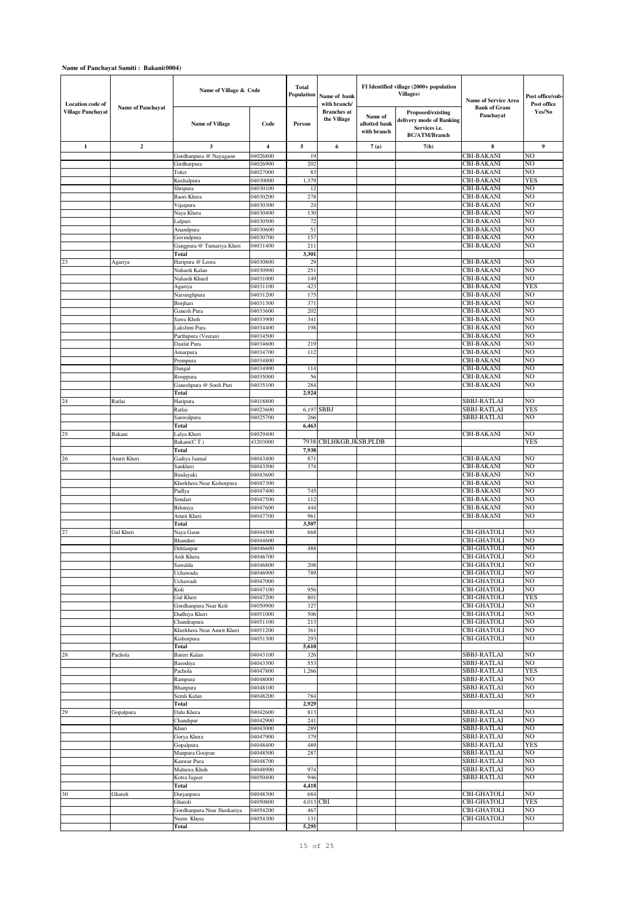**Name of Panchayat Samiti : Bakani(0004)**

| Location code of Village Panchayat | Name of Panchayat | Name of Village & Code | | Total Population | Name of bank with branch/ Branches at the Village | FI Identified village (2000+ population Villages) | | Name of Service Area Bank of Gram Panchayat | Post office/sub-Post office Yes/No |
|---|---|---|---|---|---|---|---|---|---|
| | | Name of Village | Code | Person | | Name of allotted bank with branch | Proposed/existing delivery mode of Banking Services i.e. BC/ATM/Branch | | |
| 1 | 2 | 3 | 4 | 5 | 6 | 7 (a) | 7(b) | 8 | 9 |
| | | Gordhanpura @ Nayagaon | 04026800 | 19 | | | | CBI-BAKANI | NO |
| | | Girdharpura | 04026900 | 202 | | | | CBI-BAKANI | NO |
| | | Tokri | 04027000 | 83 | | | | CBI-BAKANI | NO |
| | | Kushalpura | 04030000 | 1,379 | | | | CBI-BAKANI | YES |
| | | Shripura | 04030100 | 12 | | | | CBI-BAKANI | NO |
| | | Baori Khera | 04030200 | 278 | | | | CBI-BAKANI | NO |
| | | Vijaipura | 04030300 | 24 | | | | CBI-BAKANI | NO |
| | | Naya Khera | 04030400 | 130 | | | | CBI-BAKANI | NO |
| | | Lalpuri | 04030500 | 72 | | | | CBI-BAKANI | NO |
| | | Anandpura | 04030600 | 51 | | | | CBI-BAKANI | NO |
| | | Govindpura | 04030700 | 157 | | | | CBI-BAKANI | NO |
| | | Gangpura @ Tumariya Kheri | 04031400 | 211 | | | | CBI-BAKANI | NO |
| | | **Total** | | **3,301** | | | | | |
| 23 | Agariya | Haripura @ Leora | 04030800 | 29 | | | | CBI-BAKANI | NO |
| | | Nahardi Kalan | 04030900 | 251 | | | | CBI-BAKANI | NO |
| | | Nahardi Khurd | 04031000 | 149 | | | | CBI-BAKANI | NO |
| | | Agariya | 04031100 | 423 | | | | CBI-BAKANI | YES |
| | | Narsinghpura | 04031200 | 175 | | | | CBI-BAKANI | NO |
| | | Borjhari | 04031300 | 371 | | | | CBI-BAKANI | NO |
| | | Ganesh Pura | 04033600 | 202 | | | | CBI-BAKANI | NO |
| | | Sawa Khoh | 04033900 | 341 | | | | CBI-BAKANI | NO |
| | | Lakshmi Pura | 04034400 | 198 | | | | CBI-BAKANI | NO |
| | | Parthipura (Veeran) | 04034500 | | | | | CBI-BAKANI | NO |
| | | Daulat Pura | 04034600 | 219 | | | | CBI-BAKANI | NO |
| | | Amarpura | 04034700 | 112 | | | | CBI-BAKANI | NO |
| | | Prempura | 04034800 | | | | | CBI-BAKANI | NO |
| | | Dangal | 04034900 | 114 | | | | CBI-BAKANI | NO |
| | | Rooppura | 04035000 | 56 | | | | CBI-BAKANI | NO |
| | | Ganeshpura @ Sooli Puri | 04035100 | 284 | | | | CBI-BAKANI | NO |
| | | **Total** | | **2,924** | | | | | |
| 24 | Ratlai | Haripura | 04018800 | | | | | SBBJ-RATLAI | NO |
| | | Ratlai | 04023600 | 6,197 | SBBJ | | | SBBJ-RATLAI | YES |
| | | Sanwalpura | 04025700 | 266 | | | | SBBJ-RATLAI | NO |
| | | **Total** | | **6,463** | | | | | |
| 25 | Bakani | Lalya Kheri | 04029400 | | | | | CBI-BAKANI | NO |
| | | Bakani(C.T.) | 43203000 | 7938 | CBI,HKGB,JKSB,PLDB | | | | YES |
| | | **Total** | | **7,938** | | | | | |
| 26 | Amrit Kheri | Gadiya Jaimal | 04043400 | 871 | | | | CBI-BAKANI | NO |
| | | Sankheri | 04043500 | 374 | | | | CBI-BAKANI | NO |
| | | Bindayaki | 04043600 | | | | | CBI-BAKANI | NO |
| | | Kherkhera Near Kishorpura | 04047300 | | | | | CBI-BAKANI | NO |
| | | Padlya | 04047400 | 745 | | | | CBI-BAKANI | NO |
| | | Sendari | 04047500 | 112 | | | | CBI-BAKANI | NO |
| | | Biloniya | 04047600 | 444 | | | | CBI-BAKANI | NO |
| | | Amrit Kheri | 04047700 | 961 | | | | CBI-BAKANI | NO |
| | | **Total** | | **3,507** | | | | | |
| 27 | Gul Kheri | Naya Gaon | 04044500 | 668 | | | | CBI-GHATOLI | NO |
| | | Bhanderi | 04044600 | | | | | CBI-GHATOLI | NO |
| | | Dehlanpur | 04046600 | 488 | | | | CBI-GHATOLI | NO |
| | | Ardi Khera | 04046700 | | | | | CBI-GHATOLI | NO |
| | | Sawalda | 04046800 | 208 | | | | CBI-GHATOLI | NO |
| | | Uchawada | 04046900 | 789 | | | | CBI-GHATOLI | NO |
| | | Uchawadi | 04047000 | | | | | CBI-GHATOLI | NO |
| | | Koli | 04047100 | 956 | | | | CBI-GHATOLI | NO |
| | | Gul Kheri | 04047200 | 801 | | | | CBI-GHATOLI | YES |
| | | Gordhanpura Near Koli | 04050900 | 327 | | | | CBI-GHATOLI | NO |
| | | Dudhiya Kheri | 04051000 | 506 | | | | CBI-GHATOLI | NO |
| | | Chandrapura | 04051100 | 213 | | | | CBI-GHATOLI | NO |
| | | Kherkhera Near Amrit Kheri | 04051200 | 361 | | | | CBI-GHATOLI | NO |
| | | Kishorpura | 04051300 | 293 | | | | CBI-GHATOLI | NO |
| | | **Total** | | **5,610** | | | | | |
| 28 | Pachola | Bareri Kalan | 04043100 | 326 | | | | SBBJ-RATLAI | NO |
| | | Basodiya | 04043300 | 553 | | | | SBBJ-RATLAI | NO |
| | | Pachola | 04047800 | 1,266 | | | | SBBJ-RATLAI | YES |
| | | Rampura | 04048000 | | | | | SBBJ-RATLAI | NO |
| | | Bhanpura | 04048100 | | | | | SBBJ-RATLAI | NO |
| | | Semli Kalan | 04048200 | 784 | | | | SBBJ-RATLAI | NO |
| | | **Total** | | **2,929** | | | | | |
| 29 | Gopalpura | Dahi Khera | 04042600 | 813 | | | | SBBJ-RATLAI | NO |
| | | Chandipur | 04042900 | 241 | | | | SBBJ-RATLAI | NO |
| | | Khuri | 04043000 | 289 | | | | SBBJ-RATLAI | NO |
| | | Gorya Khera | 04047900 | 379 | | | | SBBJ-RATLAI | NO |
| | | Gopalpura | 04048400 | 489 | | | | SBBJ-RATLAI | YES |
| | | Manpura Goojran | 04048500 | 287 | | | | SBBJ-RATLAI | NO |
| | | Kanwar Pura | 04048700 | | | | | SBBJ-RATLAI | NO |
| | | Mahuwa Khoh | 04048900 | 974 | | | | SBBJ-RATLAI | NO |
| | | Kotra Jageer | 04050400 | 946 | | | | SBBJ-RATLAI | NO |
| | | **Total** | | **4,418** | | | | | |
| 30 | Ghatoli | Durjanpura | 04048300 | 684 | | | | CBI-GHATOLI | NO |
| | | Ghatoli | 04050800 | 4,013 | CBI | | | CBI-GHATOLI | YES |
| | | Gordhanpura Near Jheekariya | 04054200 | 467 | | | | CBI-GHATOLI | NO |
| | | Neem Khera | 04054300 | 131 | | | | CBI-GHATOLI | NO |
| | | **Total** | | **5,295** | | | | | |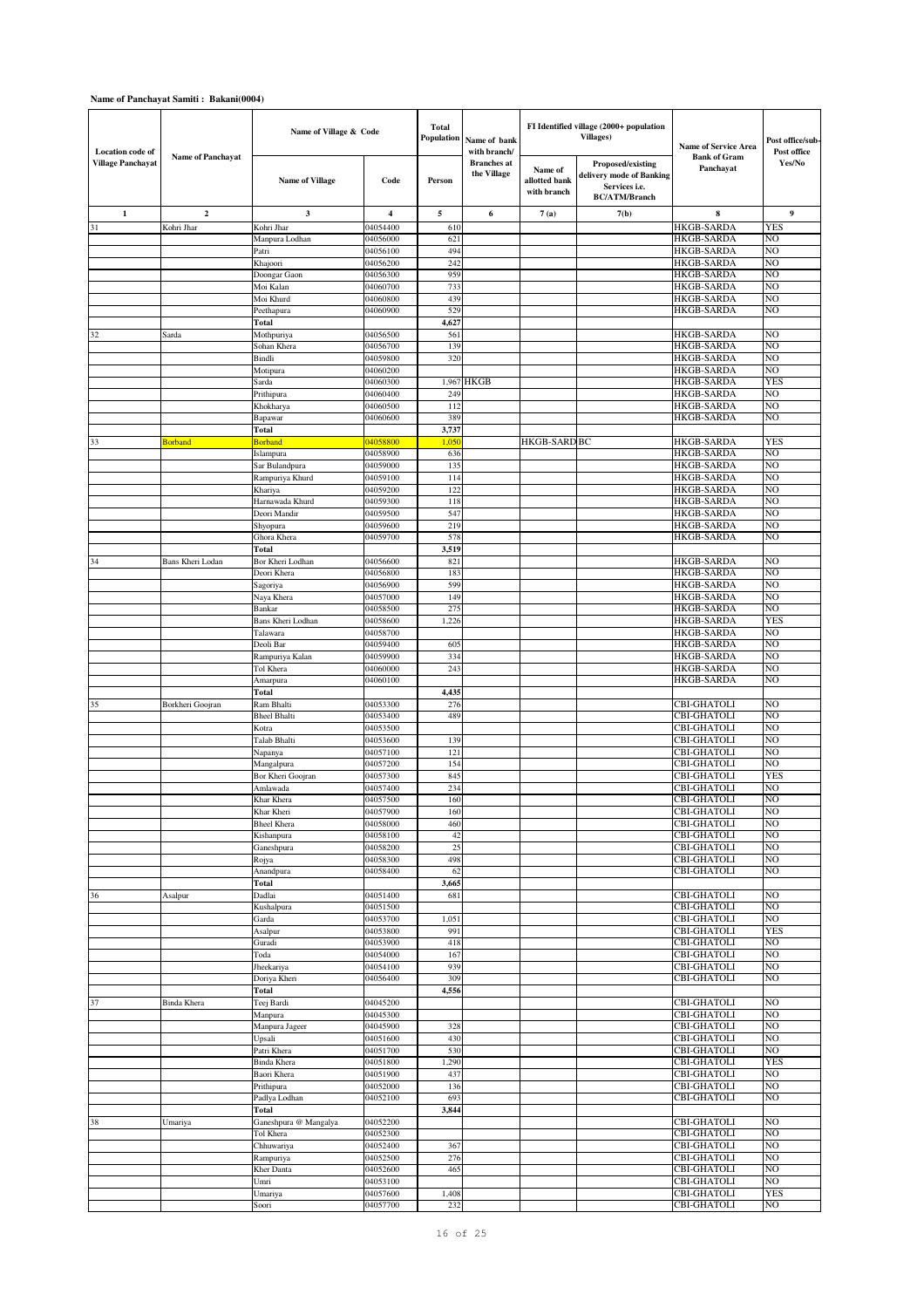**Name of Panchayat Samiti : Bakani(0004)**

| Location code of Village Panchayat | Name of Panchayat | Name of Village & Code | | Total Population | Name of bank with branch/ Branches at the Village | FI Identified village (2000+ population Villages) | | Name of Service Area Bank of Gram Panchayat | Post office/sub-Post office Yes/No |
|---|---|---|---|---|---|---|---|---|---|
| | | Name of Village | Code | Person | | Name of allotted bank with branch | Proposed/existing delivery mode of Banking Services i.e. BC/ATM/Branch | | |
| 1 | 2 | 3 | 4 | 5 | 6 | 7(a) | 7(b) | 8 | 9 |
| 31 | Kohri Jhar | Kohri Jhar | 04054400 | 610 | | | | HKGB-SARDA | YES |
| | | Manpura Lodhan | 04056000 | 621 | | | | HKGB-SARDA | NO |
| | | Patri | 04056100 | 494 | | | | HKGB-SARDA | NO |
| | | Khajoori | 04056200 | 242 | | | | HKGB-SARDA | NO |
| | | Doongar Gaon | 04056300 | 959 | | | | HKGB-SARDA | NO |
| | | Moi Kalan | 04060700 | 733 | | | | HKGB-SARDA | NO |
| | | Moi Khurd | 04060800 | 439 | | | | HKGB-SARDA | NO |
| | | Peethapura | 04060900 | 529 | | | | HKGB-SARDA | NO |
| | | Total | | 4,627 | | | | | |
| 32 | Sarda | Mothpuriya | 04056500 | 561 | | | | HKGB-SARDA | NO |
| | | Sohan Khera | 04056700 | 139 | | | | HKGB-SARDA | NO |
| | | Bindli | 04059800 | 320 | | | | HKGB-SARDA | NO |
| | | Motipura | 04060200 | | | | | HKGB-SARDA | NO |
| | | Sarda | 04060300 | 1,967 | HKGB | | | HKGB-SARDA | YES |
| | | Prithipura | 04060400 | 249 | | | | HKGB-SARDA | NO |
| | | Khokharya | 04060500 | 112 | | | | HKGB-SARDA | NO |
| | | Bapawar | 04060600 | 389 | | | | HKGB-SARDA | NO |
| | | Total | | 3,737 | | | | | |
| 33 | Borband | Borband | 04058800 | 1,050 | | HKGB-SARD | BC | HKGB-SARDA | YES |
| | | Islampura | 04058900 | 636 | | | | HKGB-SARDA | NO |
| | | Sar Bulandpura | 04059000 | 135 | | | | HKGB-SARDA | NO |
| | | Rampuriya Khurd | 04059100 | 114 | | | | HKGB-SARDA | NO |
| | | Khariya | 04059200 | 122 | | | | HKGB-SARDA | NO |
| | | Harnawada Khurd | 04059300 | 118 | | | | HKGB-SARDA | NO |
| | | Deori Mandir | 04059500 | 547 | | | | HKGB-SARDA | NO |
| | | Shyopura | 04059600 | 219 | | | | HKGB-SARDA | NO |
| | | Ghora Khera | 04059700 | 578 | | | | HKGB-SARDA | NO |
| | | Total | | 3,519 | | | | | |
| 34 | Bans Kheri Lodan | Bor Kheri Lodhan | 04056600 | 821 | | | | HKGB-SARDA | NO |
| | | Deori Khera | 04056800 | 183 | | | | HKGB-SARDA | NO |
| | | Sagoriya | 04056900 | 599 | | | | HKGB-SARDA | NO |
| | | Naya Khera | 04057000 | 149 | | | | HKGB-SARDA | NO |
| | | Bankar | 04058500 | 275 | | | | HKGB-SARDA | NO |
| | | Bans Kheri Lodhan | 04058600 | 1,226 | | | | HKGB-SARDA | YES |
| | | Talawara | 04058700 | | | | | HKGB-SARDA | NO |
| | | Deoli Bar | 04059400 | 605 | | | | HKGB-SARDA | NO |
| | | Rampuriya Kalan | 04059900 | 334 | | | | HKGB-SARDA | NO |
| | | Tol Khera | 04060000 | 243 | | | | HKGB-SARDA | NO |
| | | Amarpura | 04060100 | | | | | HKGB-SARDA | NO |
| | | Total | | 4,435 | | | | | |
| 35 | Borkheri Goojran | Ram Bhalti | 04053300 | 276 | | | | CBI-GHATOLI | NO |
| | | Bheel Bhalti | 04053400 | 489 | | | | CBI-GHATOLI | NO |
| | | Kotra | 04053500 | | | | | CBI-GHATOLI | NO |
| | | Talab Bhalti | 04053600 | 139 | | | | CBI-GHATOLI | NO |
| | | Napanya | 04057100 | 121 | | | | CBI-GHATOLI | NO |
| | | Mangalpura | 04057200 | 154 | | | | CBI-GHATOLI | NO |
| | | Bor Kheri Goojran | 04057300 | 845 | | | | CBI-GHATOLI | YES |
| | | Amlawada | 04057400 | 234 | | | | CBI-GHATOLI | NO |
| | | Khar Khera | 04057500 | 160 | | | | CBI-GHATOLI | NO |
| | | Khar Kheri | 04057900 | 160 | | | | CBI-GHATOLI | NO |
| | | Bheel Khera | 04058000 | 460 | | | | CBI-GHATOLI | NO |
| | | Kishanpura | 04058100 | 42 | | | | CBI-GHATOLI | NO |
| | | Ganeshpura | 04058200 | 25 | | | | CBI-GHATOLI | NO |
| | | Rojya | 04058300 | 498 | | | | CBI-GHATOLI | NO |
| | | Anandpura | 04058400 | 62 | | | | CBI-GHATOLI | NO |
| | | Total | | 3,665 | | | | | |
| 36 | Asalpur | Dadlai | 04051400 | 681 | | | | CBI-GHATOLI | NO |
| | | Kushalpura | 04051500 | | | | | CBI-GHATOLI | NO |
| | | Garda | 04053700 | 1,051 | | | | CBI-GHATOLI | NO |
| | | Asalpur | 04053800 | 991 | | | | CBI-GHATOLI | YES |
| | | Guradi | 04053900 | 418 | | | | CBI-GHATOLI | NO |
| | | Toda | 04054000 | 167 | | | | CBI-GHATOLI | NO |
| | | Jheekariya | 04054100 | 939 | | | | CBI-GHATOLI | NO |
| | | Doriya Kheri | 04056400 | 309 | | | | CBI-GHATOLI | NO |
| | | Total | | 4,556 | | | | | |
| 37 | Binda Khera | Teej Bardi | 04045200 | | | | | CBI-GHATOLI | NO |
| | | Manpura | 04045300 | | | | | CBI-GHATOLI | NO |
| | | Manpura Jageer | 04045900 | 328 | | | | CBI-GHATOLI | NO |
| | | Upsali | 04051600 | 430 | | | | CBI-GHATOLI | NO |
| | | Patri Khera | 04051700 | 530 | | | | CBI-GHATOLI | NO |
| | | Binda Khera | 04051800 | 1,290 | | | | CBI-GHATOLI | YES |
| | | Baori Khera | 04051900 | 437 | | | | CBI-GHATOLI | NO |
| | | Prithpura | 04052000 | 136 | | | | CBI-GHATOLI | NO |
| | | Padlya Lodhan | 04052100 | 693 | | | | CBI-GHATOLI | NO |
| | | Total | | 3,844 | | | | | |
| 38 | Umariya | Ganeshpura @ Mangalya | 04052200 | | | | | CBI-GHATOLI | NO |
| | | Tol Khera | 04052300 | | | | | CBI-GHATOLI | NO |
| | | Chhuwariya | 04052400 | 367 | | | | CBI-GHATOLI | NO |
| | | Rampuriya | 04052500 | 276 | | | | CBI-GHATOLI | NO |
| | | Kher Danta | 04052600 | 465 | | | | CBI-GHATOLI | NO |
| | | Umri | 04053100 | | | | | CBI-GHATOLI | NO |
| | | Umariya | 04057600 | 1,408 | | | | CBI-GHATOLI | YES |
| | | Soori | 04057700 | 232 | | | | CBI-GHATOLI | NO |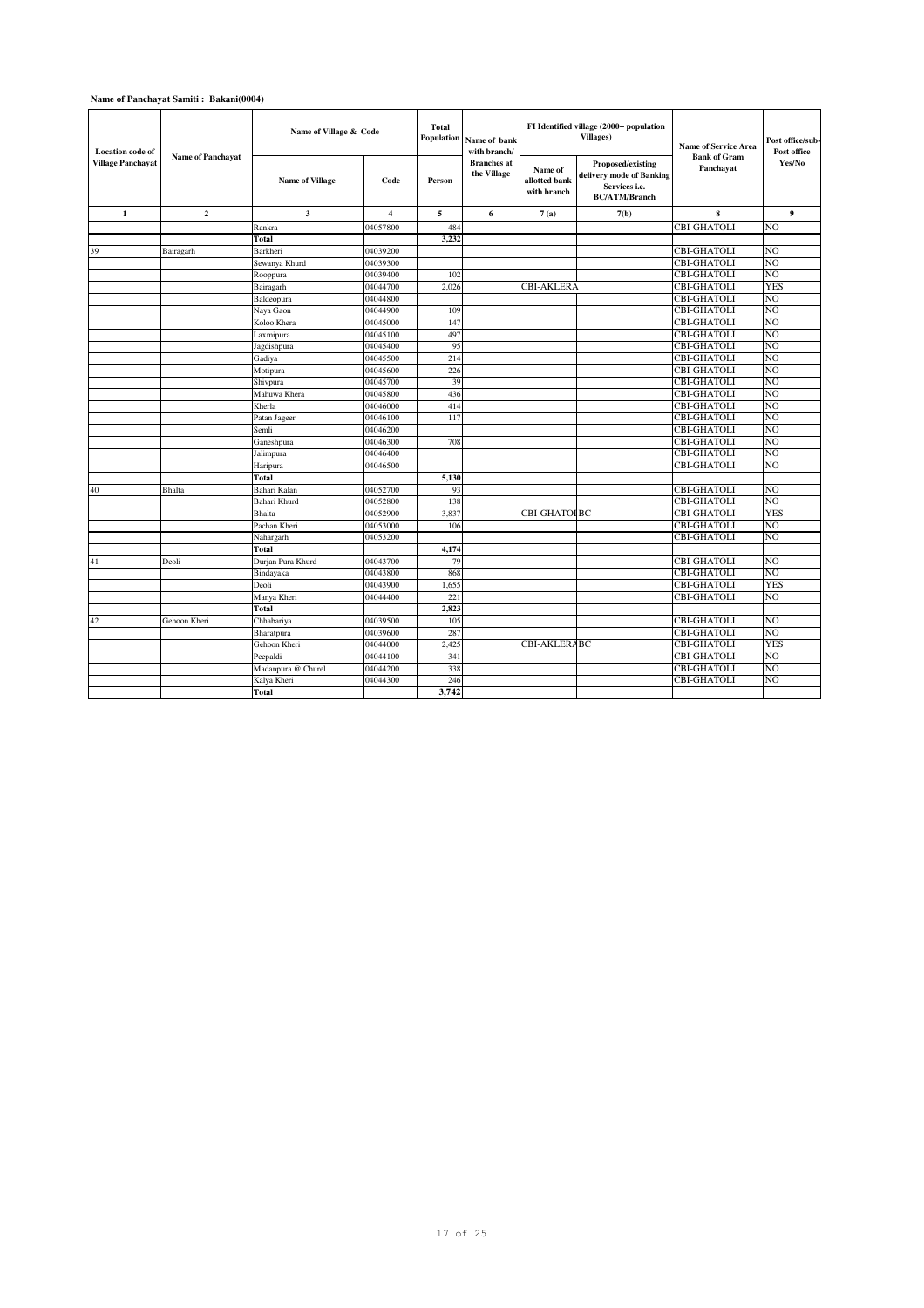**Name of Panchayat Samiti : Bakani(0004)**

| Location code of Village Panchayat | Name of Panchayat | Name of Village & Code | | Total Population | Name of bank with branch/ | FI Identified village (2000+ population Villages) | | Name of Service Area Bank of Gram Panchayat | Post office/sub-Post office Yes/No |
|---|---|---|---|---|---|---|---|---|---|
| | | Name of Village | Code | Person | Branches at the Village | Name of allotted bank with branch | Proposed/existing delivery mode of Banking Services i.e. BC/ATM/Branch | | |
| 1 | 2 | 3 | 4 | 5 | 6 | 7 (a) | 7(b) | 8 | 9 |
| | | Rankra | 04057800 | 484 | | | | CBI-GHATOLI | NO |
| | | Total | | 3,232 | | | | | |
| 39 | Bairagarh | Barkheri | 04039200 | | | | | CBI-GHATOLI | NO |
| | | Sewanya Khurd | 04039300 | | | | | CBI-GHATOLI | NO |
| | | Rooppura | 04039400 | 102 | | | | CBI-GHATOLI | NO |
| | | Bairagarh | 04044700 | 2,026 | | CBI-AKLERA | | CBI-GHATOLI | YES |
| | | Baldeopura | 04044800 | | | | | CBI-GHATOLI | NO |
| | | Naya Gaon | 04044900 | 109 | | | | CBI-GHATOLI | NO |
| | | Koloo Khera | 04045000 | 147 | | | | CBI-GHATOLI | NO |
| | | Laxmipura | 04045100 | 497 | | | | CBI-GHATOLI | NO |
| | | Jagdishpura | 04045400 | 95 | | | | CBI-GHATOLI | NO |
| | | Gadiya | 04045500 | 214 | | | | CBI-GHATOLI | NO |
| | | Motipura | 04045600 | 226 | | | | CBI-GHATOLI | NO |
| | | Shivpura | 04045700 | 39 | | | | CBI-GHATOLI | NO |
| | | Mahuwa Khera | 04045800 | 436 | | | | CBI-GHATOLI | NO |
| | | Kherla | 04046000 | 414 | | | | CBI-GHATOLI | NO |
| | | Patan Jageer | 04046100 | 117 | | | | CBI-GHATOLI | NO |
| | | Semli | 04046200 | | | | | CBI-GHATOLI | NO |
| | | Ganeshpura | 04046300 | 708 | | | | CBI-GHATOLI | NO |
| | | Jalimpura | 04046400 | | | | | CBI-GHATOLI | NO |
| | | Haripura | 04046500 | | | | | CBI-GHATOLI | NO |
| | | Total | | 5,130 | | | | | |
| 40 | Bhalta | Bahari Kalan | 04052700 | 93 | | | | CBI-GHATOLI | NO |
| | | Bahari Khurd | 04052800 | 138 | | | | CBI-GHATOLI | NO |
| | | Bhalta | 04052900 | 3,837 | | CBI-GHATOLI | BC | CBI-GHATOLI | YES |
| | | Pachan Kheri | 04053000 | 106 | | | | CBI-GHATOLI | NO |
| | | Nahargarh | 04053200 | | | | | CBI-GHATOLI | NO |
| | | Total | | 4,174 | | | | | |
| 41 | Deoli | Durjan Pura Khurd | 04043700 | 79 | | | | CBI-GHATOLI | NO |
| | | Bindayaka | 04043800 | 868 | | | | CBI-GHATOLI | NO |
| | | Deoli | 04043900 | 1,655 | | | | CBI-GHATOLI | YES |
| | | Manya Kheri | 04044400 | 221 | | | | CBI-GHATOLI | NO |
| | | Total | | 2,823 | | | | | |
| 42 | Gehoon Kheri | Chhabariya | 04039500 | 105 | | | | CBI-GHATOLI | NO |
| | | Bharatpura | 04039600 | 287 | | | | CBI-GHATOLI | NO |
| | | Gehoon Kheri | 04044000 | 2,425 | | CBI-AKLERA | BC | CBI-GHATOLI | YES |
| | | Peepaldi | 04044100 | 341 | | | | CBI-GHATOLI | NO |
| | | Madanpura @ Churel | 04044200 | 338 | | | | CBI-GHATOLI | NO |
| | | Kalya Kheri | 04044300 | 246 | | | | CBI-GHATOLI | NO |
| | | Total | | 3,742 | | | | | |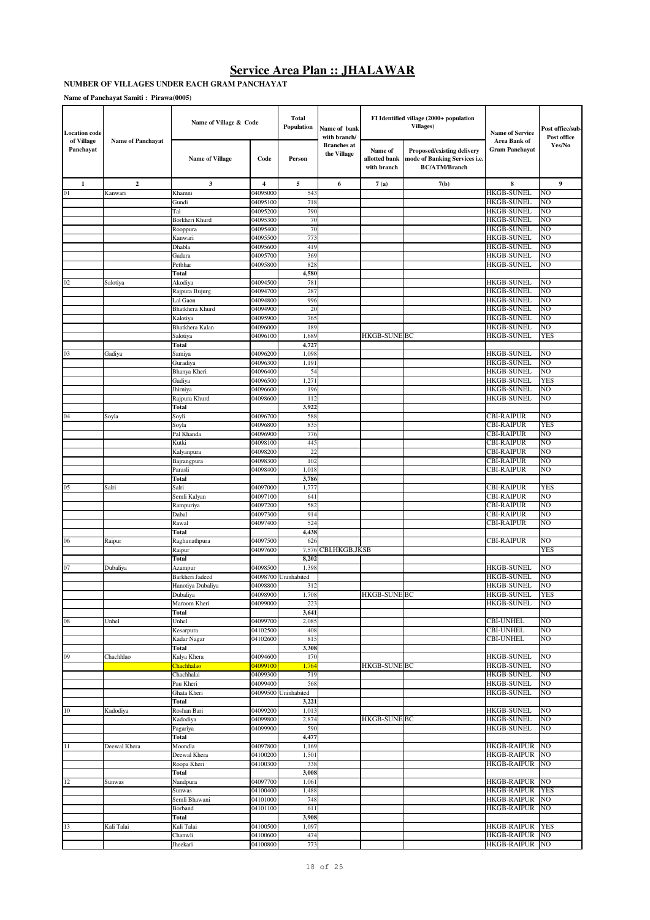# Service Area Plan :: JHALAWAR

**NUMBER OF VILLAGES UNDER EACH GRAM PANCHAYAT**

**Name of Panchayat Samiti : Pirawa(0005)**

| Location code of Village Panchayat | Name of Panchayat | Name of Village & Code | | Total Population | Name of bank with branch/ Branches at the Village | FI Identified village (2000+ population Villages) | | Name of Service Area Bank of Gram Panchayat | Post office/sub-Post office Yes/No |
|---|---|---|---|---|---|---|---|---|---|
| | | Name of Village | Code | Person | | Name of allotted bank with branch | Proposed/existing delivery mode of Banking Services i.e. BC/ATM/Branch | | |
| 1 | 2 | 3 | 4 | 5 | 6 | 7 (a) | 7(b) | 8 | 9 |
| 01 | Kanwari | Khamni | 04095000 | 543 | | | | HKGB-SUNEL | NO |
| | | Gundi | 04095100 | 718 | | | | HKGB-SUNEL | NO |
| | | Tal | 04095200 | 790 | | | | HKGB-SUNEL | NO |
| | | Borkheri Khurd | 04095300 | 70 | | | | HKGB-SUNEL | NO |
| | | Rooppura | 04095400 | 70 | | | | HKGB-SUNEL | NO |
| | | Kanwari | 04095500 | 773 | | | | HKGB-SUNEL | NO |
| | | Dhabla | 04095600 | 419 | | | | HKGB-SUNEL | NO |
| | | Gadara | 04095700 | 369 | | | | HKGB-SUNEL | NO |
| | | Petbhar | 04095800 | 828 | | | | HKGB-SUNEL | NO |
| | | **Total** | | **4,580** | | | | | |
| 02 | Salotiya | Akodiya | 04094500 | 781 | | | | HKGB-SUNEL | NO |
| | | Rajpura Bujurg | 04094700 | 287 | | | | HKGB-SUNEL | NO |
| | | Lal Gaon | 04094800 | 996 | | | | HKGB-SUNEL | NO |
| | | Bhatkhera Khurd | 04094900 | 20 | | | | HKGB-SUNEL | NO |
| | | Kalotiya | 04095900 | 765 | | | | HKGB-SUNEL | NO |
| | | Bhatkhera Kalan | 04096000 | 189 | | | | HKGB-SUNEL | NO |
| | | Salotiya | 04096100 | 1,689 | | HKGB-SUNE | BC | HKGB-SUNEL | YES |
| | | **Total** | | **4,727** | | | | | |
| 03 | Gadiya | Samiya | 04096200 | 1,098 | | | | HKGB-SUNEL | NO |
| | | Guradiya | 04096300 | 1,191 | | | | HKGB-SUNEL | NO |
| | | Bhanya Kheri | 04096400 | 54 | | | | HKGB-SUNEL | NO |
| | | Gadiya | 04096500 | 1,271 | | | | HKGB-SUNEL | YES |
| | | Jhirniya | 04096600 | 196 | | | | HKGB-SUNEL | NO |
| | | Rajpura Khurd | 04098600 | 112 | | | | HKGB-SUNEL | NO |
| | | **Total** | | **3,922** | | | | | |
| 04 | Soyla | Soyli | 04096700 | 588 | | | | CBI-RAIPUR | NO |
| | | Soyla | 04096800 | 835 | | | | CBI-RAIPUR | YES |
| | | Pal Khanda | 04096900 | 776 | | | | CBI-RAIPUR | NO |
| | | Kutki | 04098100 | 445 | | | | CBI-RAIPUR | NO |
| | | Kalyanpura | 04098200 | 22 | | | | CBI-RAIPUR | NO |
| | | Bajrangpura | 04098300 | 102 | | | | CBI-RAIPUR | NO |
| | | Parasli | 04098400 | 1,018 | | | | CBI-RAIPUR | NO |
| | | **Total** | | **3,786** | | | | | |
| 05 | Salri | Salri | 04097000 | 1,777 | | | | CBI-RAIPUR | YES |
| | | Semli Kalyan | 04097100 | 641 | | | | CBI-RAIPUR | NO |
| | | Rampuriya | 04097200 | 582 | | | | CBI-RAIPUR | NO |
| | | Dabal | 04097300 | 914 | | | | CBI-RAIPUR | NO |
| | | Rawal | 04097400 | 524 | | | | CBI-RAIPUR | NO |
| | | **Total** | | **4,438** | | | | | |
| 06 | Raipur | Raghunathpura | 04097500 | 626 | | | | CBI-RAIPUR | NO |
| | | Raipur | 04097600 | 7,576 | CBI,HKGB,JKSB | | | | YES |
| | | **Total** | | **8,202** | | | | | |
| 07 | Dubaliya | Azampur | 04098500 | 1,398 | | | | HKGB-SUNEL | NO |
| | | Barkheri Jadeed | 04098700 | Uninhabited | | | | HKGB-SUNEL | NO |
| | | Hanotiya Dubaliya | 04098800 | 312 | | | | HKGB-SUNEL | NO |
| | | Dubaliya | 04098900 | 1,708 | | HKGB-SUNE | BC | HKGB-SUNEL | YES |
| | | Maroom Kheri | 04099000 | 223 | | | | HKGB-SUNEL | NO |
| | | **Total** | | **3,641** | | | | | |
| 08 | Unhel | Unhel | 04099700 | 2,085 | | | | CBI-UNHEL | NO |
| | | Kesarpura | 04102500 | 408 | | | | CBI-UNHEL | NO |
| | | Kadar Nagar | 04102600 | 815 | | | | CBI-UNHEL | NO |
| | | **Total** | | **3,308** | | | | | |
| 09 | Chachhlao | Kalya Khera | 04094600 | 170 | | | | HKGB-SUNEL | NO |
| | | Chachhalao | 04099100 | 1,764 | | HKGB-SUNE | BC | HKGB-SUNEL | NO |
| | | Chachhalai | 04099300 | 719 | | | | HKGB-SUNEL | NO |
| | | Pau Kheri | 04099400 | 568 | | | | HKGB-SUNEL | NO |
| | | Ghata Kheri | 04099500 | Uninhabited | | | | HKGB-SUNEL | NO |
| | | **Total** | | **3,221** | | | | | |
| 10 | Kadodiya | Roshan Bari | 04099200 | 1,013 | | | | HKGB-SUNEL | NO |
| | | Kadodiya | 04099800 | 2,874 | | HKGB-SUNE | BC | HKGB-SUNEL | NO |
| | | Pagariya | 04099900 | 590 | | | | HKGB-SUNEL | NO |
| | | **Total** | | **4,477** | | | | | |
| 11 | Deewal Khera | Moondla | 04097800 | 1,169 | | | | HKGB-RAIPUR | NO |
| | | Deewal Khera | 04100200 | 1,501 | | | | HKGB-RAIPUR | NO |
| | | Roopa Kheri | 04100300 | 338 | | | | HKGB-RAIPUR | NO |
| | | **Total** | | **3,008** | | | | | |
| 12 | Sunwas | Nandpura | 04097700 | 1,061 | | | | HKGB-RAIPUR | NO |
| | | Sunwas | 04100400 | 1,488 | | | | HKGB-RAIPUR | YES |
| | | Semli Bhawani | 04101000 | 748 | | | | HKGB-RAIPUR | NO |
| | | Borband | 04101100 | 611 | | | | HKGB-RAIPUR | NO |
| | | **Total** | | **3,908** | | | | | |
| 13 | Kali Talai | Kali Talai | 04100500 | 1,097 | | | | HKGB-RAIPUR | YES |
| | | Chanwli | 04100600 | 474 | | | | HKGB-RAIPUR | NO |
| | | Jheekari | 04100800 | 773 | | | | HKGB-RAIPUR | NO |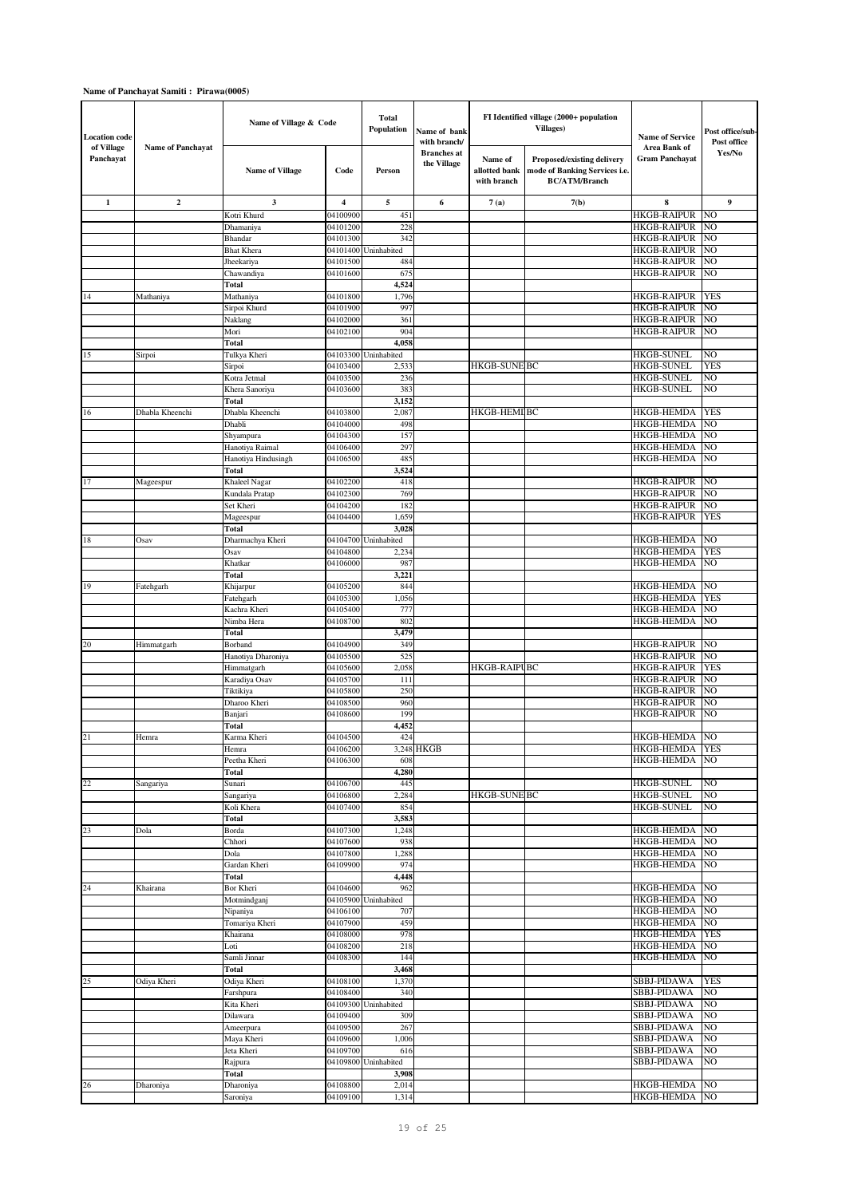**Name of Panchayat Samiti : Pirawa(0005)**

| Location code of Village Panchayat | Name of Panchayat | Name of Village & Code | | Total Population | Name of bank with branch/ Branches at the Village | FI Identified village (2000+ population Villages) | | Name of Service Area Bank of Gram Panchayat | Post office/sub-Post office Yes/No |
|---|---|---|---|---|---|---|---|---|---|
| | | Name of Village | Code | Person | | Name of allotted bank with branch | Proposed/existing delivery mode of Banking Services i.e. BC/ATM/Branch | | |
| 1 | 2 | 3 | 4 | 5 | 6 | 7 (a) | 7(b) | 8 | 9 |
| | | Kotri Khurd | 04100900 | 451 | | | | HKGB-RAIPUR | NO |
| | | Dhamaniya | 04101200 | 228 | | | | HKGB-RAIPUR | NO |
| | | Bhandar | 04101300 | 342 | | | | HKGB-RAIPUR | NO |
| | | Bhat Khera | 04101400 | Uninhabited | | | | HKGB-RAIPUR | NO |
| | | Jheekariya | 04101500 | 484 | | | | HKGB-RAIPUR | NO |
| | | Chawandiya | 04101600 | 675 | | | | HKGB-RAIPUR | NO |
| | | **Total** | | **4,524** | | | | | |
| 14 | Mathaniya | Mathaniya | 04101800 | 1,796 | | | | HKGB-RAIPUR | YES |
| | | Sirpoi Khurd | 04101900 | 997 | | | | HKGB-RAIPUR | NO |
| | | Naklang | 04102000 | 361 | | | | HKGB-RAIPUR | NO |
| | | Mori | 04102100 | 904 | | | | HKGB-RAIPUR | NO |
| | | **Total** | | **4,058** | | | | | |
| 15 | Sirpoi | Tulkya Kheri | 04103300 | Uninhabited | | | | HKGB-SUNEL | NO |
| | | Sirpoi | 04103400 | 2,533 | | HKGB-SUNEL | BC | HKGB-SUNEL | YES |
| | | Kotra Jetmal | 04103500 | 236 | | | | HKGB-SUNEL | NO |
| | | Khera Sanoriya | 04103600 | 383 | | | | HKGB-SUNEL | NO |
| | | **Total** | | **3,152** | | | | | |
| 16 | Dhabla Kheenchi | Dhabla Kheenchi | 04103800 | 2,087 | | HKGB-HEMDA | BC | HKGB-HEMDA | YES |
| | | Dhabli | 04104000 | 498 | | | | HKGB-HEMDA | NO |
| | | Shyampura | 04104300 | 157 | | | | HKGB-HEMDA | NO |
| | | Hanotiya Raimal | 04106400 | 297 | | | | HKGB-HEMDA | NO |
| | | Hanotiya Hindusingh | 04106500 | 485 | | | | HKGB-HEMDA | NO |
| | | **Total** | | **3,524** | | | | | |
| 17 | Mageespur | Khaleel Nagar | 04102200 | 418 | | | | HKGB-RAIPUR | NO |
| | | Kundala Pratap | 04102300 | 769 | | | | HKGB-RAIPUR | NO |
| | | Set Kheri | 04104200 | 182 | | | | HKGB-RAIPUR | NO |
| | | Mageespur | 04104400 | 1,659 | | | | HKGB-RAIPUR | YES |
| | | **Total** | | **3,028** | | | | | |
| 18 | Osav | Dharmachya Kheri | 04104700 | Uninhabited | | | | HKGB-HEMDA | NO |
| | | Osav | 04104800 | 2,234 | | | | HKGB-HEMDA | YES |
| | | Khatkar | 04106000 | 987 | | | | HKGB-HEMDA | NO |
| | | **Total** | | **3,221** | | | | | |
| 19 | Fatehgarh | Khijarpur | 04105200 | 844 | | | | HKGB-HEMDA | NO |
| | | Fatehgarh | 04105300 | 1,056 | | | | HKGB-HEMDA | YES |
| | | Kachra Kheri | 04105400 | 777 | | | | HKGB-HEMDA | NO |
| | | Nimba Hera | 04108700 | 802 | | | | HKGB-HEMDA | NO |
| | | **Total** | | **3,479** | | | | | |
| 20 | Himmatgarh | Borband | 04104900 | 349 | | | | HKGB-RAIPUR | NO |
| | | Hanotiya Dharoniya | 04105500 | 525 | | | | HKGB-RAIPUR | NO |
| | | Himmatgarh | 04105600 | 2,058 | | HKGB-RAIPUR | BC | HKGB-RAIPUR | YES |
| | | Karadiya Osav | 04105700 | 111 | | | | HKGB-RAIPUR | NO |
| | | Tiktikiya | 04105800 | 250 | | | | HKGB-RAIPUR | NO |
| | | Dharoo Kheri | 04108500 | 960 | | | | HKGB-RAIPUR | NO |
| | | Banjari | 04108600 | 199 | | | | HKGB-RAIPUR | NO |
| | | **Total** | | **4,452** | | | | | |
| 21 | Hemra | Karma Kheri | 04104500 | 424 | | | | HKGB-HEMDA | NO |
| | | Hemra | 04106200 | 3,248 | HKGB | | | HKGB-HEMDA | YES |
| | | Peetha Kheri | 04106300 | 608 | | | | HKGB-HEMDA | NO |
| | | **Total** | | **4,280** | | | | | |
| 22 | Sangariya | Sunari | 04106700 | 445 | | | | HKGB-SUNEL | NO |
| | | Sangariya | 04106800 | 2,284 | | HKGB-SUNEL | BC | HKGB-SUNEL | NO |
| | | Koli Khera | 04107400 | 854 | | | | HKGB-SUNEL | NO |
| | | **Total** | | **3,583** | | | | | |
| 23 | Dola | Borda | 04107300 | 1,248 | | | | HKGB-HEMDA | NO |
| | | Chhori | 04107600 | 938 | | | | HKGB-HEMDA | NO |
| | | Dola | 04107800 | 1,288 | | | | HKGB-HEMDA | NO |
| | | Gardan Kheri | 04109900 | 974 | | | | HKGB-HEMDA | NO |
| | | **Total** | | **4,448** | | | | | |
| 24 | Khairana | Bor Kheri | 04104600 | 962 | | | | HKGB-HEMDA | NO |
| | | Motmindganj | 04105900 | Uninhabited | | | | HKGB-HEMDA | NO |
| | | Nipaniya | 04106100 | 707 | | | | HKGB-HEMDA | NO |
| | | Tomariya Kheri | 04107900 | 459 | | | | HKGB-HEMDA | NO |
| | | Khairana | 04108000 | 978 | | | | HKGB-HEMDA | YES |
| | | Loti | 04108200 | 218 | | | | HKGB-HEMDA | NO |
| | | Samli Jinnar | 04108300 | 144 | | | | HKGB-HEMDA | NO |
| | | **Total** | | **3,468** | | | | | |
| 25 | Odiya Kheri | Odiya Kheri | 04108100 | 1,370 | | | | SBBJ-PIDAWA | YES |
| | | Farshpura | 04108400 | 340 | | | | SBBJ-PIDAWA | NO |
| | | Kita Kheri | 04109300 | Uninhabited | | | | SBBJ-PIDAWA | NO |
| | | Dilawara | 04109400 | 309 | | | | SBBJ-PIDAWA | NO |
| | | Ameerpura | 04109500 | 267 | | | | SBBJ-PIDAWA | NO |
| | | Maya Kheri | 04109600 | 1,006 | | | | SBBJ-PIDAWA | NO |
| | | Jeta Kheri | 04109700 | 616 | | | | SBBJ-PIDAWA | NO |
| | | Rajpura | 04109800 | Uninhabited | | | | SBBJ-PIDAWA | NO |
| | | **Total** | | **3,908** | | | | | |
| 26 | Dharoniya | Dharoniya | 04108800 | 2,014 | | | | HKGB-HEMDA | NO |
| | | Saroniya | 04109100 | 1,314 | | | | HKGB-HEMDA | NO |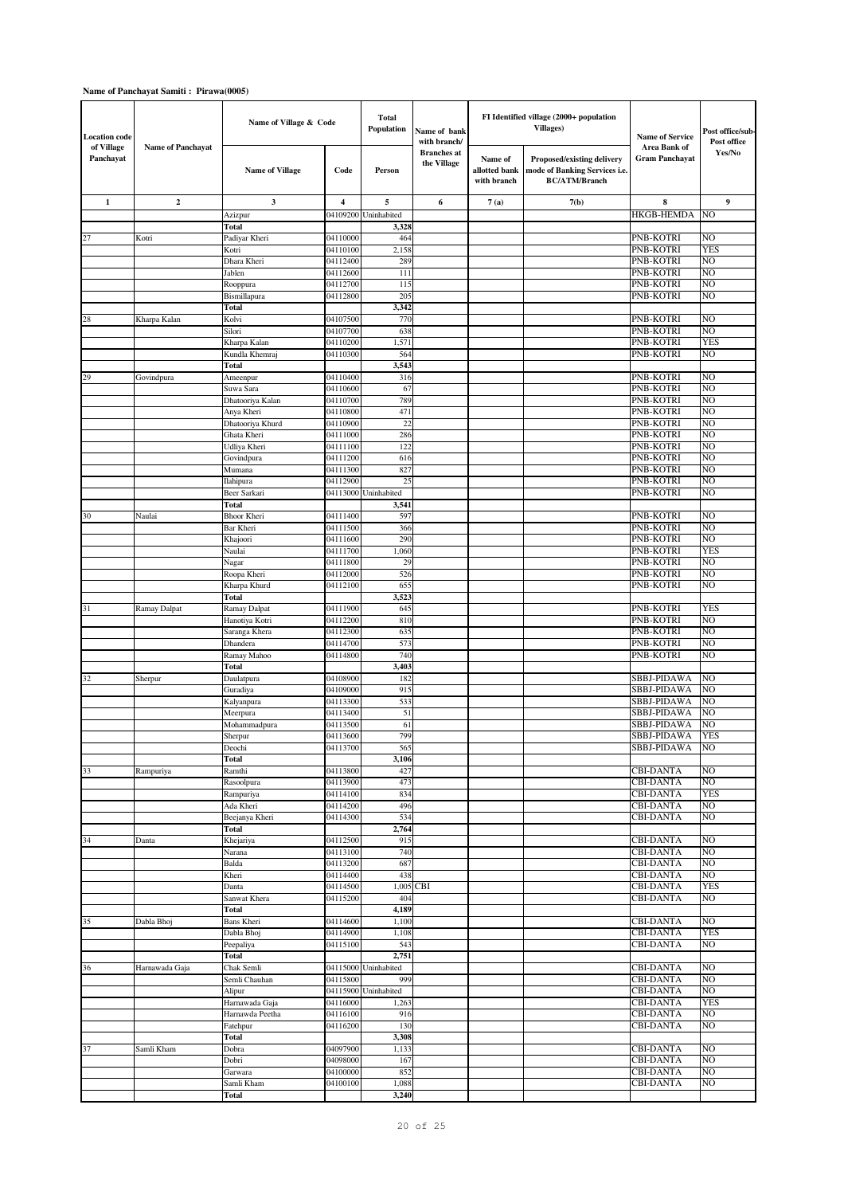**Name of Panchayat Samiti : Pirawa(0005)**

| Location code of Village Panchayat | Name of Panchayat | Name of Village & Code | | Total Population | Name of bank with branch/ Branches at the Village | FI Identified village (2000+ population Villages) | | Name of Service Area Bank of Gram Panchayat | Post office/sub-Post office Yes/No |
|---|---|---|---|---|---|---|---|---|---|
| | | Name of Village | Code | Person | | Name of allotted bank with branch | Proposed/existing delivery mode of Banking Services i.e. BC/ATM/Branch | | |
| 1 | 2 | 3 | 4 | 5 | 6 | 7 (a) | 7(b) | 8 | 9 |
| | | Azizpur | 04109200 | Uninhabited | | | | HKGB-HEMDA | NO |
| | | Total | | 3,328 | | | | | |
| 27 | Kotri | Padiyar Kheri | 04110000 | 464 | | | | PNB-KOTRI | NO |
| | | Kotri | 04110100 | 2,158 | | | | PNB-KOTRI | YES |
| | | Dhara Kheri | 04112400 | 289 | | | | PNB-KOTRI | NO |
| | | Jablen | 04112600 | 111 | | | | PNB-KOTRI | NO |
| | | Rooppura | 04112700 | 115 | | | | PNB-KOTRI | NO |
| | | Bismillapura | 04112800 | 205 | | | | PNB-KOTRI | NO |
| | | Total | | 3,342 | | | | | |
| 28 | Kharpa Kalan | Kolvi | 04107500 | 770 | | | | PNB-KOTRI | NO |
| | | Silori | 04107700 | 638 | | | | PNB-KOTRI | NO |
| | | Kharpa Kalan | 04110200 | 1,571 | | | | PNB-KOTRI | YES |
| | | Kundla Khemraj | 04110300 | 564 | | | | PNB-KOTRI | NO |
| | | Total | | 3,543 | | | | | |
| 29 | Govindpura | Ameenpur | 04110400 | 316 | | | | PNB-KOTRI | NO |
| | | Suwa Sara | 04110600 | 67 | | | | PNB-KOTRI | NO |
| | | Dhatooriya Kalan | 04110700 | 789 | | | | PNB-KOTRI | NO |
| | | Anya Kheri | 04110800 | 471 | | | | PNB-KOTRI | NO |
| | | Dhatooriya Khurd | 04110900 | 22 | | | | PNB-KOTRI | NO |
| | | Ghata Kheri | 04111000 | 286 | | | | PNB-KOTRI | NO |
| | | Udliya Kheri | 04111100 | 122 | | | | PNB-KOTRI | NO |
| | | Govindpura | 04111200 | 616 | | | | PNB-KOTRI | NO |
| | | Mumana | 04111300 | 827 | | | | PNB-KOTRI | NO |
| | | Ilahipura | 04112900 | 25 | | | | PNB-KOTRI | NO |
| | | Beer Sarkari | 04113000 | Uninhabited | | | | PNB-KOTRI | NO |
| | | Total | | 3,541 | | | | | |
| 30 | Naulai | Bhoor Kheri | 04111400 | 597 | | | | PNB-KOTRI | NO |
| | | Bar Kheri | 04111500 | 366 | | | | PNB-KOTRI | NO |
| | | Khajoori | 04111600 | 290 | | | | PNB-KOTRI | NO |
| | | Naulai | 04111700 | 1,060 | | | | PNB-KOTRI | YES |
| | | Nagar | 04111800 | 29 | | | | PNB-KOTRI | NO |
| | | Roopa Kheri | 04112000 | 526 | | | | PNB-KOTRI | NO |
| | | Kharpa Khurd | 04112100 | 655 | | | | PNB-KOTRI | NO |
| | | Total | | 3,523 | | | | | |
| 31 | Ramay Dalpat | Ramay Dalpat | 04111900 | 645 | | | | PNB-KOTRI | YES |
| | | Hanotiya Kotri | 04112200 | 810 | | | | PNB-KOTRI | NO |
| | | Saranga Khera | 04112300 | 635 | | | | PNB-KOTRI | NO |
| | | Dhandera | 04114700 | 573 | | | | PNB-KOTRI | NO |
| | | Ramay Mahoo | 04114800 | 740 | | | | PNB-KOTRI | NO |
| | | Total | | 3,403 | | | | | |
| 32 | Sherpur | Daulatpura | 04108900 | 182 | | | | SBBJ-PIDAWA | NO |
| | | Guradiya | 04109000 | 915 | | | | SBBJ-PIDAWA | NO |
| | | Kalyanpura | 04113300 | 533 | | | | SBBJ-PIDAWA | NO |
| | | Meerpura | 04113400 | 51 | | | | SBBJ-PIDAWA | NO |
| | | Mohammadpura | 04113500 | 61 | | | | SBBJ-PIDAWA | NO |
| | | Sherpur | 04113600 | 799 | | | | SBBJ-PIDAWA | YES |
| | | Deochi | 04113700 | 565 | | | | SBBJ-PIDAWA | NO |
| | | Total | | 3,106 | | | | | |
| 33 | Rampuriya | Ramthi | 04113800 | 427 | | | | CBI-DANTA | NO |
| | | Rasoolpura | 04113900 | 473 | | | | CBI-DANTA | NO |
| | | Rampuriya | 04114100 | 834 | | | | CBI-DANTA | YES |
| | | Ada Kheri | 04114200 | 496 | | | | CBI-DANTA | NO |
| | | Beejanya Kheri | 04114300 | 534 | | | | CBI-DANTA | NO |
| | | Total | | 2,764 | | | | | |
| 34 | Danta | Khejariya | 04112500 | 915 | | | | CBI-DANTA | NO |
| | | Narana | 04113100 | 740 | | | | CBI-DANTA | NO |
| | | Balda | 04113200 | 687 | | | | CBI-DANTA | NO |
| | | Kheri | 04114400 | 438 | | | | CBI-DANTA | NO |
| | | Danta | 04114500 | 1,005 | CBI | | | CBI-DANTA | YES |
| | | Sanwat Khera | 04115200 | 404 | | | | CBI-DANTA | NO |
| | | Total | | 4,189 | | | | | |
| 35 | Dabla Bhoj | Bans Kheri | 04114600 | 1,100 | | | | CBI-DANTA | NO |
| | | Dabla Bhoj | 04114900 | 1,108 | | | | CBI-DANTA | YES |
| | | Peepaliya | 04115100 | 543 | | | | CBI-DANTA | NO |
| | | Total | | 2,751 | | | | | |
| 36 | Harnawada Gaja | Chak Semli | 04115000 | Uninhabited | | | | CBI-DANTA | NO |
| | | Semli Chauhan | 04115800 | 999 | | | | CBI-DANTA | NO |
| | | Alipur | 04115900 | Uninhabited | | | | CBI-DANTA | NO |
| | | Harnawada Gaja | 04116000 | 1,263 | | | | CBI-DANTA | YES |
| | | Harnawda Peetha | 04116100 | 916 | | | | CBI-DANTA | NO |
| | | Fatehpur | 04116200 | 130 | | | | CBI-DANTA | NO |
| | | Total | | 3,308 | | | | | |
| 37 | Samli Kham | Dobra | 04097900 | 1,133 | | | | CBI-DANTA | NO |
| | | Dobri | 04098000 | 167 | | | | CBI-DANTA | NO |
| | | Garwara | 04100000 | 852 | | | | CBI-DANTA | NO |
| | | Samli Kham | 04100100 | 1,088 | | | | CBI-DANTA | NO |
| | | Total | | 3,240 | | | | | |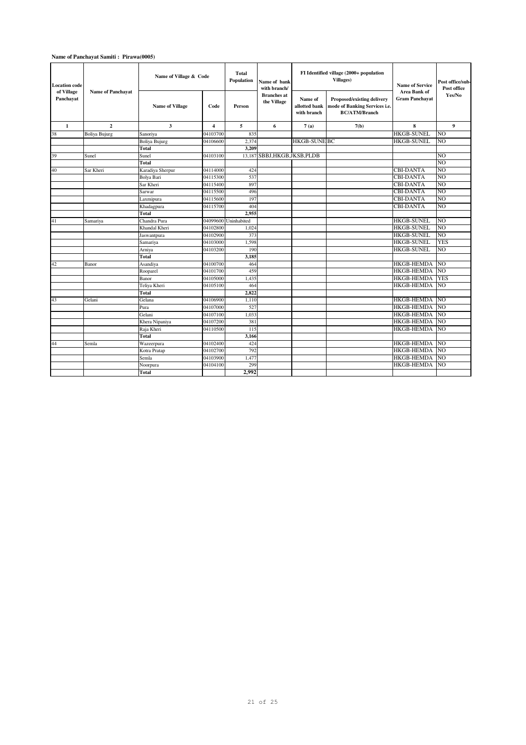**Name of Panchayat Samiti : Pirawa(0005)**

| Location code of Village Panchayat | Name of Panchayat | Name of Village & Code | | Total Population | Name of bank with branch/ Branches at the Village | FI Identified village (2000+ population Villages) | | Name of Service Area Bank of Gram Panchayat | Post office/sub-Post office Yes/No |
|---|---|---|---|---|---|---|---|---|---|
| | | Name of Village | Code | Person | | Name of allotted bank with branch | Proposed/existing delivery mode of Banking Services i.e. BC/ATM/Branch | | |
| 1 | 2 | 3 | 4 | 5 | 6 | 7 (a) | 7(b) | 8 | 9 |
| 38 | Boliya Bujurg | Sanoriya | 04103700 | 835 | | | | HKGB-SUNEL | NO |
| | | Boliya Bujurg | 04106600 | 2,374 | | HKGB-SUNE | BC | HKGB-SUNEL | NO |
| | | **Total** | | **3,209** | | | | | |
| 39 | Sunel | Sunel | 04103100 | 13,187 | SBBJ,HKGB,JKSB,PLDB | | | | NO |
| | | **Total** | | | | | | | NO |
| 40 | Sar Kheri | Karadiya Sherpur | 04114000 | 424 | | | | CBI-DANTA | NO |
| | | Bolya Bari | 04115300 | 537 | | | | CBI-DANTA | NO |
| | | Sar Kheri | 04115400 | 897 | | | | CBI-DANTA | NO |
| | | Sarwar | 04115500 | 496 | | | | CBI-DANTA | NO |
| | | Laxmipura | 04115600 | 197 | | | | CBI-DANTA | NO |
| | | Khadagpura | 04115700 | 404 | | | | CBI-DANTA | NO |
| | | **Total** | | **2,955** | | | | | |
| 41 | Samariya | Chandra Pura | 04099600 | Uninhabited | | | | HKGB-SUNEL | NO |
| | | Khandal Kheri | 04102800 | 1,024 | | | | HKGB-SUNEL | NO |
| | | Jaswantpura | 04102900 | 373 | | | | HKGB-SUNEL | NO |
| | | Samariya | 04103000 | 1,598 | | | | HKGB-SUNEL | YES |
| | | Arniya | 04103200 | 190 | | | | HKGB-SUNEL | NO |
| | | **Total** | | **3,185** | | | | | |
| 42 | Banor | Asandiya | 04100700 | 464 | | | | HKGB-HEMDA | NO |
| | | Rooparel | 04101700 | 459 | | | | HKGB-HEMDA | NO |
| | | Banor | 04105000 | 1,435 | | | | HKGB-HEMDA | YES |
| | | Teliya Kheri | 04105100 | 464 | | | | HKGB-HEMDA | NO |
| | | **Total** | | **2,822** | | | | | |
| 43 | Gelani | Gelana | 04106900 | 1,110 | | | | HKGB-HEMDA | NO |
| | | Pura | 04107000 | 527 | | | | HKGB-HEMDA | NO |
| | | Gelani | 04107100 | 1,033 | | | | HKGB-HEMDA | NO |
| | | Khera Nipaniya | 04107200 | 381 | | | | HKGB-HEMDA | NO |
| | | Raja Kheri | 04110500 | 115 | | | | HKGB-HEMDA | NO |
| | | **Total** | | **3,166** | | | | | |
| 44 | Semla | Wazeerpura | 04102400 | 424 | | | | HKGB-HEMDA | NO |
| | | Kotra Pratap | 04102700 | 792 | | | | HKGB-HEMDA | NO |
| | | Semla | 04103900 | 1,477 | | | | HKGB-HEMDA | NO |
| | | Noorpura | 04104100 | 299 | | | | HKGB-HEMDA | NO |
| | | **Total** | | **2,992** | | | | | |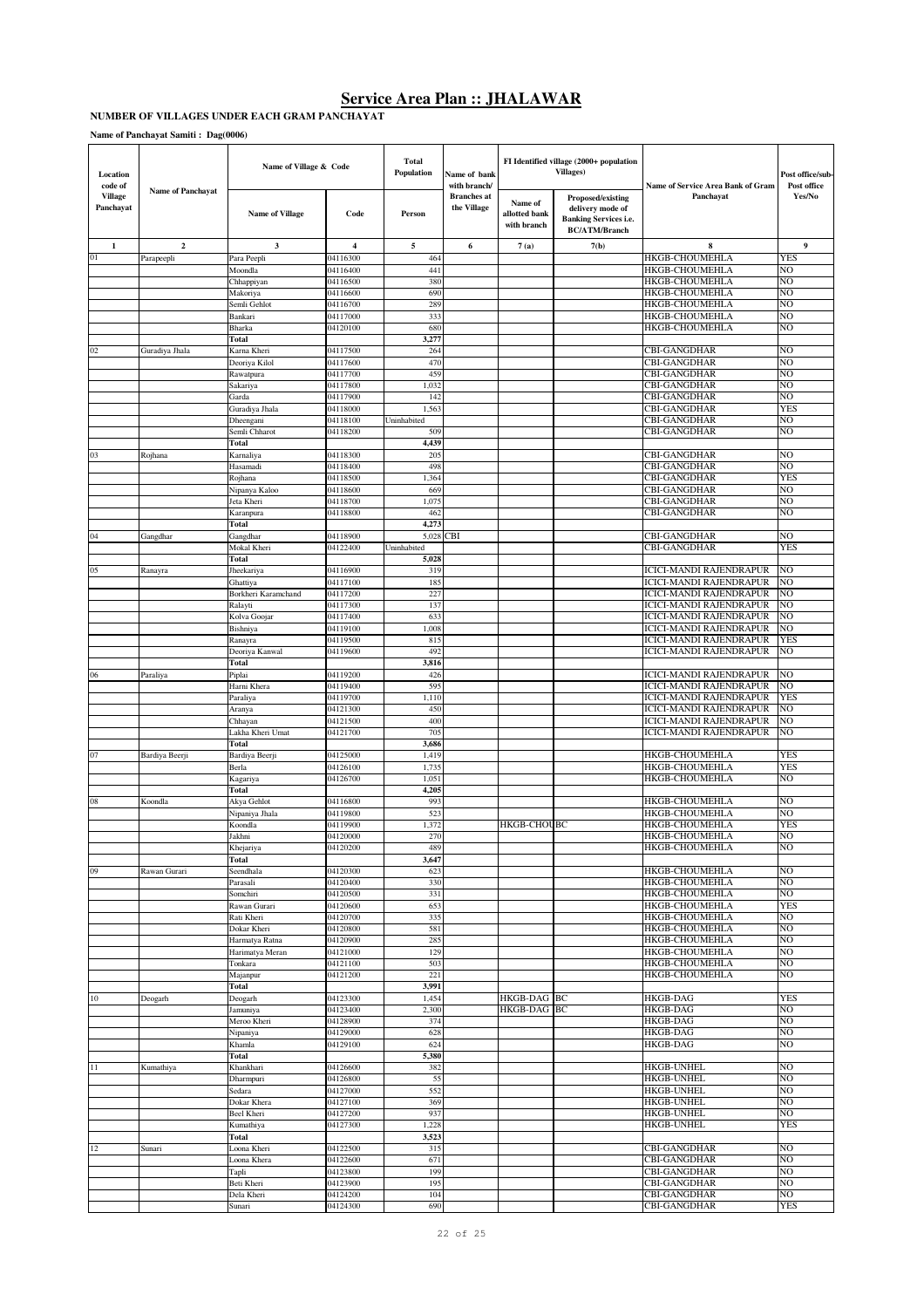# Service Area Plan :: JHALAWAR

**NUMBER OF VILLAGES UNDER EACH GRAM PANCHAYAT**

**Name of Panchayat Samiti : Dag(0006)**

| Location code of Village Panchayat | Name of Panchayat | Name of Village & Code | | Total Population | Name of bank with branch/ Branches at the Village | FI Identified village (2000+ population Villages) | | Name of Service Area Bank of Gram Panchayat | Post office/sub-Post office Yes/No |
|---|---|---|---|---|---|---|---|---|---|
| | | Name of Village | Code | Person | | Name of allotted bank with branch | Proposed/existing delivery mode of Banking Services i.e. BC/ATM/Branch | | |
| 1 | 2 | 3 | 4 | 5 | 6 | 7 (a) | 7(b) | 8 | 9 |
| 01 | Parapeepli | Para Peepli | 04116300 | 464 | | | | HKGB-CHOUMEHLA | YES |
| | | Moondla | 04116400 | 441 | | | | HKGB-CHOUMEHLA | NO |
| | | Chhappiyan | 04116500 | 380 | | | | HKGB-CHOUMEHLA | NO |
| | | Makoriya | 04116600 | 690 | | | | HKGB-CHOUMEHLA | NO |
| | | Semli Gehlot | 04116700 | 289 | | | | HKGB-CHOUMEHLA | NO |
| | | Bankari | 04117000 | 333 | | | | HKGB-CHOUMEHLA | NO |
| | | Bharka | 04120100 | 680 | | | | HKGB-CHOUMEHLA | NO |
| | | **Total** | | **3,277** | | | | | |
| 02 | Guradiya Jhala | Karna Kheri | 04117500 | 264 | | | | CBI-GANGDHAR | NO |
| | | Deoriya Kilol | 04117600 | 470 | | | | CBI-GANGDHAR | NO |
| | | Rawatpura | 04117700 | 459 | | | | CBI-GANGDHAR | NO |
| | | Sakariya | 04117800 | 1,032 | | | | CBI-GANGDHAR | NO |
| | | Garda | 04117900 | 142 | | | | CBI-GANGDHAR | NO |
| | | Guradiya Jhala | 04118000 | 1,563 | | | | CBI-GANGDHAR | YES |
| | | Dheengani | 04118100 | Uninhabited | | | | CBI-GANGDHAR | NO |
| | | Semli Chharot | 04118200 | 509 | | | | CBI-GANGDHAR | NO |
| | | **Total** | | **4,439** | | | | | |
| 03 | Rojhana | Karnaliya | 04118300 | 205 | | | | CBI-GANGDHAR | NO |
| | | Hasamadi | 04118400 | 498 | | | | CBI-GANGDHAR | NO |
| | | Rojhana | 04118500 | 1,364 | | | | CBI-GANGDHAR | YES |
| | | Nipanya Kaloo | 04118600 | 669 | | | | CBI-GANGDHAR | NO |
| | | Jeta Kheri | 04118700 | 1,075 | | | | CBI-GANGDHAR | NO |
| | | Karanpura | 04118800 | 462 | | | | CBI-GANGDHAR | NO |
| | | **Total** | | **4,273** | | | | | |
| 04 | Gangdhar | Gangdhar | 04118900 | 5,028 | CBI | | | CBI-GANGDHAR | NO |
| | | Mokal Kheri | 04122400 | Uninhabited | | | | CBI-GANGDHAR | YES |
| | | **Total** | | **5,028** | | | | | |
| 05 | Ranayra | Jheekariya | 04116900 | 319 | | | | ICICI-MANDI RAJENDRAPUR | NO |
| | | Ghattiya | 04117100 | 185 | | | | ICICI-MANDI RAJENDRAPUR | NO |
| | | Borkheri Karamchand | 04117200 | 227 | | | | ICICI-MANDI RAJENDRAPUR | NO |
| | | Ralayti | 04117300 | 137 | | | | ICICI-MANDI RAJENDRAPUR | NO |
| | | Kolva Goojar | 04117400 | 633 | | | | ICICI-MANDI RAJENDRAPUR | NO |
| | | Bishniya | 04119100 | 1,008 | | | | ICICI-MANDI RAJENDRAPUR | NO |
| | | Ranayra | 04119500 | 815 | | | | ICICI-MANDI RAJENDRAPUR | YES |
| | | Deoriya Kanwal | 04119600 | 492 | | | | ICICI-MANDI RAJENDRAPUR | NO |
| | | **Total** | | **3,816** | | | | | |
| 06 | Paraliya | Piplai | 04119200 | 426 | | | | ICICI-MANDI RAJENDRAPUR | NO |
| | | Harni Khera | 04119400 | 595 | | | | ICICI-MANDI RAJENDRAPUR | NO |
| | | Paraliya | 04119700 | 1,110 | | | | ICICI-MANDI RAJENDRAPUR | YES |
| | | Aranya | 04121300 | 450 | | | | ICICI-MANDI RAJENDRAPUR | NO |
| | | Chhayan | 04121500 | 400 | | | | ICICI-MANDI RAJENDRAPUR | NO |
| | | Lakha Kheri Umat | 04121700 | 705 | | | | ICICI-MANDI RAJENDRAPUR | NO |
| | | **Total** | | **3,686** | | | | | |
| 07 | Bardiya Beerji | Bardiya Beerji | 04125000 | 1,419 | | | | HKGB-CHOUMEHLA | YES |
| | | Berla | 04126100 | 1,735 | | | | HKGB-CHOUMEHLA | YES |
| | | Kagariya | 04126700 | 1,051 | | | | HKGB-CHOUMEHLA | NO |
| | | **Total** | | **4,205** | | | | | |
| 08 | Koondla | Akya Gehlot | 04116800 | 993 | | | | HKGB-CHOUMEHLA | NO |
| | | Nipaniya Jhala | 04119800 | 523 | | | | HKGB-CHOUMEHLA | NO |
| | | Koondla | 04119900 | 1,372 | | HKGB-CHOU | BC | HKGB-CHOUMEHLA | YES |
| | | Jakhni | 04120000 | 270 | | | | HKGB-CHOUMEHLA | NO |
| | | Khejariya | 04120200 | 489 | | | | HKGB-CHOUMEHLA | NO |
| | | **Total** | | **3,647** | | | | | |
| 09 | Rawan Gurari | Seendhala | 04120300 | 623 | | | | HKGB-CHOUMEHLA | NO |
| | | Parasali | 04120400 | 330 | | | | HKGB-CHOUMEHLA | NO |
| | | Somchiri | 04120500 | 331 | | | | HKGB-CHOUMEHLA | NO |
| | | Rawan Gurari | 04120600 | 653 | | | | HKGB-CHOUMEHLA | YES |
| | | Rati Kheri | 04120700 | 335 | | | | HKGB-CHOUMEHLA | NO |
| | | Dokar Kheri | 04120800 | 581 | | | | HKGB-CHOUMEHLA | NO |
| | | Harmatya Ratna | 04120900 | 285 | | | | HKGB-CHOUMEHLA | NO |
| | | Harimatya Meran | 04121000 | 129 | | | | HKGB-CHOUMEHLA | NO |
| | | Tonkara | 04121100 | 503 | | | | HKGB-CHOUMEHLA | NO |
| | | Majanpur | 04121200 | 221 | | | | HKGB-CHOUMEHLA | NO |
| | | **Total** | | **3,991** | | | | | |
| 10 | Deogarh | Deogarh | 04123300 | 1,454 | | HKGB-DAG | BC | HKGB-DAG | YES |
| | | Jamuniya | 04123400 | 2,300 | | HKGB-DAG | BC | HKGB-DAG | NO |
| | | Meroo Kheri | 04128900 | 374 | | | | HKGB-DAG | NO |
| | | Nipaniya | 04129000 | 628 | | | | HKGB-DAG | NO |
| | | Khamla | 04129100 | 624 | | | | HKGB-DAG | NO |
| | | **Total** | | **5,380** | | | | | |
| 11 | Kumathiya | Khankhari | 04126600 | 382 | | | | HKGB-UNHEL | NO |
| | | Dharmpuri | 04126800 | 55 | | | | HKGB-UNHEL | NO |
| | | Sedara | 04127000 | 552 | | | | HKGB-UNHEL | NO |
| | | Dokar Khera | 04127100 | 369 | | | | HKGB-UNHEL | NO |
| | | Beel Kheri | 04127200 | 937 | | | | HKGB-UNHEL | NO |
| | | Kumathiya | 04127300 | 1,228 | | | | HKGB-UNHEL | YES |
| | | **Total** | | **3,523** | | | | | |
| 12 | Sunari | Loona Kheri | 04122500 | 315 | | | | CBI-GANGDHAR | NO |
| | | Loona Khera | 04122600 | 671 | | | | CBI-GANGDHAR | NO |
| | | Tapli | 04123800 | 199 | | | | CBI-GANGDHAR | NO |
| | | Beti Kheri | 04123900 | 195 | | | | CBI-GANGDHAR | NO |
| | | Dela Kheri | 04124200 | 104 | | | | CBI-GANGDHAR | NO |
| | | Sunari | 04124300 | 690 | | | | CBI-GANGDHAR | YES |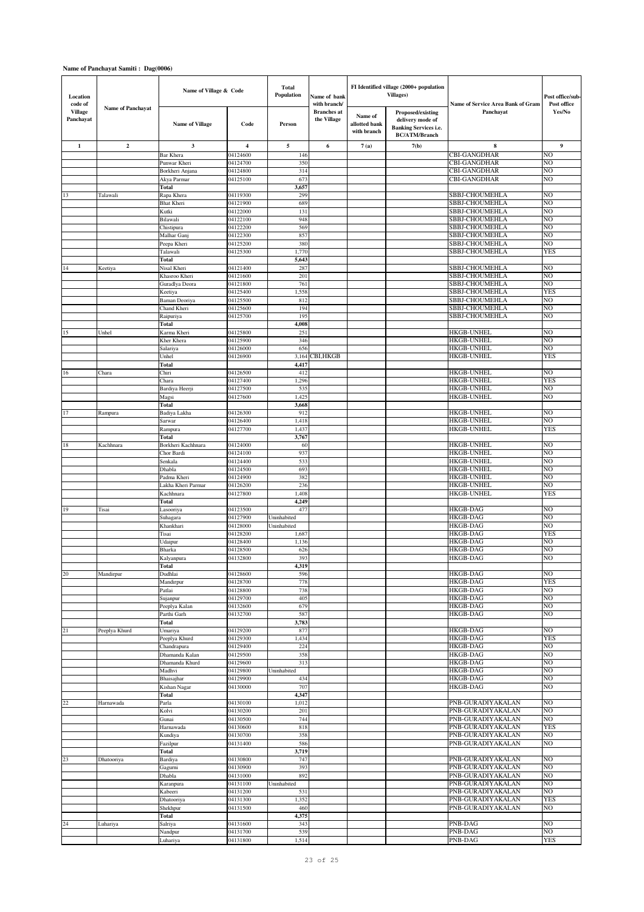**Name of Panchayat Samiti : Dag(0006)**

| Location code of Village Panchayat | Name of Panchayat | Name of Village & Code | | Total Population | Name of bank with branch/ Branches at the Village | FI Identified village (2000+ population Villages) | | Name of Service Area Bank of Gram Panchayat | Post office/sub-Post office Yes/No |
|---|---|---|---|---|---|---|---|---|---|
| | | Name of Village | Code | Person | | Name of allotted bank with branch | Proposed/existing delivery mode of Banking Services i.e. BC/ATM/Branch | | |
| 1 | 2 | 3 | 4 | 5 | 6 | 7 (a) | 7(b) | 8 | 9 |
| | | Bar Khera | 04124600 | 146 | | | | CBI-GANGDHAR | NO |
| | | Punwar Kheri | 04124700 | 350 | | | | CBI-GANGDHAR | NO |
| | | Borkheri Anjana | 04124800 | 314 | | | | CBI-GANGDHAR | NO |
| | | Akya Parmar | 04125100 | 673 | | | | CBI-GANGDHAR | NO |
| | | **Total** | | **3,657** | | | | | |
| 13 | Talawali | Rapa Khera | 04119300 | 299 | | | | SBBJ-CHOUMEHLA | NO |
| | | Bhat Kheri | 04121900 | 689 | | | | SBBJ-CHOUMEHLA | NO |
| | | Kutki | 04122000 | 131 | | | | SBBJ-CHOUMEHLA | NO |
| | | Bilawali | 04122100 | 948 | | | | SBBJ-CHOUMEHLA | NO |
| | | Chistipura | 04122200 | 569 | | | | SBBJ-CHOUMEHLA | NO |
| | | Malhar Ganj | 04122300 | 857 | | | | SBBJ-CHOUMEHLA | NO |
| | | Peepa Kheri | 04125200 | 380 | | | | SBBJ-CHOUMEHLA | NO |
| | | Talawali | 04125300 | 1,770 | | | | SBBJ-CHOUMEHLA | YES |
| | | **Total** | | **5,643** | | | | | |
| 14 | Keetiya | Nisal Kheri | 04121400 | 287 | | | | SBBJ-CHOUMEHLA | NO |
| | | Khasroo Kheri | 04121600 | 201 | | | | SBBJ-CHOUMEHLA | NO |
| | | Guradlya Deora | 04121800 | 761 | | | | SBBJ-CHOUMEHLA | NO |
| | | Keetiya | 04125400 | 1,558 | | | | SBBJ-CHOUMEHLA | YES |
| | | Baman Deoriya | 04125500 | 812 | | | | SBBJ-CHOUMEHLA | NO |
| | | Chand Kheri | 04125600 | 194 | | | | SBBJ-CHOUMEHLA | NO |
| | | Raipuriya | 04125700 | 195 | | | | SBBJ-CHOUMEHLA | NO |
| | | **Total** | | **4,008** | | | | | |
| 15 | Unhel | Karma Kheri | 04125800 | 251 | | | | HKGB-UNHEL | NO |
| | | Kher Khera | 04125900 | 346 | | | | HKGB-UNHEL | NO |
| | | Salariya | 04126000 | 656 | | | | HKGB-UNHEL | NO |
| | | Unhel | 04126900 | 3,164 | CBI,HKGB | | | HKGB-UNHEL | YES |
| | | **Total** | | **4,417** | | | | | |
| 16 | Chara | Chiri | 04126500 | 412 | | | | HKGB-UNHEL | NO |
| | | Chara | 04127400 | 1,296 | | | | HKGB-UNHEL | YES |
| | | Bardiya Heerji | 04127500 | 535 | | | | HKGB-UNHEL | NO |
| | | Magsi | 04127600 | 1,425 | | | | HKGB-UNHEL | NO |
| | | **Total** | | **3,668** | | | | | |
| 17 | Rampura | Badiya Lakha | 04126300 | 912 | | | | HKGB-UNHEL | NO |
| | | Sarwar | 04126400 | 1,418 | | | | HKGB-UNHEL | NO |
| | | Rampura | 04127700 | 1,437 | | | | HKGB-UNHEL | YES |
| | | **Total** | | **3,767** | | | | | |
| 18 | Kachhnara | Borkheri Kachhnara | 04124000 | 60 | | | | HKGB-UNHEL | NO |
| | | Chor Bardi | 04124100 | 937 | | | | HKGB-UNHEL | NO |
| | | Senkala | 04124400 | 533 | | | | HKGB-UNHEL | NO |
| | | Dhabla | 04124500 | 693 | | | | HKGB-UNHEL | NO |
| | | Padma Kheri | 04124900 | 382 | | | | HKGB-UNHEL | NO |
| | | Lakha Kheri Parmar | 04126200 | 236 | | | | HKGB-UNHEL | NO |
| | | Kachhnara | 04127800 | 1,408 | | | | HKGB-UNHEL | YES |
| | | **Total** | | **4,249** | | | | | |
| 19 | Tisai | Lasooriya | 04123500 | 477 | | | | HKGB-DAG | NO |
| | | Suhagara | 04127900 | Uninhabited | | | | HKGB-DAG | NO |
| | | Khankhari | 04128000 | Uninhabited | | | | HKGB-DAG | NO |
| | | Tisai | 04128200 | 1,687 | | | | HKGB-DAG | YES |
| | | Udaipur | 04128400 | 1,136 | | | | HKGB-DAG | NO |
| | | Bharka | 04128500 | 626 | | | | HKGB-DAG | NO |
| | | Kalyanpura | 04132800 | 393 | | | | HKGB-DAG | NO |
| | | **Total** | | **4,319** | | | | | |
| 20 | Mandirpur | Dudhlai | 04128600 | 596 | | | | HKGB-DAG | NO |
| | | Mandirpur | 04128700 | 778 | | | | HKGB-DAG | YES |
| | | Patlai | 04128800 | 738 | | | | HKGB-DAG | NO |
| | | Sujanpur | 04129700 | 405 | | | | HKGB-DAG | NO |
| | | Peeplya Kalan | 04132600 | 679 | | | | HKGB-DAG | NO |
| | | Parthi Garh | 04132700 | 587 | | | | HKGB-DAG | NO |
| | | **Total** | | **3,783** | | | | | |
| 21 | Peeplya Khurd | Umariya | 04129200 | 877 | | | | HKGB-DAG | NO |
| | | Peeplya Khurd | 04129300 | 1,434 | | | | HKGB-DAG | YES |
| | | Chandrapura | 04129400 | 224 | | | | HKGB-DAG | NO |
| | | Dhamanda Kalan | 04129500 | 358 | | | | HKGB-DAG | NO |
| | | Dhamanda Khurd | 04129600 | 313 | | | | HKGB-DAG | NO |
| | | Madhvi | 04129800 | Uninhabited | | | | HKGB-DAG | NO |
| | | Bhaisajhar | 04129900 | 434 | | | | HKGB-DAG | NO |
| | | Kishan Nagar | 04130000 | 707 | | | | HKGB-DAG | NO |
| | | **Total** | | **4,347** | | | | | |
| 22 | Harnawada | Parla | 04130100 | 1,012 | | | | PNB-GURADIYAKALAN | NO |
| | | Kolvi | 04130200 | 201 | | | | PNB-GURADIYAKALAN | NO |
| | | Gunai | 04130500 | 744 | | | | PNB-GURADIYAKALAN | NO |
| | | Harnawada | 04130600 | 818 | | | | PNB-GURADIYAKALAN | YES |
| | | Kundiya | 04130700 | 358 | | | | PNB-GURADIYAKALAN | NO |
| | | Fazilpur | 04131400 | 586 | | | | PNB-GURADIYAKALAN | NO |
| | | **Total** | | **3,719** | | | | | |
| 23 | Dhatooriya | Bardiya | 04130800 | 747 | | | | PNB-GURADIYAKALAN | NO |
| | | Gagurni | 04130900 | 393 | | | | PNB-GURADIYAKALAN | NO |
| | | Dhabla | 04131000 | 892 | | | | PNB-GURADIYAKALAN | NO |
| | | Karanpura | 04131100 | Uninhabited | | | | PNB-GURADIYAKALAN | NO |
| | | Kabeeri | 04131200 | 531 | | | | PNB-GURADIYAKALAN | NO |
| | | Dhatooriya | 04131300 | 1,352 | | | | PNB-GURADIYAKALAN | YES |
| | | Shekhpur | 04131500 | 460 | | | | PNB-GURADIYAKALAN | NO |
| | | **Total** | | **4,375** | | | | | |
| 24 | Luhariya | Salriya | 04131600 | 343 | | | | PNB-DAG | NO |
| | | Nandpur | 04131700 | 539 | | | | PNB-DAG | NO |
| | | Luhariya | 04131800 | 1,514 | | | | PNB-DAG | YES |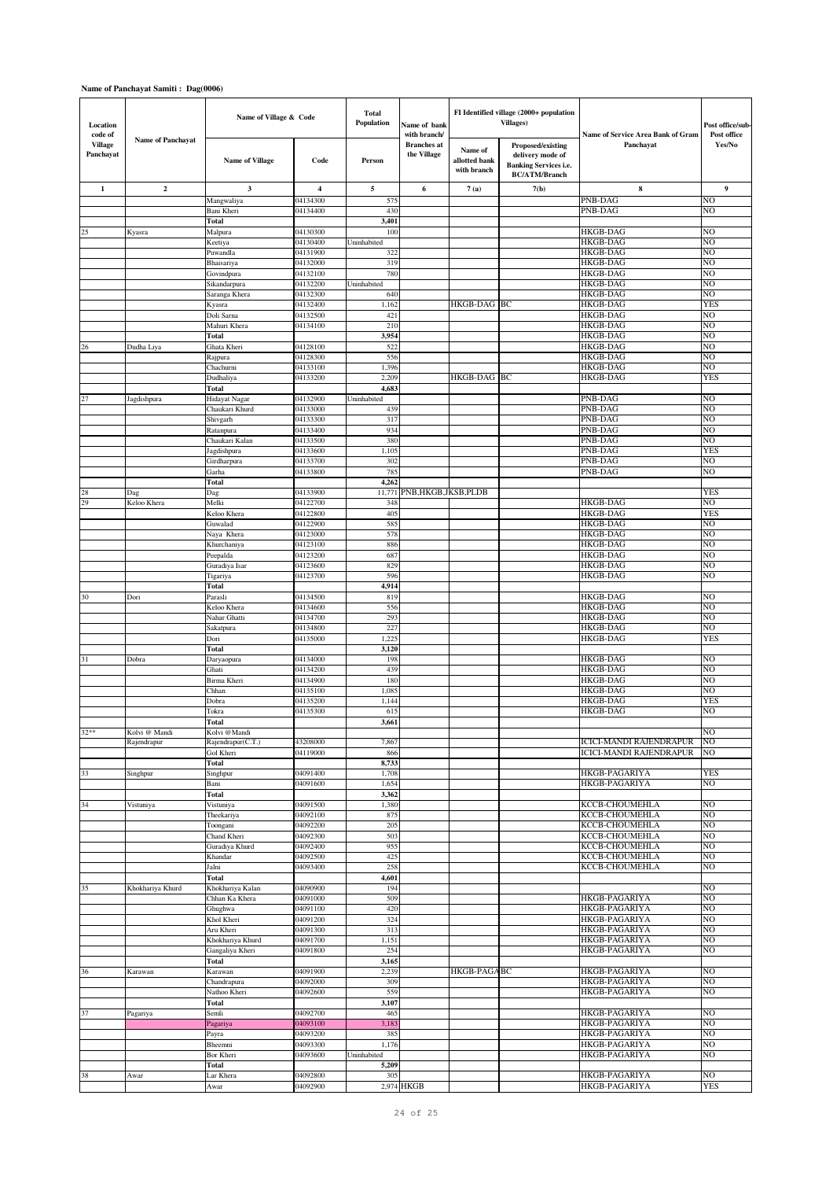**Name of Panchayat Samiti : Dag(0006)**

| Location code of Village Panchayat | Name of Panchayat | Name of Village & Code | | Total Population | Name of bank with branch/ Branches at the Village | FI Identified village (2000+ population Villages) | | Name of Service Area Bank of Gram Panchayat | Post office/sub-Post office Yes/No |
|---|---|---|---|---|---|---|---|---|---|
| | | Name of Village | Code | Person | | Name of allotted bank with branch | Proposed/existing delivery mode of Banking Services i.e. BC/ATM/Branch | | |
| 1 | 2 | 3 | 4 | 5 | 6 | 7 (a) | 7(b) | 8 | 9 |
| | | Mangwaliya | 04134300 | 575 | | | | PNB-DAG | NO |
| | | Bani Kheri | 04134400 | 430 | | | | PNB-DAG | NO |
| | | **Total** | | **3,401** | | | | | |
| 25 | Kyasra | Malpura | 04130300 | 100 | | | | HKGB-DAG | NO |
| | | Keetiya | 04130400 | Uninhabited | | | | HKGB-DAG | NO |
| | | Puwandla | 04131900 | 322 | | | | HKGB-DAG | NO |
| | | Bhaisariya | 04132000 | 319 | | | | HKGB-DAG | NO |
| | | Govindpura | 04132100 | 780 | | | | HKGB-DAG | NO |
| | | Sikandarpura | 04132200 | Uninhabited | | | | HKGB-DAG | NO |
| | | Saranga Khera | 04132300 | 640 | | | | HKGB-DAG | NO |
| | | Kyasra | 04132400 | 1,162 | | HKGB-DAG | BC | HKGB-DAG | YES |
| | | Doli Sarna | 04132500 | 421 | | | | HKGB-DAG | NO |
| | | Mahuri Khera | 04134100 | 210 | | | | HKGB-DAG | NO |
| | | **Total** | | **3,954** | | | | HKGB-DAG | NO |
| 26 | Dudha Liya | Ghata Kheri | 04128100 | 522 | | | | HKGB-DAG | NO |
| | | Rajpura | 04128300 | 556 | | | | HKGB-DAG | NO |
| | | Chachurni | 04133100 | 1,396 | | | | HKGB-DAG | NO |
| | | Dudhaliya | 04133200 | 2,209 | | HKGB-DAG | BC | HKGB-DAG | YES |
| | | **Total** | | **4,683** | | | | | |
| 27 | Jagdishpura | Hidayat Nagar | 04132900 | Uninhabited | | | | PNB-DAG | NO |
| | | Chaukari Khurd | 04133000 | 439 | | | | PNB-DAG | NO |
| | | Shivgarh | 04133300 | 317 | | | | PNB-DAG | NO |
| | | Ratanpura | 04133400 | 934 | | | | PNB-DAG | NO |
| | | Chaukari Kalan | 04133500 | 380 | | | | PNB-DAG | NO |
| | | Jagdishpura | 04133600 | 1,105 | | | | PNB-DAG | YES |
| | | Girdharpura | 04133700 | 302 | | | | PNB-DAG | NO |
| | | Garha | 04133800 | 785 | | | | PNB-DAG | NO |
| | | **Total** | | **4,262** | | | | | |
| 28 | Dag | Dag | 04133900 | 11,771 | PNB,HKGB,JKSB,PLDB | | | | YES |
| 29 | Keloo Khera | Melki | 04122700 | 348 | | | | HKGB-DAG | NO |
| | | Keloo Khera | 04122800 | 405 | | | | HKGB-DAG | YES |
| | | Guwalad | 04122900 | 585 | | | | HKGB-DAG | NO |
| | | Naya Khera | 04123000 | 578 | | | | HKGB-DAG | NO |
| | | Khurchaniya | 04123100 | 886 | | | | HKGB-DAG | NO |
| | | Peepalda | 04123200 | 687 | | | | HKGB-DAG | NO |
| | | Guradiya Isar | 04123600 | 829 | | | | HKGB-DAG | NO |
| | | Tigariya | 04123700 | 596 | | | | HKGB-DAG | NO |
| | | **Total** | | **4,914** | | | | | |
| 30 | Dori | Parasli | 04134500 | 819 | | | | HKGB-DAG | NO |
| | | Keloo Khera | 04134600 | 556 | | | | HKGB-DAG | NO |
| | | Nahar Ghatti | 04134700 | 293 | | | | HKGB-DAG | NO |
| | | Sakatpura | 04134800 | 227 | | | | HKGB-DAG | NO |
| | | Dori | 04135000 | 1,225 | | | | HKGB-DAG | YES |
| | | **Total** | | **3,120** | | | | | |
| 31 | Dobra | Daryaopura | 04134000 | 198 | | | | HKGB-DAG | NO |
| | | Ghati | 04134200 | 439 | | | | HKGB-DAG | NO |
| | | Birma Kheri | 04134900 | 180 | | | | HKGB-DAG | NO |
| | | Chhan | 04135100 | 1,085 | | | | HKGB-DAG | NO |
| | | Dobra | 04135200 | 1,144 | | | | HKGB-DAG | YES |
| | | Tokra | 04135300 | 615 | | | | HKGB-DAG | NO |
| | | **Total** | | **3,661** | | | | | |
| 32** | Kolvi @ Mandi | Kolvi @Mandi | | | | | | | NO |
| | Rajendrapur | Rajendrapur(C.T.) | 43208000 | 7,867 | | | | ICICI-MANDI RAJENDRAPUR | NO |
| | | Gol Kheri | 04119000 | 866 | | | | ICICI-MANDI RAJENDRAPUR | NO |
| | | **Total** | | **8,733** | | | | | |
| 33 | Singhpur | Singhpur | 04091400 | 1,708 | | | | HKGB-PAGARIYA | YES |
| | | Bani | 04091600 | 1,654 | | | | HKGB-PAGARIYA | NO |
| | | **Total** | | **3,362** | | | | | |
| 34 | Vistuniya | Vistuniya | 04091500 | 1,380 | | | | KCCB-CHOUMEHLA | NO |
| | | Theekariya | 04092100 | 875 | | | | KCCB-CHOUMEHLA | NO |
| | | Toongani | 04092200 | 205 | | | | KCCB-CHOUMEHLA | NO |
| | | Chand Kheri | 04092300 | 503 | | | | KCCB-CHOUMEHLA | NO |
| | | Guradiya Khurd | 04092400 | 955 | | | | KCCB-CHOUMEHLA | NO |
| | | Khandar | 04092500 | 425 | | | | KCCB-CHOUMEHLA | NO |
| | | Jalni | 04093400 | 258 | | | | KCCB-CHOUMEHLA | NO |
| | | **Total** | | **4,601** | | | | | |
| 35 | Khokhariya Khurd | Khokhariya Kalan | 04090900 | 194 | | | | | NO |
| | | Chhan Ka Khera | 04091000 | 509 | | | | HKGB-PAGARIYA | NO |
| | | Ghughwa | 04091100 | 420 | | | | HKGB-PAGARIYA | NO |
| | | Khol Kheri | 04091200 | 324 | | | | HKGB-PAGARIYA | NO |
| | | Aru Kheri | 04091300 | 313 | | | | HKGB-PAGARIYA | NO |
| | | Khokhariya Khurd | 04091700 | 1,151 | | | | HKGB-PAGARIYA | NO |
| | | Gangaliya Kheri | 04091800 | 254 | | | | HKGB-PAGARIYA | NO |
| | | **Total** | | **3,165** | | | | | |
| 36 | Karawan | Karawan | 04091900 | 2,239 | | HKGB-PAGA | BC | HKGB-PAGARIYA | NO |
| | | Chandrapura | 04092000 | 309 | | | | HKGB-PAGARIYA | NO |
| | | Nathoo Kheri | 04092600 | 559 | | | | HKGB-PAGARIYA | NO |
| | | **Total** | | **3,107** | | | | | |
| 37 | Pagariya | Semli | 04092700 | 465 | | | | HKGB-PAGARIYA | NO |
| | | Pagariya | 04093100 | 3,183 | | | | HKGB-PAGARIYA | NO |
| | | Payra | 04093200 | 385 | | | | HKGB-PAGARIYA | NO |
| | | Bheemni | 04093300 | 1,176 | | | | HKGB-PAGARIYA | NO |
| | | Bor Kheri | 04093600 | Uninhabited | | | | HKGB-PAGARIYA | NO |
| | | **Total** | | **5,209** | | | | | |
| 38 | Awar | Lar Khera | 04092800 | 305 | | | | HKGB-PAGARIYA | NO |
| | | Awar | 04092900 | 2,974 | HKGB | | | HKGB-PAGARIYA | YES |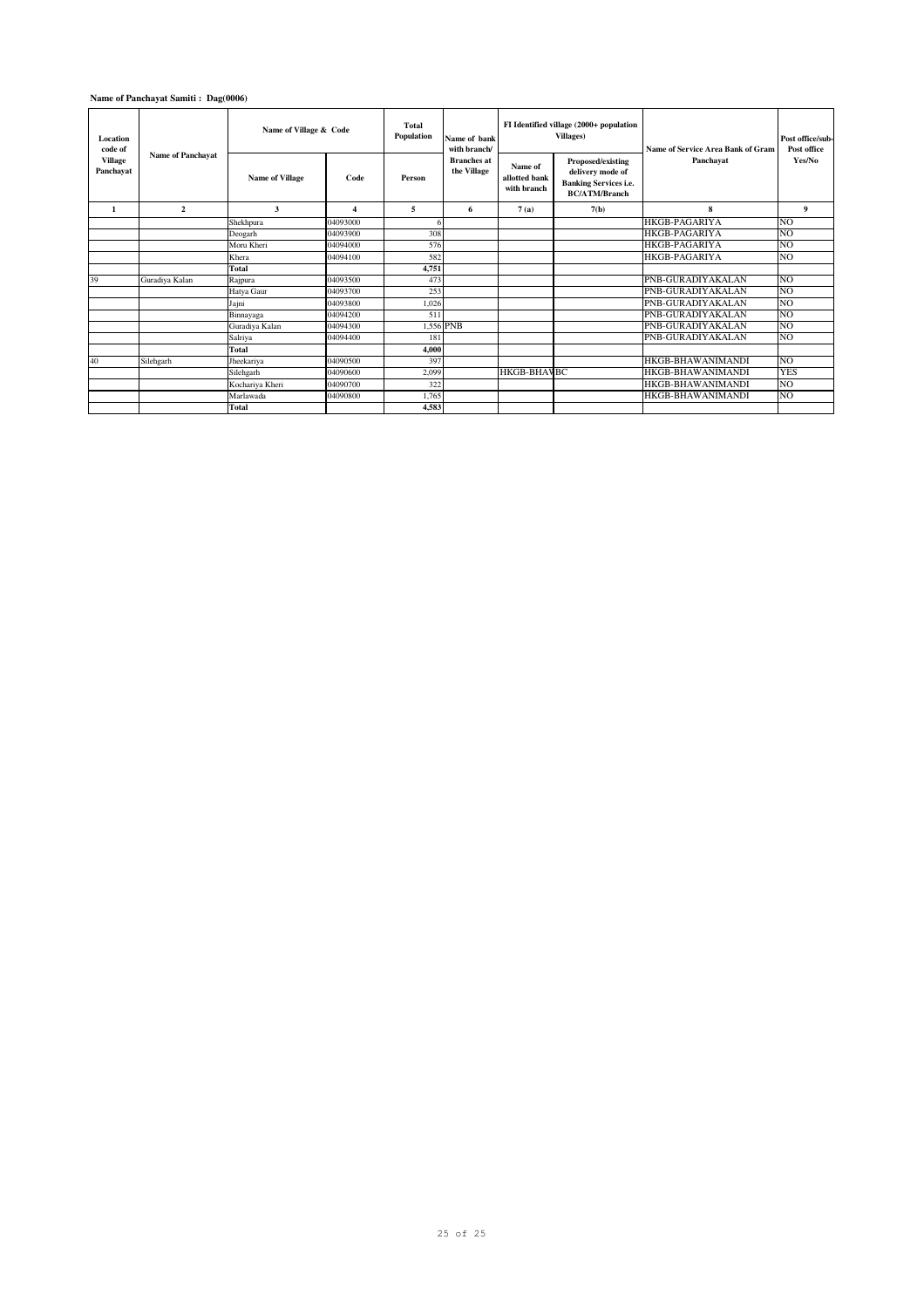**Name of Panchayat Samiti : Dag(0006)**

| Location code of Village Panchayat | Name of Panchayat | Name of Village & Code | | Total Population | Name of bank with branch/ | FI Identified village (2000+ population Villages) | | Name of Service Area Bank of Gram Panchayat | Post office/sub-Post office Yes/No |
|---|---|---|---|---|---|---|---|---|---|
| | | Name of Village | Code | Person | Branches at the Village | Name of allotted bank with branch | Proposed/existing delivery mode of Banking Services i.e. BC/ATM/Branch | | |
| 1 | 2 | 3 | 4 | 5 | 6 | 7 (a) | 7(b) | 8 | 9 |
| | | Shekhpura | 04093000 | 6 | | | | HKGB-PAGARIYA | NO |
| | | Deogarh | 04093900 | 308 | | | | HKGB-PAGARIYA | NO |
| | | Moru Kheri | 04094000 | 576 | | | | HKGB-PAGARIYA | NO |
| | | Khera | 04094100 | 582 | | | | HKGB-PAGARIYA | NO |
| | | **Total** | | **4,751** | | | | | |
| 39 | Guradiya Kalan | Rajpura | 04093500 | 473 | | | | PNB-GURADIYAKALAN | NO |
| | | Hatya Gaur | 04093700 | 253 | | | | PNB-GURADIYAKALAN | NO |
| | | Jajni | 04093800 | 1,026 | | | | PNB-GURADIYAKALAN | NO |
| | | Binnayaga | 04094200 | 511 | | | | PNB-GURADIYAKALAN | NO |
| | | Guradiya Kalan | 04094300 | 1,556 | PNB | | | PNB-GURADIYAKALAN | NO |
| | | Salriya | 04094400 | 181 | | | | PNB-GURADIYAKALAN | NO |
| | | **Total** | | **4,000** | | | | | |
| 40 | Silehgarh | Jheekariya | 04090500 | 397 | | | | HKGB-BHAWANIMANDI | NO |
| | | Silehgarh | 04090600 | 2,099 | | HKGB-BHAWANIMANDI | BC | HKGB-BHAWANIMANDI | YES |
| | | Kochariya Kheri | 04090700 | 322 | | | | HKGB-BHAWANIMANDI | NO |
| | | Marlawada | 04090800 | 1,765 | | | | HKGB-BHAWANIMANDI | NO |
| | | **Total** | | **4,583** | | | | | |